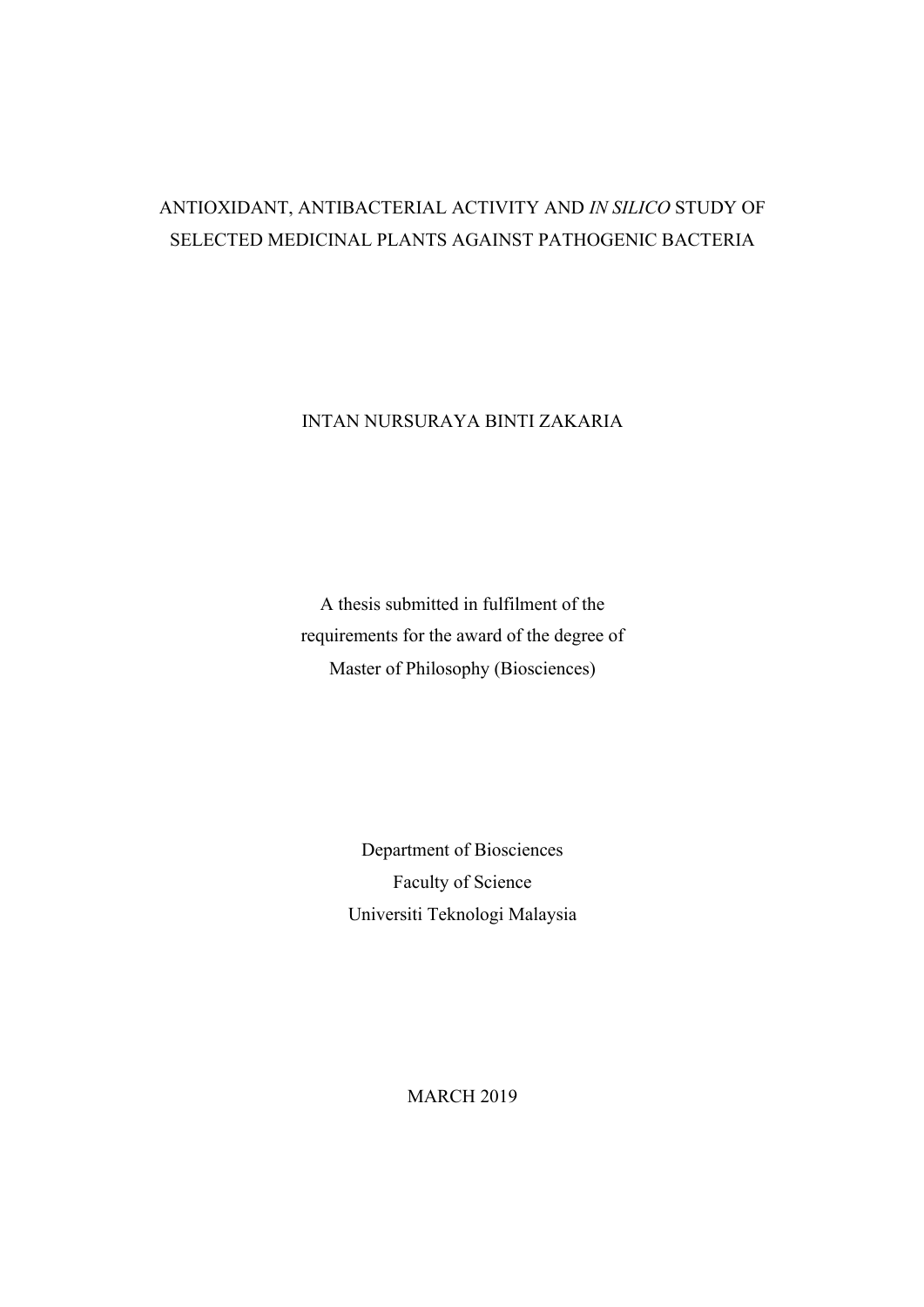# ANTIOXIDANT, ANTIBACTERIAL ACTIVITY AND *IN SILICO* STUDY OF SELECTED MEDICINAL PLANTS AGAINST PATHOGENIC BACTERIA

INTAN NURSURAYA BINTI ZAKARIA

A thesis submitted in fulfilment of the
requirements for the award of the degree of
Master of Philosophy (Biosciences)

Department of Biosciences
Faculty of Science
Universiti Teknologi Malaysia

MARCH 2019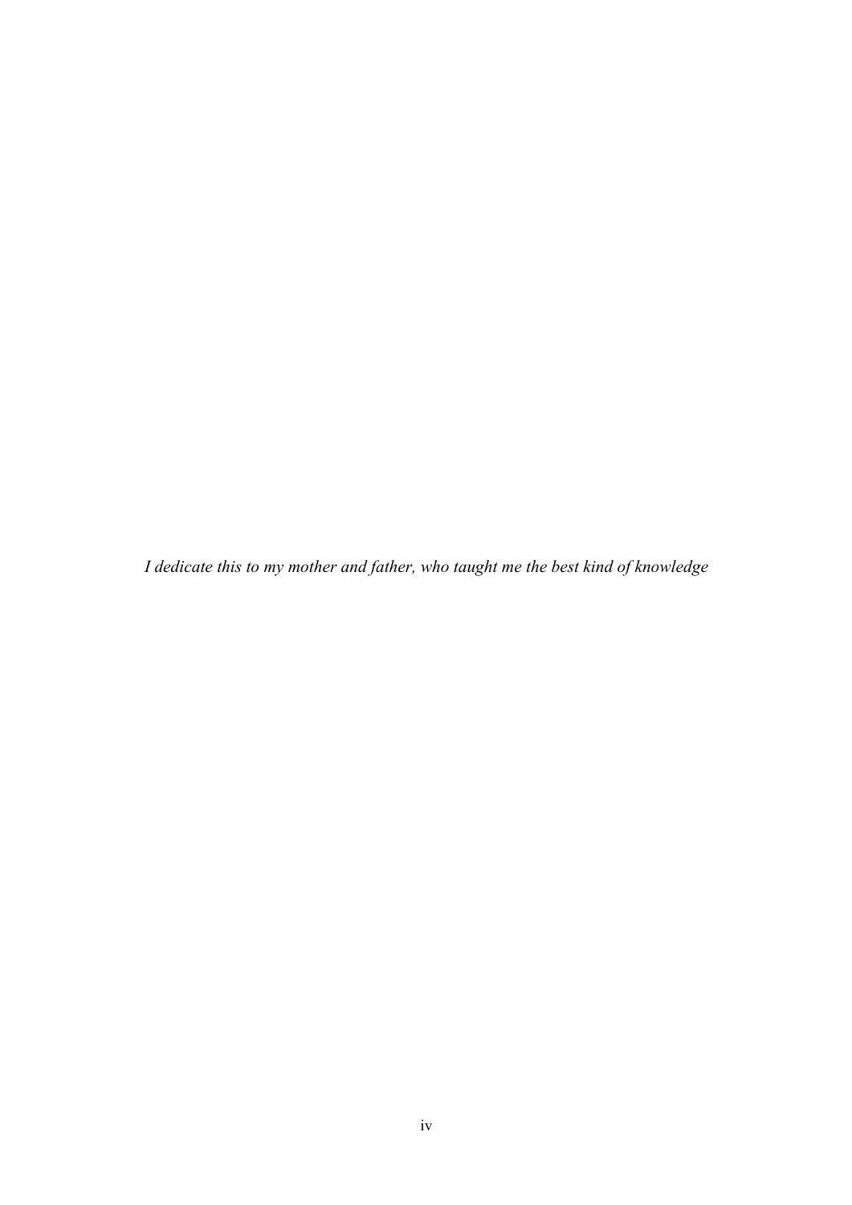*I dedicate this to my mother and father, who taught me the best kind of knowledge*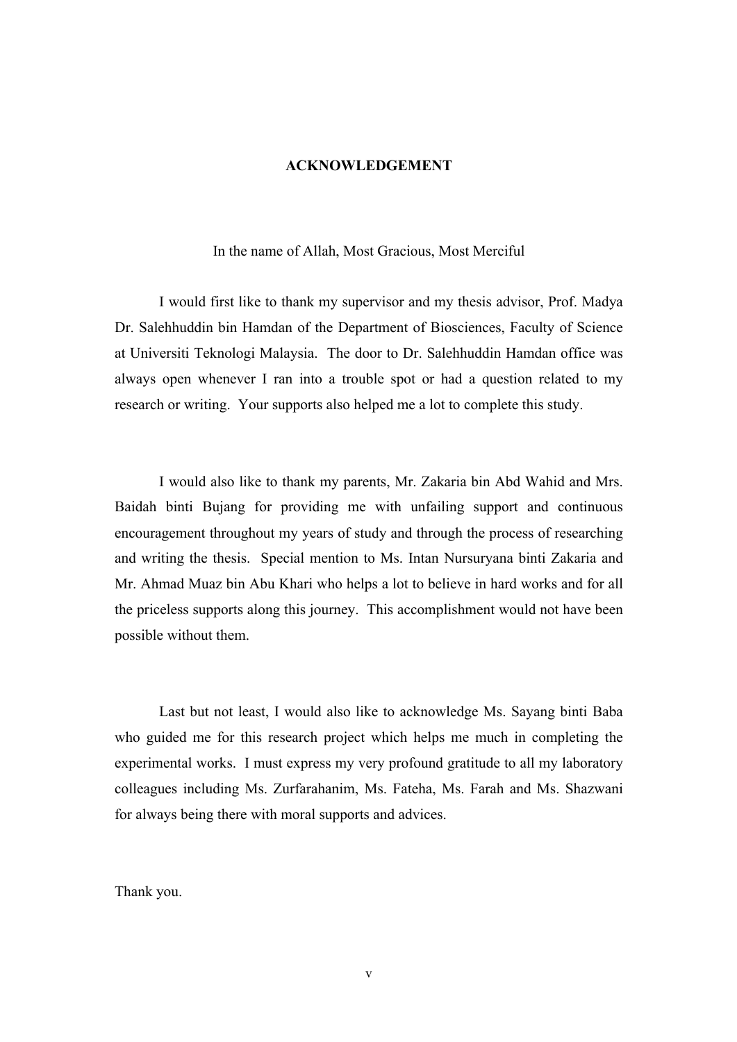# ACKNOWLEDGEMENT

In the name of Allah, Most Gracious, Most Merciful

I would first like to thank my supervisor and my thesis advisor, Prof. Madya Dr. Salehhuddin bin Hamdan of the Department of Biosciences, Faculty of Science at Universiti Teknologi Malaysia. The door to Dr. Salehhuddin Hamdan office was always open whenever I ran into a trouble spot or had a question related to my research or writing. Your supports also helped me a lot to complete this study.

I would also like to thank my parents, Mr. Zakaria bin Abd Wahid and Mrs. Baidah binti Bujang for providing me with unfailing support and continuous encouragement throughout my years of study and through the process of researching and writing the thesis. Special mention to Ms. Intan Nursuryana binti Zakaria and Mr. Ahmad Muaz bin Abu Khari who helps a lot to believe in hard works and for all the priceless supports along this journey. This accomplishment would not have been possible without them.

Last but not least, I would also like to acknowledge Ms. Sayang binti Baba who guided me for this research project which helps me much in completing the experimental works. I must express my very profound gratitude to all my laboratory colleagues including Ms. Zurfarahanim, Ms. Fateha, Ms. Farah and Ms. Shazwani for always being there with moral supports and advices.

Thank you.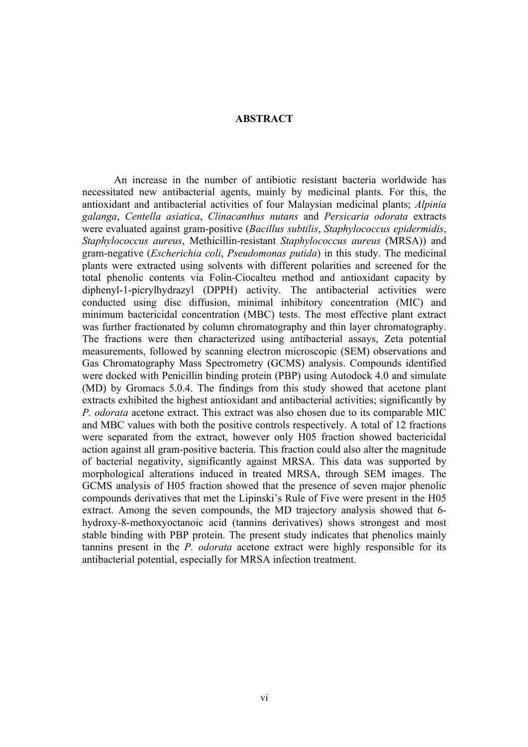# ABSTRACT

An increase in the number of antibiotic resistant bacteria worldwide has necessitated new antibacterial agents, mainly by medicinal plants. For this, the antioxidant and antibacterial activities of four Malaysian medicinal plants; *Alpinia galanga*, *Centella asiatica*, *Clinacanthus nutans* and *Persicaria odorata* extracts were evaluated against gram-positive (*Bacillus subtilis*, *Staphylococcus epidermidis*, *Staphylococcus aureus*, Methicillin-resistant *Staphylococcus aureus* (MRSA)) and gram-negative (*Escherichia coli*, *Pseudomonas putida*) in this study. The medicinal plants were extracted using solvents with different polarities and screened for the total phenolic contents via Folin-Ciocalteu method and antioxidant capacity by diphenyl-1-picrylhydrazyl (DPPH) activity. The antibacterial activities were conducted using disc diffusion, minimal inhibitory concentration (MIC) and minimum bactericidal concentration (MBC) tests. The most effective plant extract was further fractionated by column chromatography and thin layer chromatography. The fractions were then characterized using antibacterial assays, Zeta potential measurements, followed by scanning electron microscopic (SEM) observations and Gas Chromatography Mass Spectrometry (GCMS) analysis. Compounds identified were docked with Penicillin binding protein (PBP) using Autodock 4.0 and simulate (MD) by Gromacs 5.0.4. The findings from this study showed that acetone plant extracts exhibited the highest antioxidant and antibacterial activities; significantly by *P. odorata* acetone extract. This extract was also chosen due to its comparable MIC and MBC values with both the positive controls respectively. A total of 12 fractions were separated from the extract, however only H05 fraction showed bactericidal action against all gram-positive bacteria. This fraction could also alter the magnitude of bacterial negativity, significantly against MRSA. This data was supported by morphological alterations induced in treated MRSA, through SEM images. The GCMS analysis of H05 fraction showed that the presence of seven major phenolic compounds derivatives that met the Lipinski's Rule of Five were present in the H05 extract. Among the seven compounds, the MD trajectory analysis showed that 6-hydroxy-8-methoxyoctanoic acid (tannins derivatives) shows strongest and most stable binding with PBP protein. The present study indicates that phenolics mainly tannins present in the *P. odorata* acetone extract were highly responsible for its antibacterial potential, especially for MRSA infection treatment.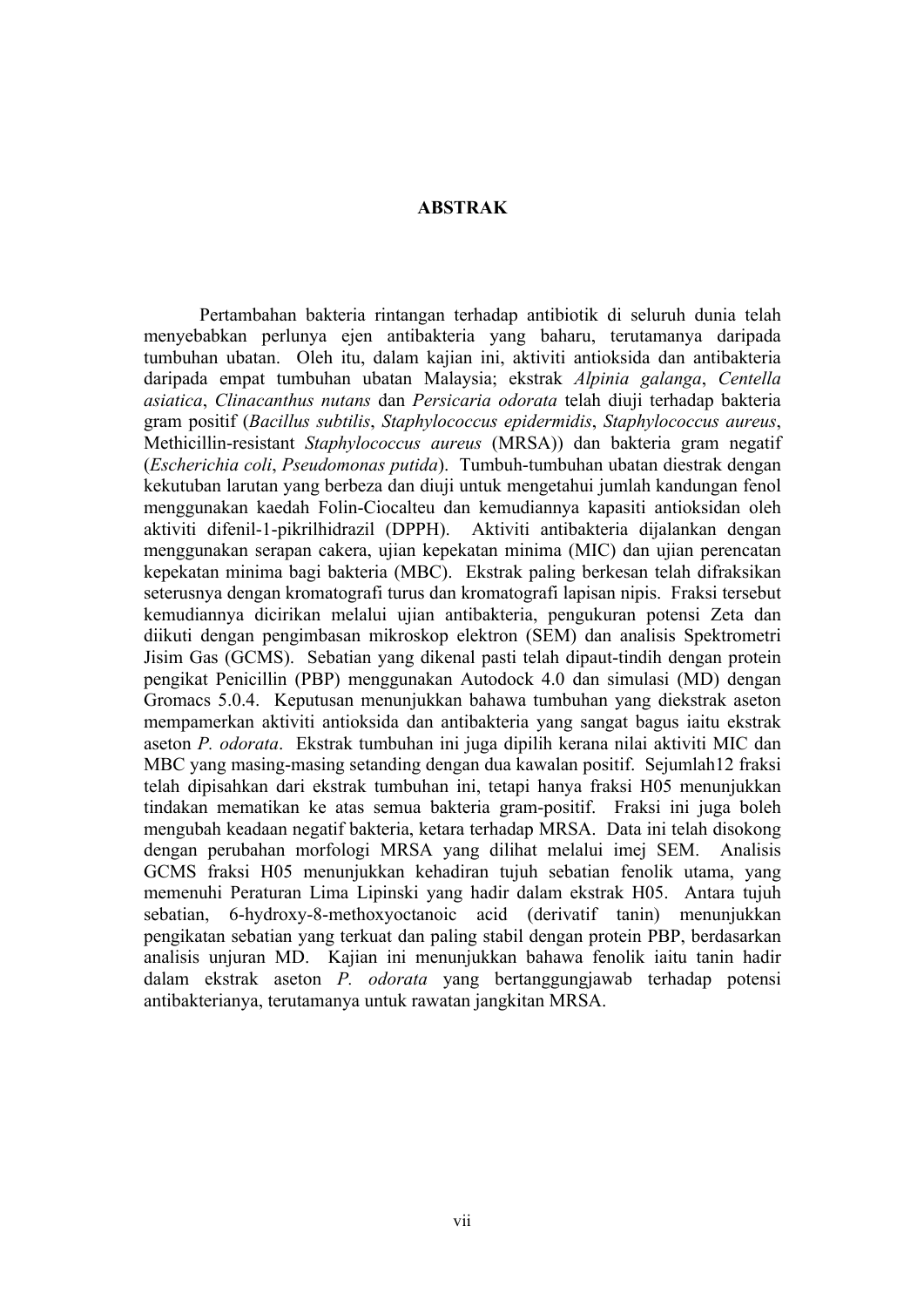# ABSTRAK

Pertambahan bakteria rintangan terhadap antibiotik di seluruh dunia telah menyebabkan perlunya ejen antibakteria yang baharu, terutamanya daripada tumbuhan ubatan. Oleh itu, dalam kajian ini, aktiviti antioksida dan antibakteria daripada empat tumbuhan ubatan Malaysia; ekstrak *Alpinia galanga*, *Centella asiatica*, *Clinacanthus nutans* dan *Persicaria odorata* telah diuji terhadap bakteria gram positif (*Bacillus subtilis*, *Staphylococcus epidermidis*, *Staphylococcus aureus*, Methicillin-resistant *Staphylococcus aureus* (MRSA)) dan bakteria gram negatif (*Escherichia coli*, *Pseudomonas putida*). Tumbuh-tumbuhan ubatan diestrak dengan kekutuban larutan yang berbeza dan diuji untuk mengetahui jumlah kandungan fenol menggunakan kaedah Folin-Ciocalteu dan kemudiannya kapasiti antioksidan oleh aktiviti difenil-1-pikrilhidrazil (DPPH). Aktiviti antibakteria dijalankan dengan menggunakan serapan cakera, ujian kepekatan minima (MIC) dan ujian perencatan kepekatan minima bagi bakteria (MBC). Ekstrak paling berkesan telah difraksikan seterusnya dengan kromatografi turus dan kromatografi lapisan nipis. Fraksi tersebut kemudiannya dicirikan melalui ujian antibakteria, pengukuran potensi Zeta dan diikuti dengan pengimbasan mikroskop elektron (SEM) dan analisis Spektrometri Jisim Gas (GCMS). Sebatian yang dikenal pasti telah dipaut-tindih dengan protein pengikat Penicillin (PBP) menggunakan Autodock 4.0 dan simulasi (MD) dengan Gromacs 5.0.4. Keputusan menunjukkan bahawa tumbuhan yang diekstrak aseton mempamerkan aktiviti antioksida dan antibakteria yang sangat bagus iaitu ekstrak aseton *P. odorata*. Ekstrak tumbuhan ini juga dipilih kerana nilai aktiviti MIC dan MBC yang masing-masing setanding dengan dua kawalan positif. Sejumlah12 fraksi telah dipisahkan dari ekstrak tumbuhan ini, tetapi hanya fraksi H05 menunjukkan tindakan mematikan ke atas semua bakteria gram-positif. Fraksi ini juga boleh mengubah keadaan negatif bakteria, ketara terhadap MRSA. Data ini telah disokong dengan perubahan morfologi MRSA yang dilihat melalui imej SEM. Analisis GCMS fraksi H05 menunjukkan kehadiran tujuh sebatian fenolik utama, yang memenuhi Peraturan Lima Lipinski yang hadir dalam ekstrak H05. Antara tujuh sebatian, 6-hydroxy-8-methoxyoctanoic acid (derivatif tanin) menunjukkan pengikatan sebatian yang terkuat dan paling stabil dengan protein PBP, berdasarkan analisis unjuran MD. Kajian ini menunjukkan bahawa fenolik iaitu tanin hadir dalam ekstrak aseton *P. odorata* yang bertanggungjawab terhadap potensi antibakterianya, terutamanya untuk rawatan jangkitan MRSA.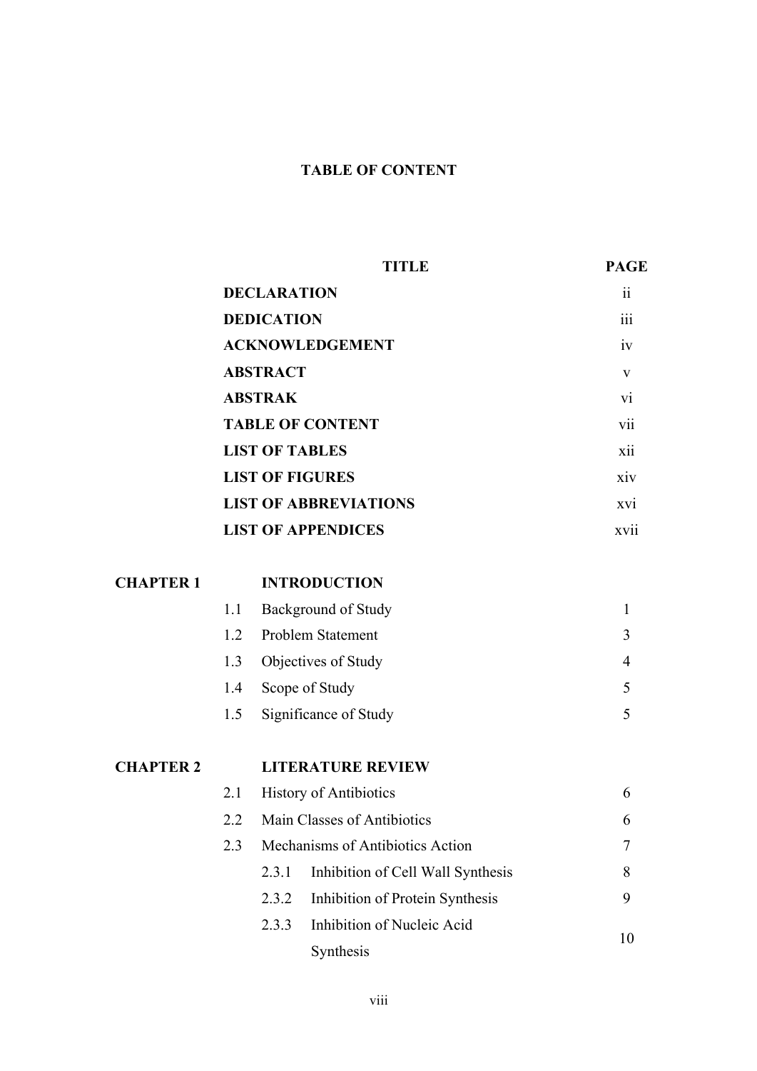# TABLE OF CONTENT

| | | TITLE | PAGE |
|---|---|---|---|
| | **DECLARATION** | | ii |
| | **DEDICATION** | | iii |
| | **ACKNOWLEDGEMENT** | | iv |
| | **ABSTRACT** | | v |
| | **ABSTRAK** | | vi |
| | **TABLE OF CONTENT** | | vii |
| | **LIST OF TABLES** | | xii |
| | **LIST OF FIGURES** | | xiv |
| | **LIST OF ABBREVIATIONS** | | xvi |
| | **LIST OF APPENDICES** | | xvii |
| **CHAPTER 1** | | **INTRODUCTION** | |
| | 1.1 | Background of Study | 1 |
| | 1.2 | Problem Statement | 3 |
| | 1.3 | Objectives of Study | 4 |
| | 1.4 | Scope of Study | 5 |
| | 1.5 | Significance of Study | 5 |
| **CHAPTER 2** | | **LITERATURE REVIEW** | |
| | 2.1 | History of Antibiotics | 6 |
| | 2.2 | Main Classes of Antibiotics | 6 |
| | 2.3 | Mechanisms of Antibiotics Action | 7 |
| | | 2.3.1 Inhibition of Cell Wall Synthesis | 8 |
| | | 2.3.2 Inhibition of Protein Synthesis | 9 |
| | | 2.3.3 Inhibition of Nucleic Acid Synthesis | 10 |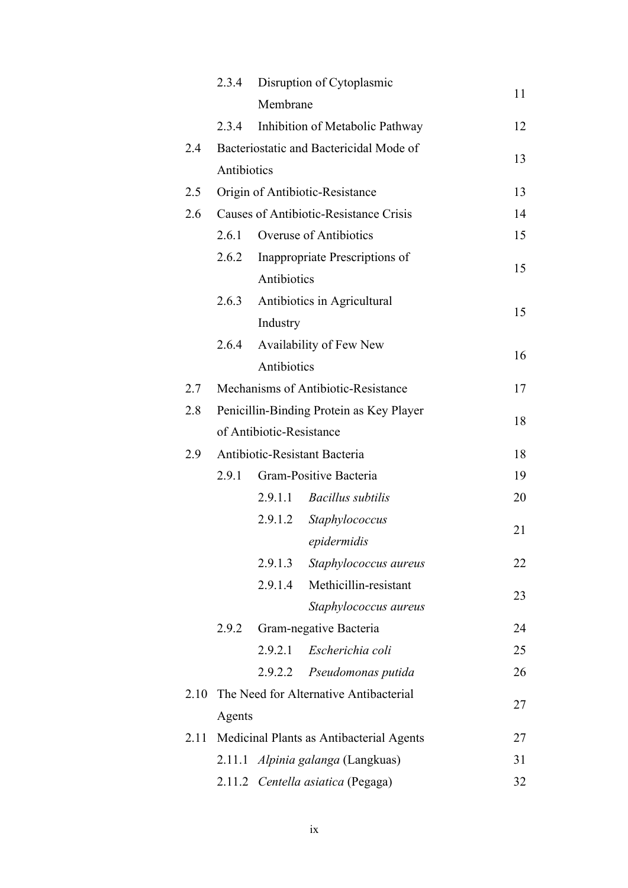| | | | | |
|---|---|---|---|---|
| | 2.3.4 | Disruption of Cytoplasmic Membrane | | 11 |
| | 2.3.4 | Inhibition of Metabolic Pathway | | 12 |
| 2.4 | Bacteriostatic and Bactericidal Mode of Antibiotics | | | 13 |
| 2.5 | Origin of Antibiotic-Resistance | | | 13 |
| 2.6 | Causes of Antibiotic-Resistance Crisis | | | 14 |
| | 2.6.1 | Overuse of Antibiotics | | 15 |
| | 2.6.2 | Inappropriate Prescriptions of Antibiotics | | 15 |
| | 2.6.3 | Antibiotics in Agricultural Industry | | 15 |
| | 2.6.4 | Availability of Few New Antibiotics | | 16 |
| 2.7 | Mechanisms of Antibiotic-Resistance | | | 17 |
| 2.8 | Penicillin-Binding Protein as Key Player of Antibiotic-Resistance | | | 18 |
| 2.9 | Antibiotic-Resistant Bacteria | | | 18 |
| | 2.9.1 | Gram-Positive Bacteria | | 19 |
| | | 2.9.1.1 | *Bacillus subtilis* | 20 |
| | | 2.9.1.2 | *Staphylococcus epidermidis* | 21 |
| | | 2.9.1.3 | *Staphylococcus aureus* | 22 |
| | | 2.9.1.4 | Methicillin-resistant *Staphylococcus aureus* | 23 |
| | 2.9.2 | Gram-negative Bacteria | | 24 |
| | | 2.9.2.1 | *Escherichia coli* | 25 |
| | | 2.9.2.2 | *Pseudomonas putida* | 26 |
| 2.10 | The Need for Alternative Antibacterial Agents | | | 27 |
| 2.11 | Medicinal Plants as Antibacterial Agents | | | 27 |
| | 2.11.1 | *Alpinia galanga* (Langkuas) | | 31 |
| | 2.11.2 | *Centella asiatica* (Pegaga) | | 32 |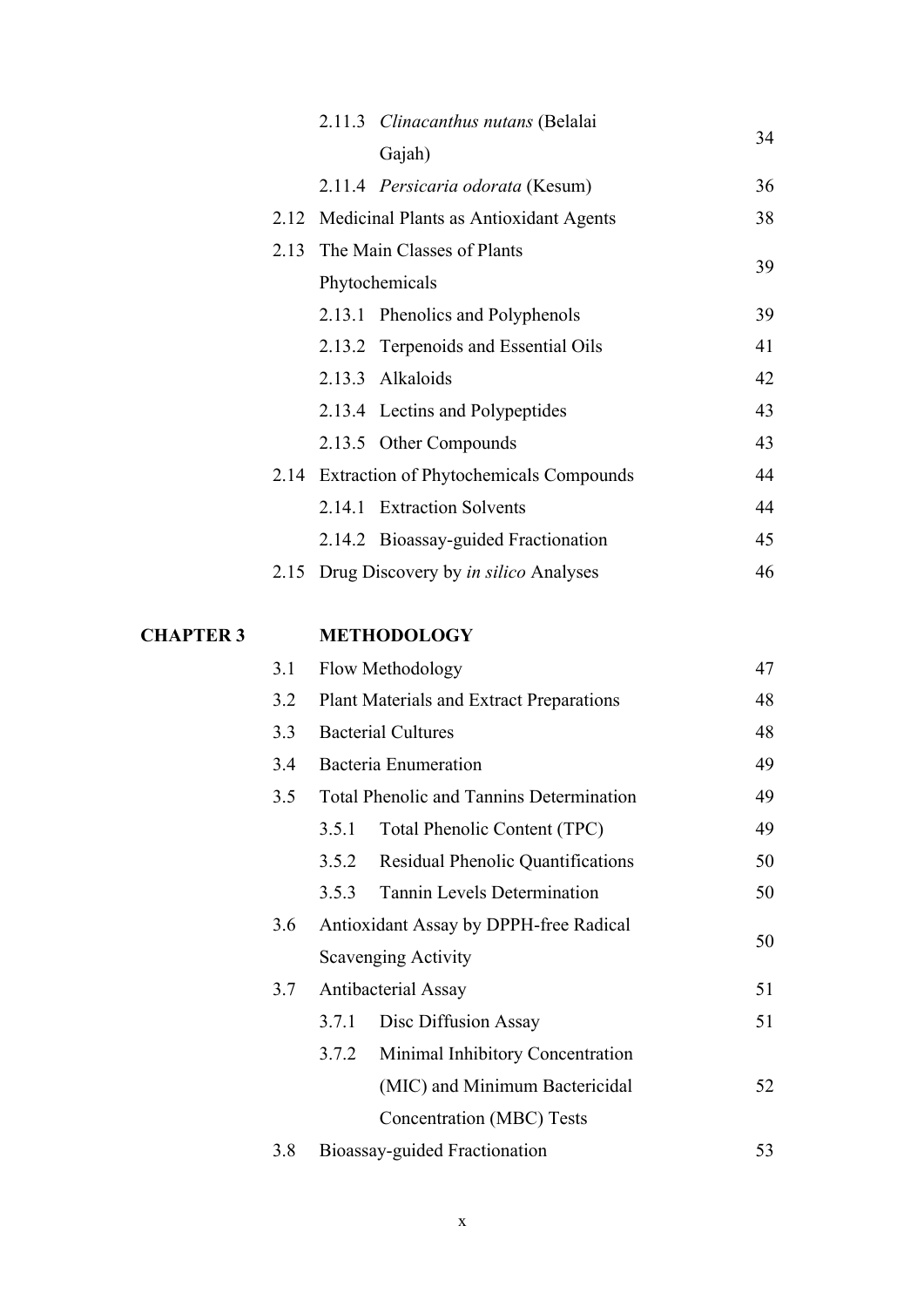| | | | |
|---|---|---|---|
| | | 2.11.3 *Clinacanthus nutans* (Belalai Gajah) | 34 |
| | | 2.11.4 *Persicaria odorata* (Kesum) | 36 |
| | 2.12 | Medicinal Plants as Antioxidant Agents | 38 |
| | 2.13 | The Main Classes of Plants Phytochemicals | 39 |
| | | 2.13.1 Phenolics and Polyphenols | 39 |
| | | 2.13.2 Terpenoids and Essential Oils | 41 |
| | | 2.13.3 Alkaloids | 42 |
| | | 2.13.4 Lectins and Polypeptides | 43 |
| | | 2.13.5 Other Compounds | 43 |
| | 2.14 | Extraction of Phytochemicals Compounds | 44 |
| | | 2.14.1 Extraction Solvents | 44 |
| | | 2.14.2 Bioassay-guided Fractionation | 45 |
| | 2.15 | Drug Discovery by *in silico* Analyses | 46 |
| **CHAPTER 3** | | **METHODOLOGY** | |
| | 3.1 | Flow Methodology | 47 |
| | 3.2 | Plant Materials and Extract Preparations | 48 |
| | 3.3 | Bacterial Cultures | 48 |
| | 3.4 | Bacteria Enumeration | 49 |
| | 3.5 | Total Phenolic and Tannins Determination | 49 |
| | | 3.5.1 Total Phenolic Content (TPC) | 49 |
| | | 3.5.2 Residual Phenolic Quantifications | 50 |
| | | 3.5.3 Tannin Levels Determination | 50 |
| | 3.6 | Antioxidant Assay by DPPH-free Radical Scavenging Activity | 50 |
| | 3.7 | Antibacterial Assay | 51 |
| | | 3.7.1 Disc Diffusion Assay | 51 |
| | | 3.7.2 Minimal Inhibitory Concentration (MIC) and Minimum Bactericidal Concentration (MBC) Tests | 52 |
| | 3.8 | Bioassay-guided Fractionation | 53 |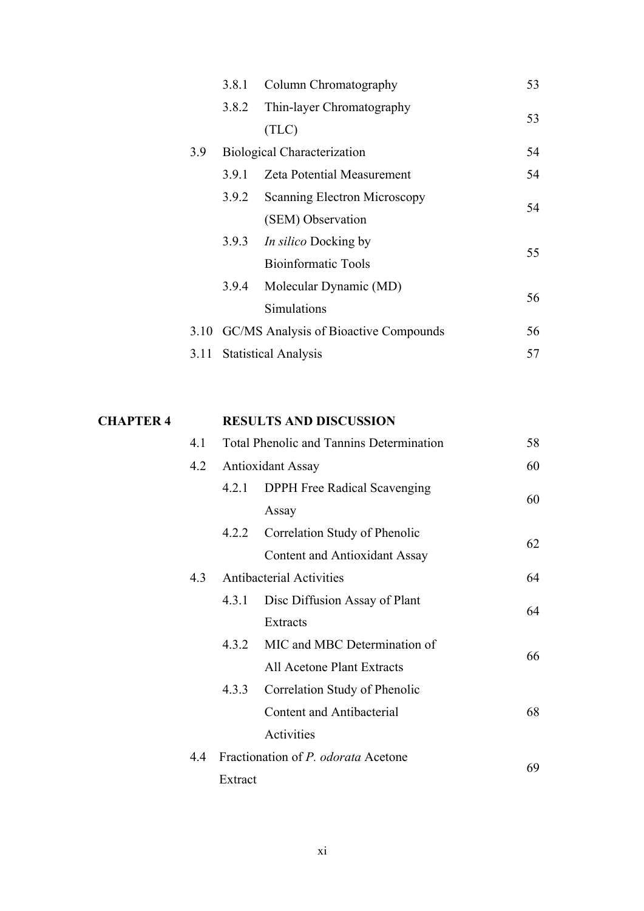| | | | |
|---|---|---|---|
| | 3.8.1 | Column Chromatography | 53 |
| | 3.8.2 | Thin-layer Chromatography (TLC) | 53 |
| 3.9 | Biological Characterization | | 54 |
| | 3.9.1 | Zeta Potential Measurement | 54 |
| | 3.9.2 | Scanning Electron Microscopy (SEM) Observation | 54 |
| | 3.9.3 | *In silico* Docking by Bioinformatic Tools | 55 |
| | 3.9.4 | Molecular Dynamic (MD) Simulations | 56 |
| 3.10 | GC/MS Analysis of Bioactive Compounds | | 56 |
| 3.11 | Statistical Analysis | | 57 |

**CHAPTER 4 RESULTS AND DISCUSSION**

| | | | |
|---|---|---|---|
| 4.1 | Total Phenolic and Tannins Determination | | 58 |
| 4.2 | Antioxidant Assay | | 60 |
| | 4.2.1 | DPPH Free Radical Scavenging Assay | 60 |
| | 4.2.2 | Correlation Study of Phenolic Content and Antioxidant Assay | 62 |
| 4.3 | Antibacterial Activities | | 64 |
| | 4.3.1 | Disc Diffusion Assay of Plant Extracts | 64 |
| | 4.3.2 | MIC and MBC Determination of All Acetone Plant Extracts | 66 |
| | 4.3.3 | Correlation Study of Phenolic Content and Antibacterial Activities | 68 |
| 4.4 | Fractionation of *P. odorata* Acetone Extract | | 69 |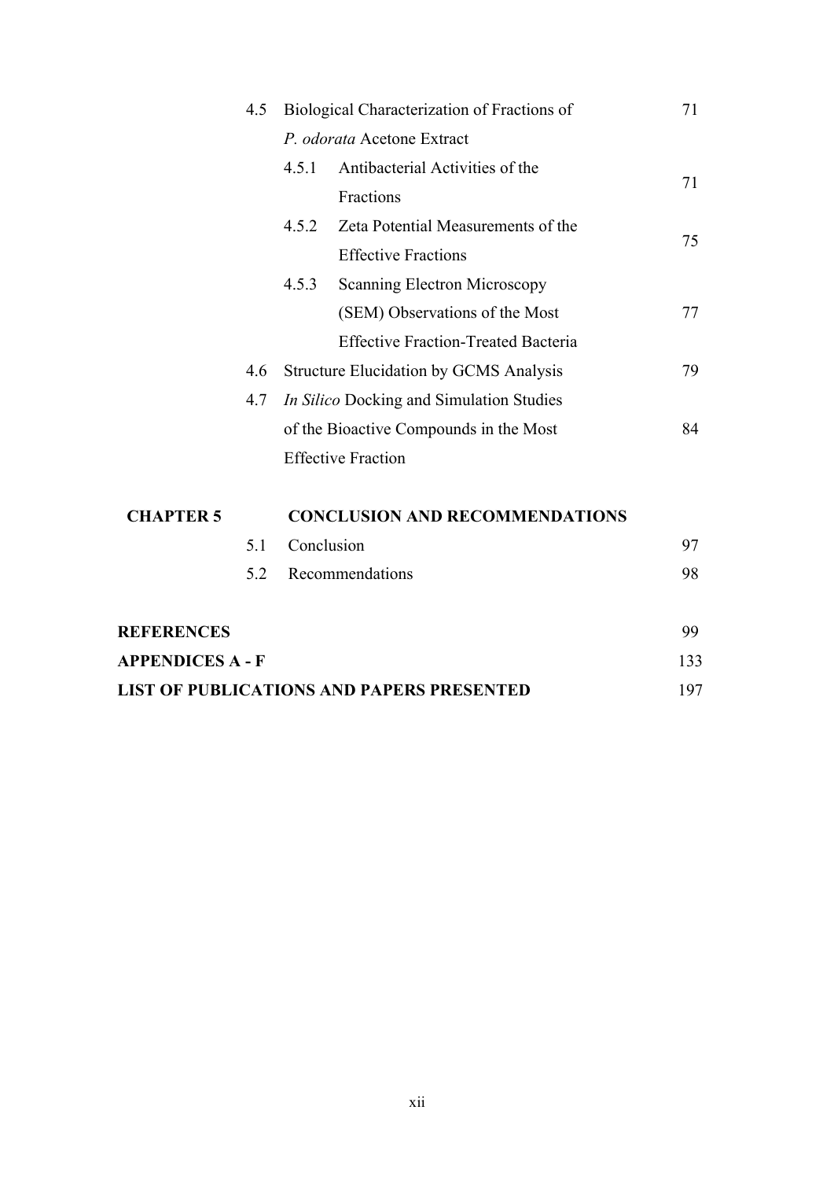| | | | |
|---|---|---|---|
| 4.5 | Biological Characterization of Fractions of *P. odorata* Acetone Extract | | 71 |
| | 4.5.1 | Antibacterial Activities of the Fractions | 71 |
| | 4.5.2 | Zeta Potential Measurements of the Effective Fractions | 75 |
| | 4.5.3 | Scanning Electron Microscopy (SEM) Observations of the Most Effective Fraction-Treated Bacteria | 77 |
| 4.6 | Structure Elucidation by GCMS Analysis | | 79 |
| 4.7 | *In Silico* Docking and Simulation Studies of the Bioactive Compounds in the Most Effective Fraction | | 84 |

**CHAPTER 5 CONCLUSION AND RECOMMENDATIONS**

| | | |
|---|---|---|
| 5.1 | Conclusion | 97 |
| 5.2 | Recommendations | 98 |

| | |
|---|---|
| **REFERENCES** | 99 |
| **APPENDICES A - F** | 133 |
| **LIST OF PUBLICATIONS AND PAPERS PRESENTED** | 197 |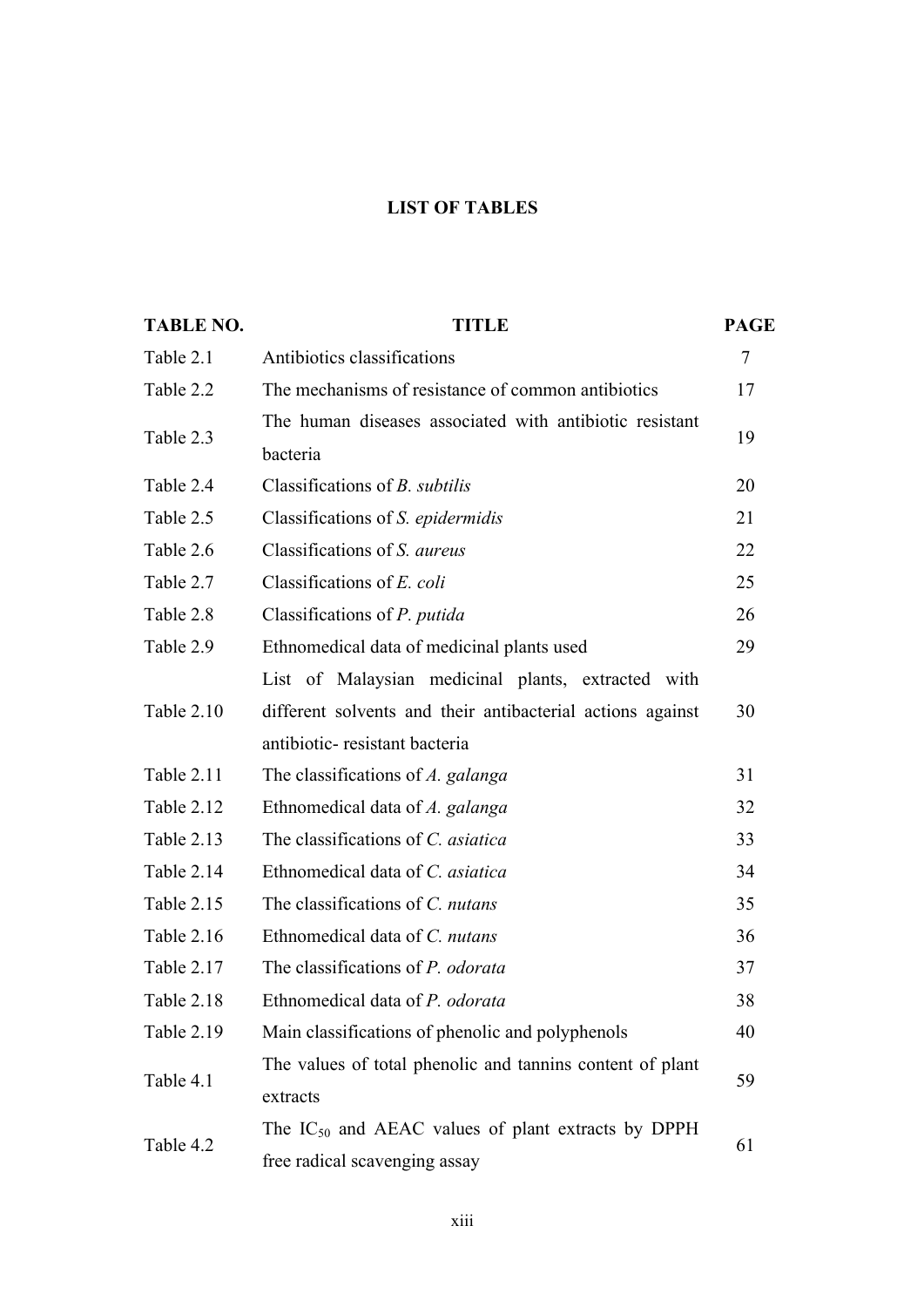## LIST OF TABLES

| TABLE NO. | TITLE | PAGE |
|---|---|---|
| Table 2.1 | Antibiotics classifications | 7 |
| Table 2.2 | The mechanisms of resistance of common antibiotics | 17 |
| Table 2.3 | The human diseases associated with antibiotic resistant bacteria | 19 |
| Table 2.4 | Classifications of *B. subtilis* | 20 |
| Table 2.5 | Classifications of *S. epidermidis* | 21 |
| Table 2.6 | Classifications of *S. aureus* | 22 |
| Table 2.7 | Classifications of *E. coli* | 25 |
| Table 2.8 | Classifications of *P. putida* | 26 |
| Table 2.9 | Ethnomedical data of medicinal plants used | 29 |
| Table 2.10 | List of Malaysian medicinal plants, extracted with different solvents and their antibacterial actions against antibiotic- resistant bacteria | 30 |
| Table 2.11 | The classifications of *A. galanga* | 31 |
| Table 2.12 | Ethnomedical data of *A. galanga* | 32 |
| Table 2.13 | The classifications of *C. asiatica* | 33 |
| Table 2.14 | Ethnomedical data of *C. asiatica* | 34 |
| Table 2.15 | The classifications of *C. nutans* | 35 |
| Table 2.16 | Ethnomedical data of *C. nutans* | 36 |
| Table 2.17 | The classifications of *P. odorata* | 37 |
| Table 2.18 | Ethnomedical data of *P. odorata* | 38 |
| Table 2.19 | Main classifications of phenolic and polyphenols | 40 |
| Table 4.1 | The values of total phenolic and tannins content of plant extracts | 59 |
| Table 4.2 | The $IC_{50}$ and AEAC values of plant extracts by DPPH free radical scavenging assay | 61 |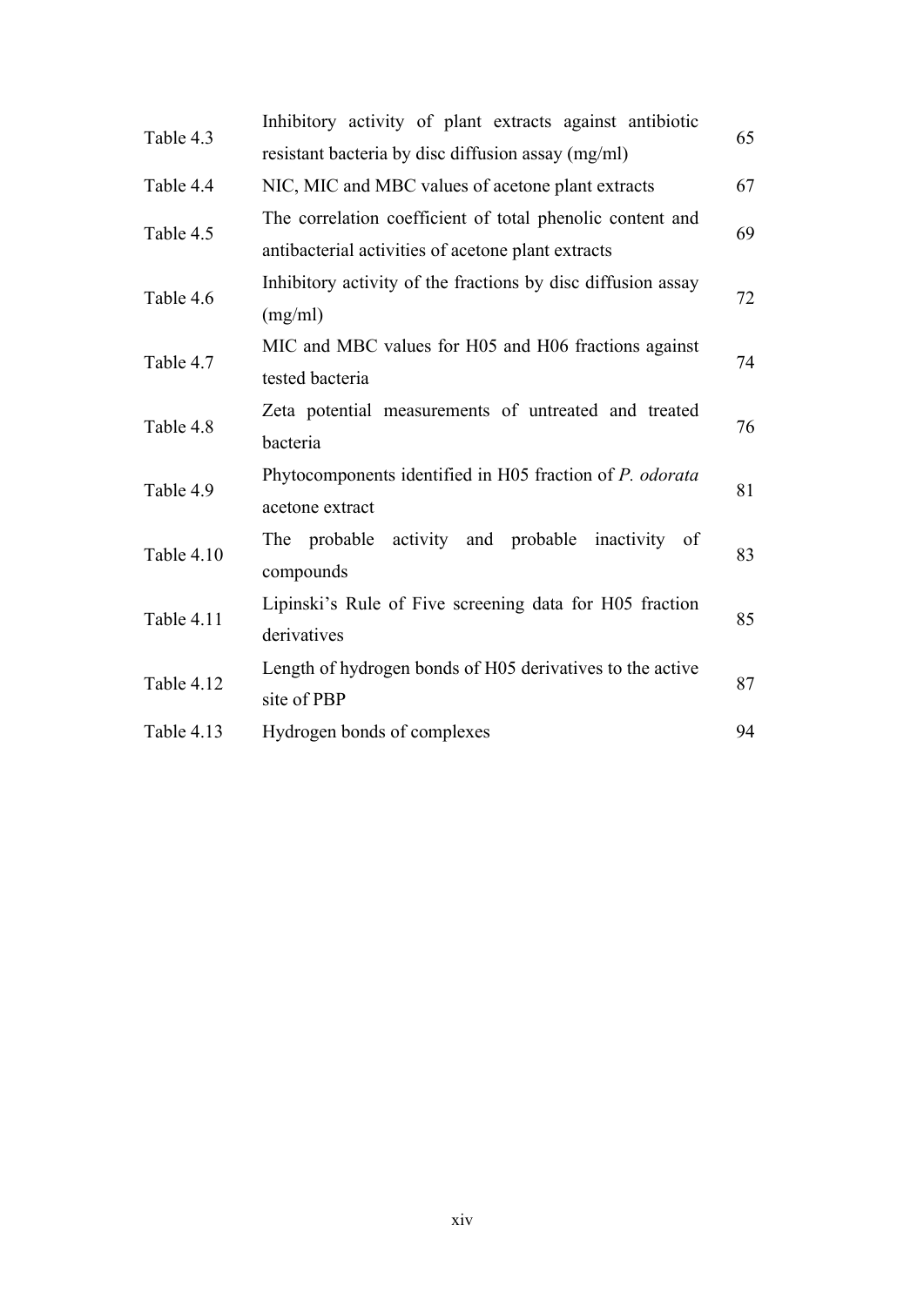| | | |
|---|---|---|
| Table 4.3 | Inhibitory activity of plant extracts against antibiotic resistant bacteria by disc diffusion assay (mg/ml) | 65 |
| Table 4.4 | NIC, MIC and MBC values of acetone plant extracts | 67 |
| Table 4.5 | The correlation coefficient of total phenolic content and antibacterial activities of acetone plant extracts | 69 |
| Table 4.6 | Inhibitory activity of the fractions by disc diffusion assay (mg/ml) | 72 |
| Table 4.7 | MIC and MBC values for H05 and H06 fractions against tested bacteria | 74 |
| Table 4.8 | Zeta potential measurements of untreated and treated bacteria | 76 |
| Table 4.9 | Phytocomponents identified in H05 fraction of *P. odorata* acetone extract | 81 |
| Table 4.10 | The probable activity and probable inactivity of compounds | 83 |
| Table 4.11 | Lipinski's Rule of Five screening data for H05 fraction derivatives | 85 |
| Table 4.12 | Length of hydrogen bonds of H05 derivatives to the active site of PBP | 87 |
| Table 4.13 | Hydrogen bonds of complexes | 94 |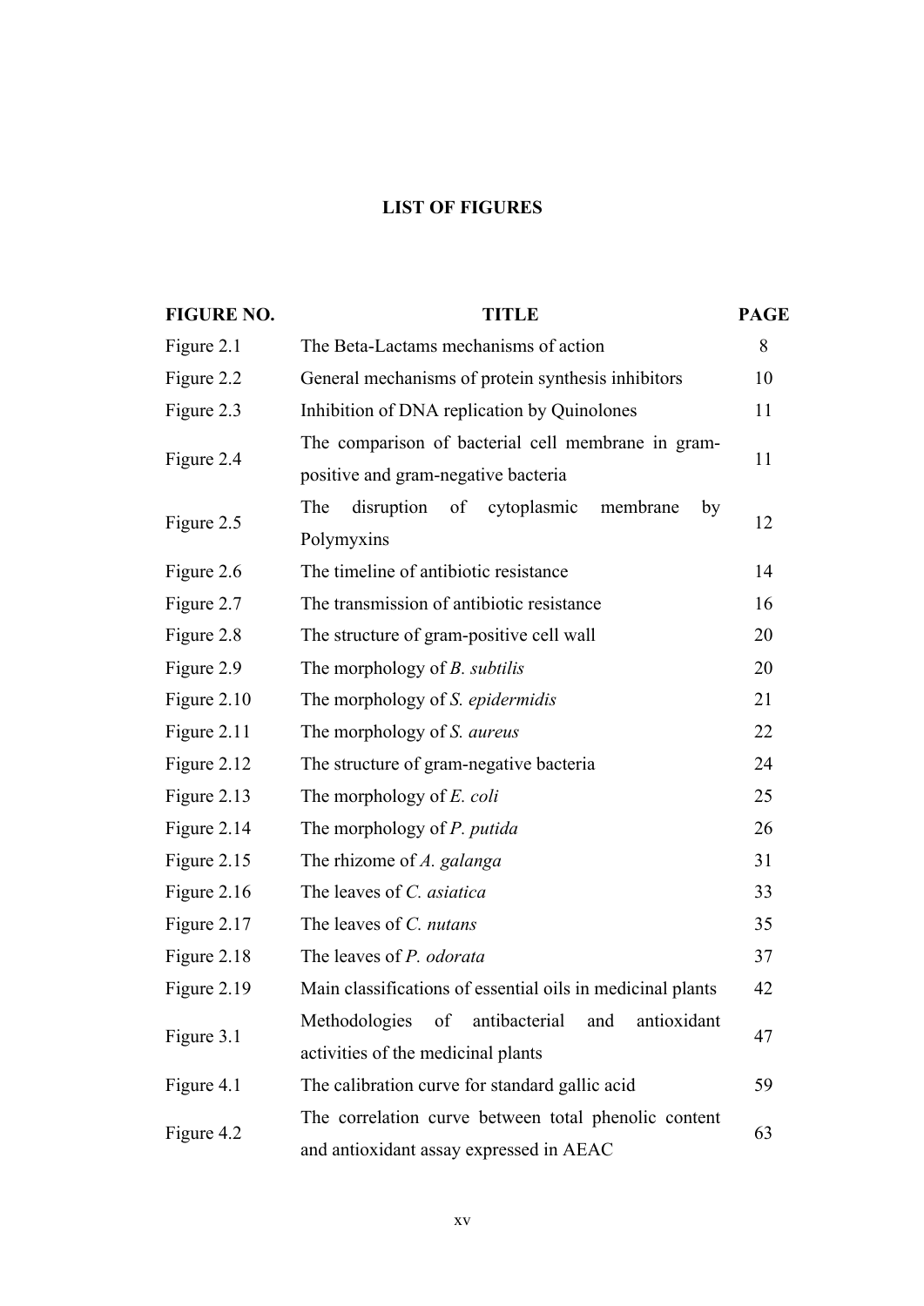# LIST OF FIGURES

| FIGURE NO. | TITLE | PAGE |
|---|---|---|
| Figure 2.1 | The Beta-Lactams mechanisms of action | 8 |
| Figure 2.2 | General mechanisms of protein synthesis inhibitors | 10 |
| Figure 2.3 | Inhibition of DNA replication by Quinolones | 11 |
| Figure 2.4 | The comparison of bacterial cell membrane in gram-positive and gram-negative bacteria | 11 |
| Figure 2.5 | The disruption of cytoplasmic membrane by Polymyxins | 12 |
| Figure 2.6 | The timeline of antibiotic resistance | 14 |
| Figure 2.7 | The transmission of antibiotic resistance | 16 |
| Figure 2.8 | The structure of gram-positive cell wall | 20 |
| Figure 2.9 | The morphology of *B. subtilis* | 20 |
| Figure 2.10 | The morphology of *S. epidermidis* | 21 |
| Figure 2.11 | The morphology of *S. aureus* | 22 |
| Figure 2.12 | The structure of gram-negative bacteria | 24 |
| Figure 2.13 | The morphology of *E. coli* | 25 |
| Figure 2.14 | The morphology of *P. putida* | 26 |
| Figure 2.15 | The rhizome of *A. galanga* | 31 |
| Figure 2.16 | The leaves of *C. asiatica* | 33 |
| Figure 2.17 | The leaves of *C. nutans* | 35 |
| Figure 2.18 | The leaves of *P. odorata* | 37 |
| Figure 2.19 | Main classifications of essential oils in medicinal plants | 42 |
| Figure 3.1 | Methodologies of antibacterial and antioxidant activities of the medicinal plants | 47 |
| Figure 4.1 | The calibration curve for standard gallic acid | 59 |
| Figure 4.2 | The correlation curve between total phenolic content and antioxidant assay expressed in AEAC | 63 |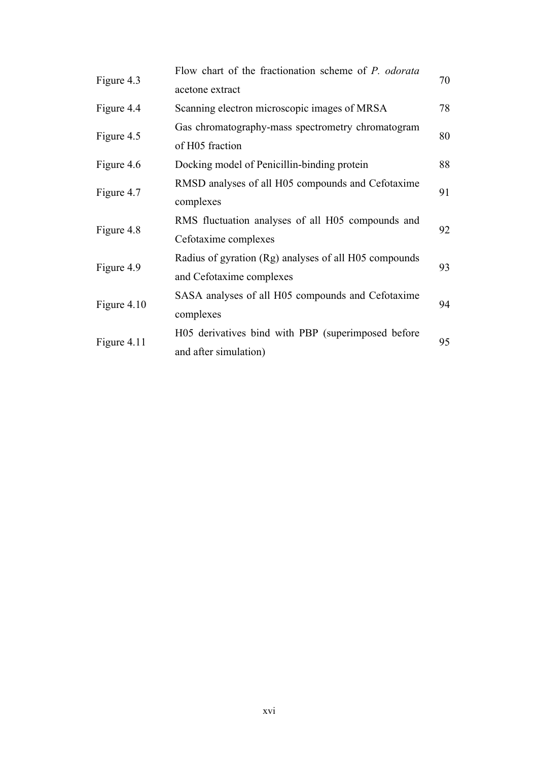| | | |
|---|---|---|
| Figure 4.3 | Flow chart of the fractionation scheme of *P. odorata* acetone extract | 70 |
| Figure 4.4 | Scanning electron microscopic images of MRSA | 78 |
| Figure 4.5 | Gas chromatography-mass spectrometry chromatogram of H05 fraction | 80 |
| Figure 4.6 | Docking model of Penicillin-binding protein | 88 |
| Figure 4.7 | RMSD analyses of all H05 compounds and Cefotaxime complexes | 91 |
| Figure 4.8 | RMS fluctuation analyses of all H05 compounds and Cefotaxime complexes | 92 |
| Figure 4.9 | Radius of gyration (Rg) analyses of all H05 compounds and Cefotaxime complexes | 93 |
| Figure 4.10 | SASA analyses of all H05 compounds and Cefotaxime complexes | 94 |
| Figure 4.11 | H05 derivatives bind with PBP (superimposed before and after simulation) | 95 |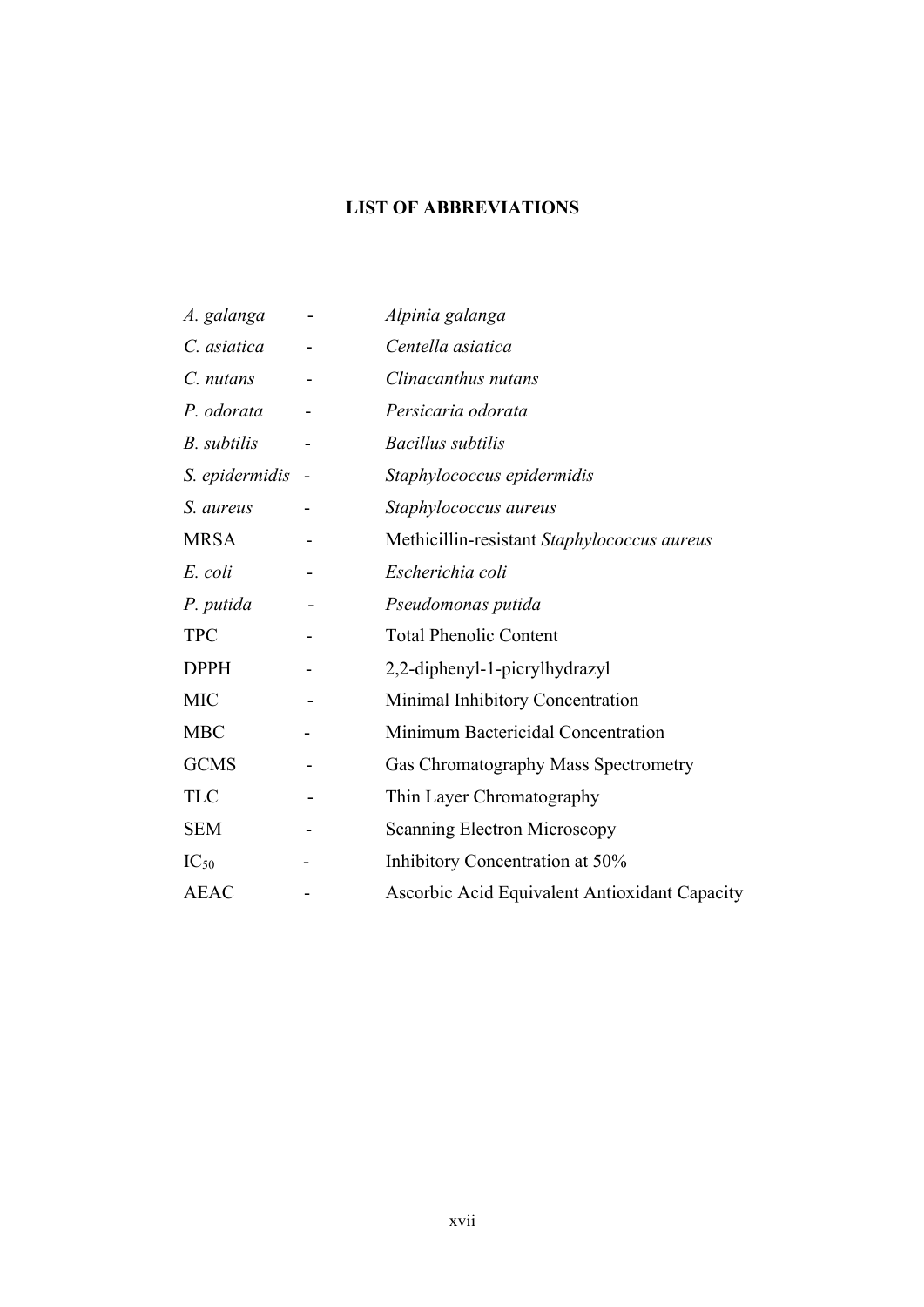# LIST OF ABBREVIATIONS

| | | |
|---|---|---|
| *A. galanga* | - | *Alpinia galanga* |
| *C. asiatica* | - | *Centella asiatica* |
| *C. nutans* | - | *Clinacanthus nutans* |
| *P. odorata* | - | *Persicaria odorata* |
| *B. subtilis* | - | *Bacillus subtilis* |
| *S. epidermidis* | - | *Staphylococcus epidermidis* |
| *S. aureus* | - | *Staphylococcus aureus* |
| MRSA | - | Methicillin-resistant *Staphylococcus aureus* |
| *E. coli* | - | *Escherichia coli* |
| *P. putida* | - | *Pseudomonas putida* |
| TPC | - | Total Phenolic Content |
| DPPH | - | 2,2-diphenyl-1-picrylhydrazyl |
| MIC | - | Minimal Inhibitory Concentration |
| MBC | - | Minimum Bactericidal Concentration |
| GCMS | - | Gas Chromatography Mass Spectrometry |
| TLC | - | Thin Layer Chromatography |
| SEM | - | Scanning Electron Microscopy |
| $IC_{50}$ | - | Inhibitory Concentration at 50% |
| AEAC | - | Ascorbic Acid Equivalent Antioxidant Capacity |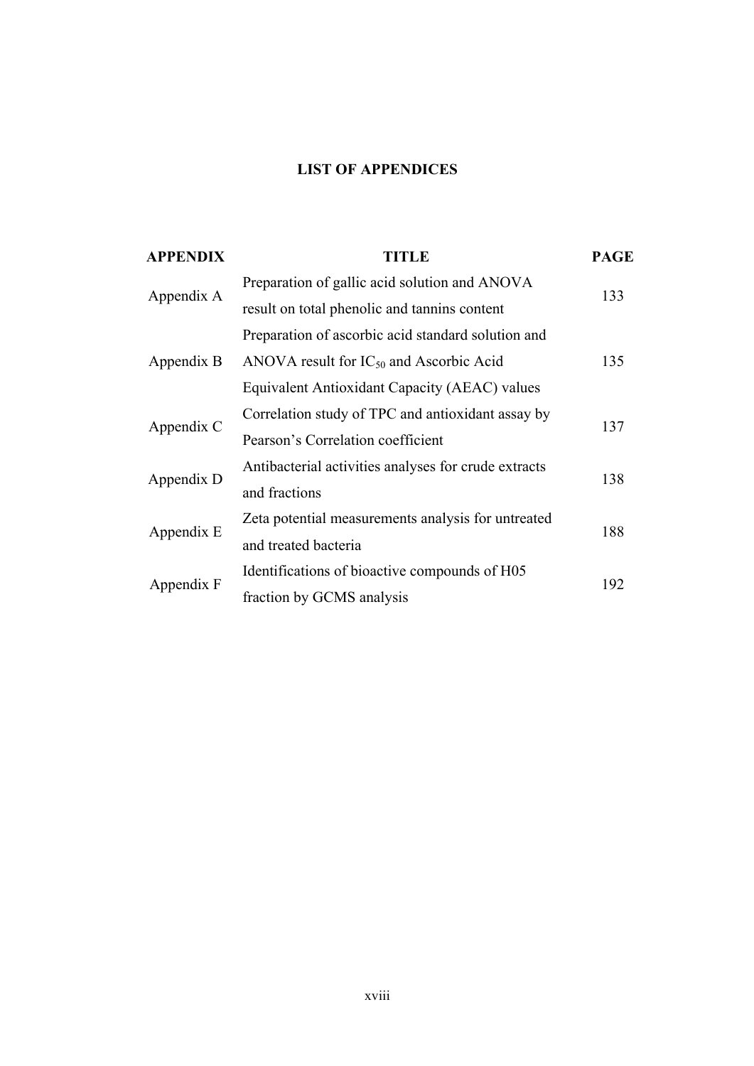# LIST OF APPENDICES

| APPENDIX | TITLE | PAGE |
| --- | --- | --- |
| Appendix A | Preparation of gallic acid solution and ANOVA result on total phenolic and tannins content | 133 |
| Appendix B | Preparation of ascorbic acid standard solution and ANOVA result for $IC_{50}$ and Ascorbic Acid Equivalent Antioxidant Capacity (AEAC) values | 135 |
| Appendix C | Correlation study of TPC and antioxidant assay by Pearson's Correlation coefficient | 137 |
| Appendix D | Antibacterial activities analyses for crude extracts and fractions | 138 |
| Appendix E | Zeta potential measurements analysis for untreated and treated bacteria | 188 |
| Appendix F | Identifications of bioactive compounds of H05 fraction by GCMS analysis | 192 |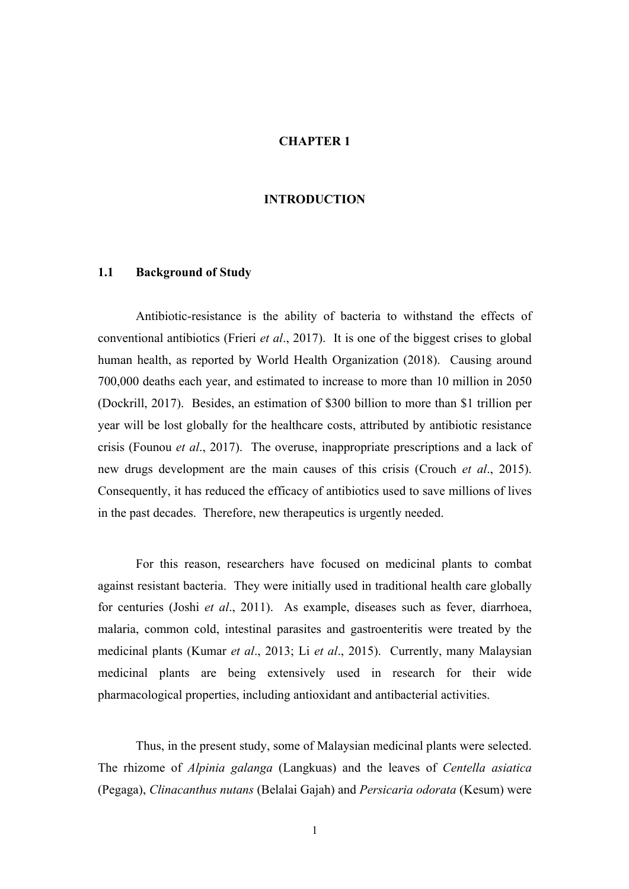# CHAPTER 1

# INTRODUCTION

## 1.1 Background of Study

Antibiotic-resistance is the ability of bacteria to withstand the effects of conventional antibiotics (Frieri *et al*., 2017). It is one of the biggest crises to global human health, as reported by World Health Organization (2018). Causing around 700,000 deaths each year, and estimated to increase to more than 10 million in 2050 (Dockrill, 2017). Besides, an estimation of $300 billion to more than $1 trillion per year will be lost globally for the healthcare costs, attributed by antibiotic resistance crisis (Founou *et al*., 2017). The overuse, inappropriate prescriptions and a lack of new drugs development are the main causes of this crisis (Crouch *et al*., 2015). Consequently, it has reduced the efficacy of antibiotics used to save millions of lives in the past decades. Therefore, new therapeutics is urgently needed.

For this reason, researchers have focused on medicinal plants to combat against resistant bacteria. They were initially used in traditional health care globally for centuries (Joshi *et al*., 2011). As example, diseases such as fever, diarrhoea, malaria, common cold, intestinal parasites and gastroenteritis were treated by the medicinal plants (Kumar *et al*., 2013; Li *et al*., 2015). Currently, many Malaysian medicinal plants are being extensively used in research for their wide pharmacological properties, including antioxidant and antibacterial activities.

Thus, in the present study, some of Malaysian medicinal plants were selected. The rhizome of *Alpinia galanga* (Langkuas) and the leaves of *Centella asiatica* (Pegaga), *Clinacanthus nutans* (Belalai Gajah) and *Persicaria odorata* (Kesum) were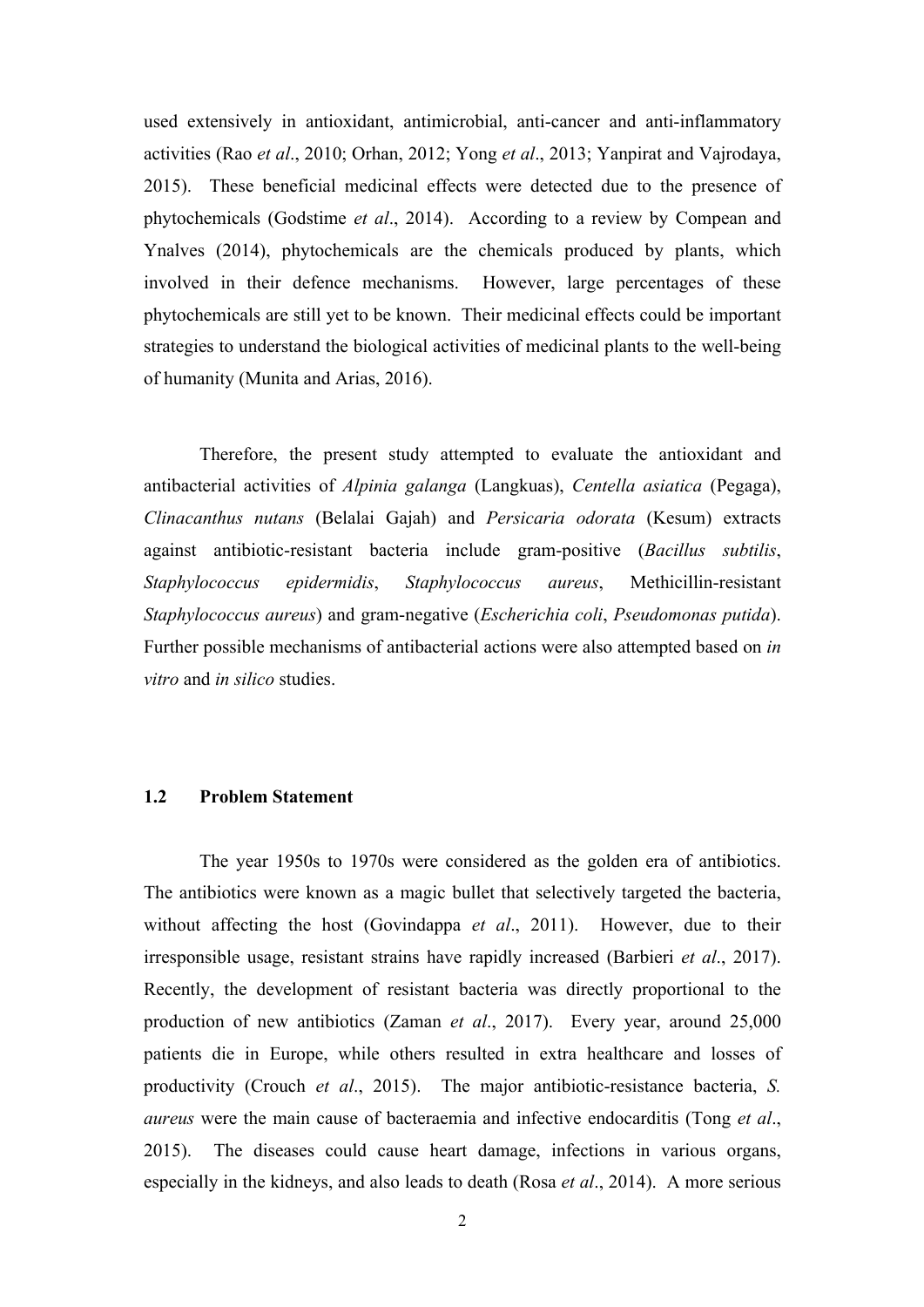used extensively in antioxidant, antimicrobial, anti-cancer and anti-inflammatory activities (Rao *et al*., 2010; Orhan, 2012; Yong *et al*., 2013; Yanpirat and Vajrodaya, 2015). These beneficial medicinal effects were detected due to the presence of phytochemicals (Godstime *et al*., 2014). According to a review by Compean and Ynalves (2014), phytochemicals are the chemicals produced by plants, which involved in their defence mechanisms. However, large percentages of these phytochemicals are still yet to be known. Their medicinal effects could be important strategies to understand the biological activities of medicinal plants to the well-being of humanity (Munita and Arias, 2016).

Therefore, the present study attempted to evaluate the antioxidant and antibacterial activities of *Alpinia galanga* (Langkuas), *Centella asiatica* (Pegaga), *Clinacanthus nutans* (Belalai Gajah) and *Persicaria odorata* (Kesum) extracts against antibiotic-resistant bacteria include gram-positive (*Bacillus subtilis*, *Staphylococcus epidermidis*, *Staphylococcus aureus*, Methicillin-resistant *Staphylococcus aureus*) and gram-negative (*Escherichia coli*, *Pseudomonas putida*). Further possible mechanisms of antibacterial actions were also attempted based on *in vitro* and *in silico* studies.

## 1.2 Problem Statement

The year 1950s to 1970s were considered as the golden era of antibiotics. The antibiotics were known as a magic bullet that selectively targeted the bacteria, without affecting the host (Govindappa *et al*., 2011). However, due to their irresponsible usage, resistant strains have rapidly increased (Barbieri *et al*., 2017). Recently, the development of resistant bacteria was directly proportional to the production of new antibiotics (Zaman *et al*., 2017). Every year, around 25,000 patients die in Europe, while others resulted in extra healthcare and losses of productivity (Crouch *et al*., 2015). The major antibiotic-resistance bacteria, *S. aureus* were the main cause of bacteraemia and infective endocarditis (Tong *et al*., 2015). The diseases could cause heart damage, infections in various organs, especially in the kidneys, and also leads to death (Rosa *et al*., 2014). A more serious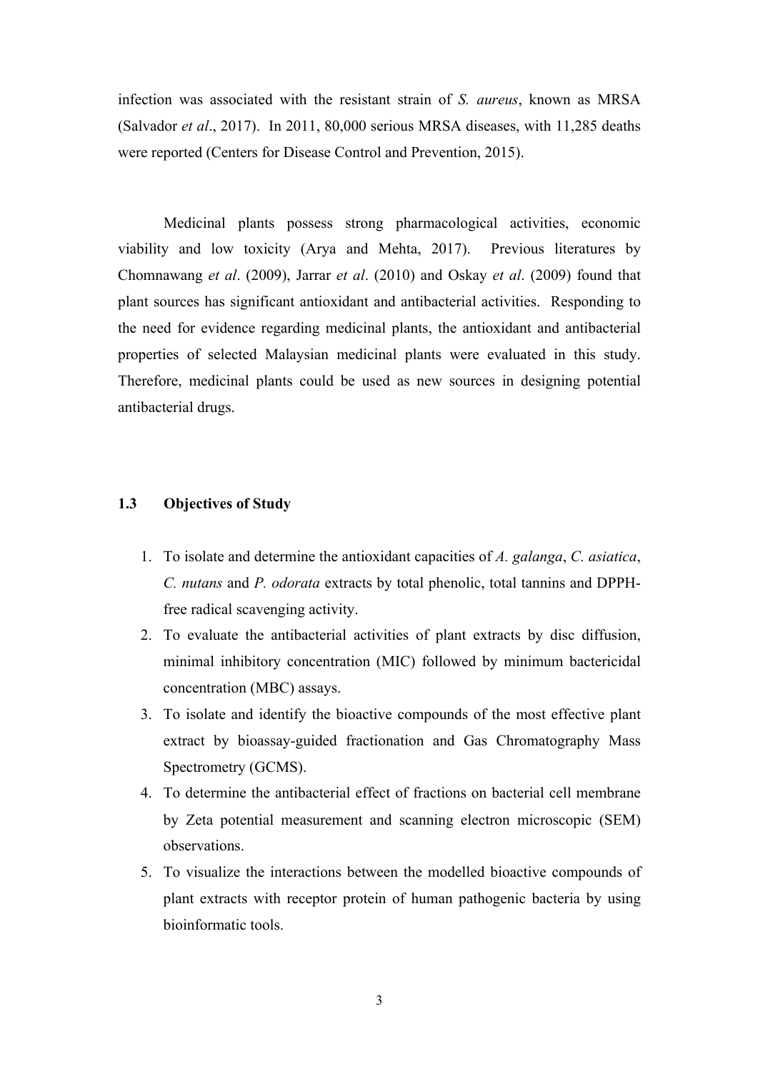infection was associated with the resistant strain of *S. aureus*, known as MRSA (Salvador *et al*., 2017). In 2011, 80,000 serious MRSA diseases, with 11,285 deaths were reported (Centers for Disease Control and Prevention, 2015).

Medicinal plants possess strong pharmacological activities, economic viability and low toxicity (Arya and Mehta, 2017). Previous literatures by Chomnawang *et al*. (2009), Jarrar *et al*. (2010) and Oskay *et al*. (2009) found that plant sources has significant antioxidant and antibacterial activities. Responding to the need for evidence regarding medicinal plants, the antioxidant and antibacterial properties of selected Malaysian medicinal plants were evaluated in this study. Therefore, medicinal plants could be used as new sources in designing potential antibacterial drugs.

### 1.3 Objectives of Study

1. To isolate and determine the antioxidant capacities of *A. galanga*, *C. asiatica*, *C. nutans* and *P. odorata* extracts by total phenolic, total tannins and DPPH-free radical scavenging activity.
2. To evaluate the antibacterial activities of plant extracts by disc diffusion, minimal inhibitory concentration (MIC) followed by minimum bactericidal concentration (MBC) assays.
3. To isolate and identify the bioactive compounds of the most effective plant extract by bioassay-guided fractionation and Gas Chromatography Mass Spectrometry (GCMS).
4. To determine the antibacterial effect of fractions on bacterial cell membrane by Zeta potential measurement and scanning electron microscopic (SEM) observations.
5. To visualize the interactions between the modelled bioactive compounds of plant extracts with receptor protein of human pathogenic bacteria by using bioinformatic tools.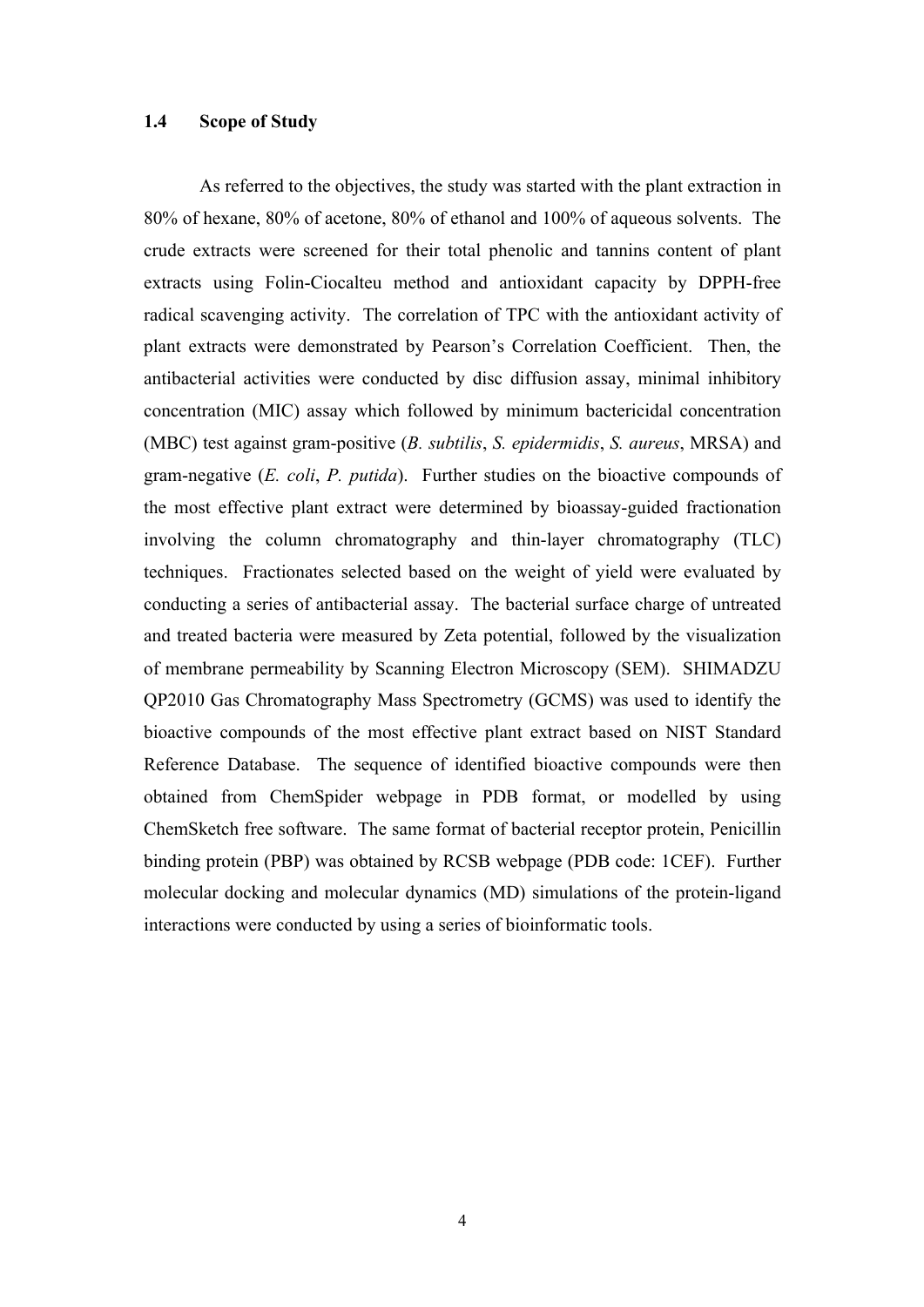### 1.4 Scope of Study

As referred to the objectives, the study was started with the plant extraction in 80% of hexane, 80% of acetone, 80% of ethanol and 100% of aqueous solvents. The crude extracts were screened for their total phenolic and tannins content of plant extracts using Folin-Ciocalteu method and antioxidant capacity by DPPH-free radical scavenging activity. The correlation of TPC with the antioxidant activity of plant extracts were demonstrated by Pearson's Correlation Coefficient. Then, the antibacterial activities were conducted by disc diffusion assay, minimal inhibitory concentration (MIC) assay which followed by minimum bactericidal concentration (MBC) test against gram-positive (*B. subtilis*, *S. epidermidis*, *S. aureus*, MRSA) and gram-negative (*E. coli*, *P. putida*). Further studies on the bioactive compounds of the most effective plant extract were determined by bioassay-guided fractionation involving the column chromatography and thin-layer chromatography (TLC) techniques. Fractionates selected based on the weight of yield were evaluated by conducting a series of antibacterial assay. The bacterial surface charge of untreated and treated bacteria were measured by Zeta potential, followed by the visualization of membrane permeability by Scanning Electron Microscopy (SEM). SHIMADZU QP2010 Gas Chromatography Mass Spectrometry (GCMS) was used to identify the bioactive compounds of the most effective plant extract based on NIST Standard Reference Database. The sequence of identified bioactive compounds were then obtained from ChemSpider webpage in PDB format, or modelled by using ChemSketch free software. The same format of bacterial receptor protein, Penicillin binding protein (PBP) was obtained by RCSB webpage (PDB code: 1CEF). Further molecular docking and molecular dynamics (MD) simulations of the protein-ligand interactions were conducted by using a series of bioinformatic tools.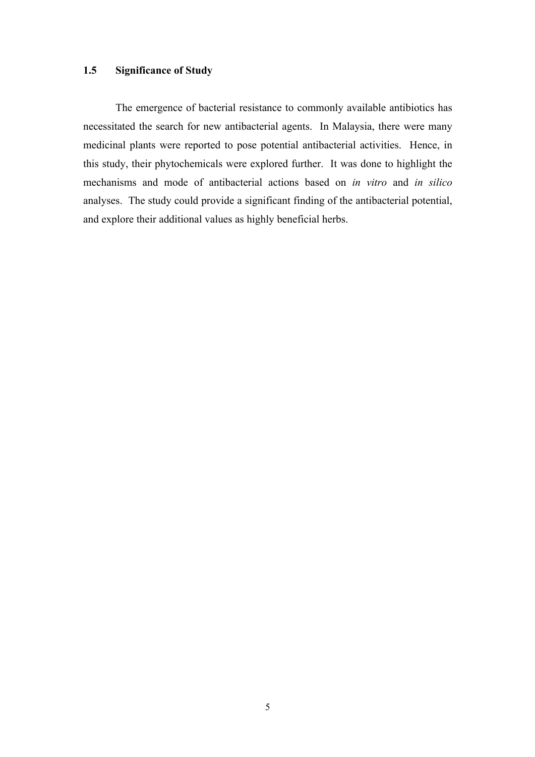### 1.5 Significance of Study

The emergence of bacterial resistance to commonly available antibiotics has necessitated the search for new antibacterial agents. In Malaysia, there were many medicinal plants were reported to pose potential antibacterial activities. Hence, in this study, their phytochemicals were explored further. It was done to highlight the mechanisms and mode of antibacterial actions based on *in vitro* and *in silico* analyses. The study could provide a significant finding of the antibacterial potential, and explore their additional values as highly beneficial herbs.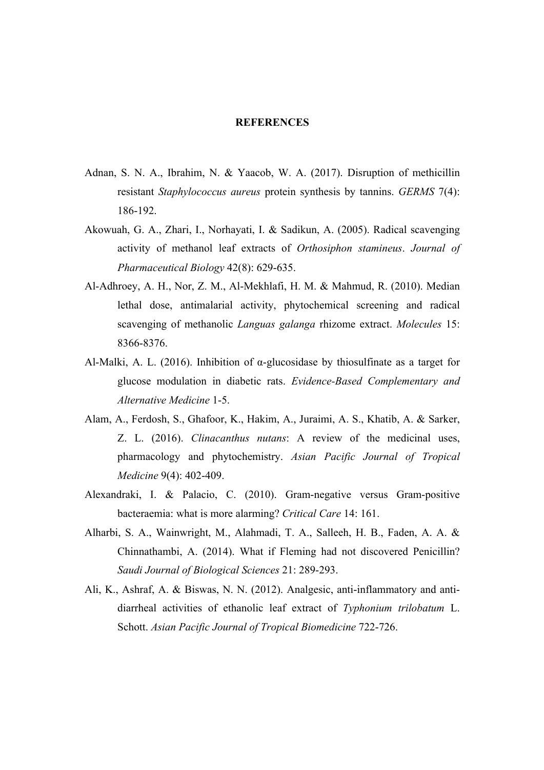**REFERENCES**

Adnan, S. N. A., Ibrahim, N. & Yaacob, W. A. (2017). Disruption of methicillin resistant *Staphylococcus aureus* protein synthesis by tannins. *GERMS* 7(4): 186-192.

Akowuah, G. A., Zhari, I., Norhayati, I. & Sadikun, A. (2005). Radical scavenging activity of methanol leaf extracts of *Orthosiphon stamineus*. *Journal of Pharmaceutical Biology* 42(8): 629-635.

Al-Adhroey, A. H., Nor, Z. M., Al-Mekhlafi, H. M. & Mahmud, R. (2010). Median lethal dose, antimalarial activity, phytochemical screening and radical scavenging of methanolic *Languas galanga* rhizome extract. *Molecules* 15: 8366-8376.

Al-Malki, A. L. (2016). Inhibition of α-glucosidase by thiosulfinate as a target for glucose modulation in diabetic rats. *Evidence-Based Complementary and Alternative Medicine* 1-5.

Alam, A., Ferdosh, S., Ghafoor, K., Hakim, A., Juraimi, A. S., Khatib, A. & Sarker, Z. L. (2016). *Clinacanthus nutans*: A review of the medicinal uses, pharmacology and phytochemistry. *Asian Pacific Journal of Tropical Medicine* 9(4): 402-409.

Alexandraki, I. & Palacio, C. (2010). Gram-negative versus Gram-positive bacteraemia: what is more alarming? *Critical Care* 14: 161.

Alharbi, S. A., Wainwright, M., Alahmadi, T. A., Salleeh, H. B., Faden, A. A. & Chinnathambi, A. (2014). What if Fleming had not discovered Penicillin? *Saudi Journal of Biological Sciences* 21: 289-293.

Ali, K., Ashraf, A. & Biswas, N. N. (2012). Analgesic, anti-inflammatory and anti-diarrheal activities of ethanolic leaf extract of *Typhonium trilobatum* L. Schott. *Asian Pacific Journal of Tropical Biomedicine* 722-726.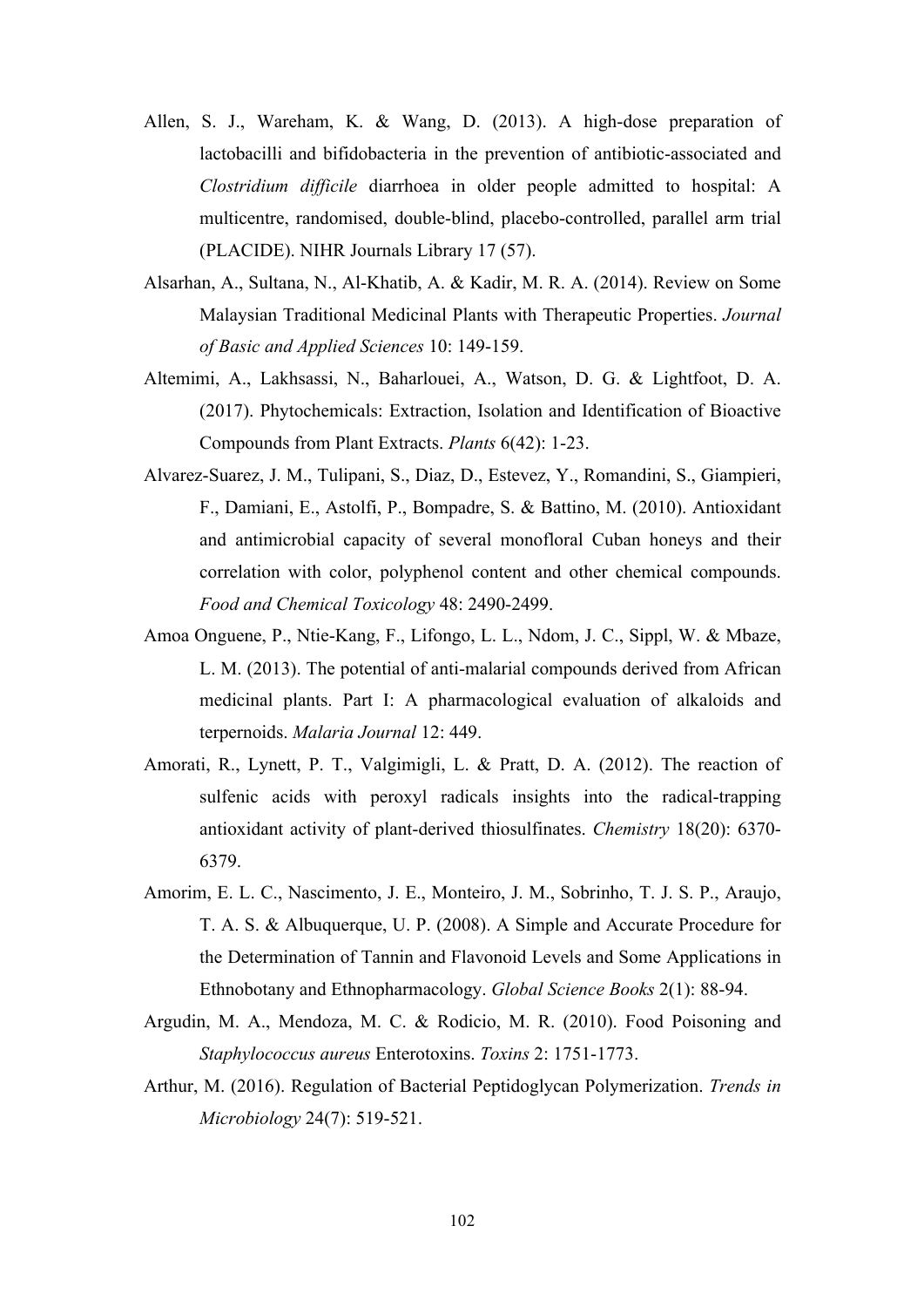Allen, S. J., Wareham, K. & Wang, D. (2013). A high-dose preparation of lactobacilli and bifidobacteria in the prevention of antibiotic-associated and *Clostridium difficile* diarrhoea in older people admitted to hospital: A multicentre, randomised, double-blind, placebo-controlled, parallel arm trial (PLACIDE). NIHR Journals Library 17 (57).

Alsarhan, A., Sultana, N., Al-Khatib, A. & Kadir, M. R. A. (2014). Review on Some Malaysian Traditional Medicinal Plants with Therapeutic Properties. *Journal of Basic and Applied Sciences* 10: 149-159.

Altemimi, A., Lakhsassi, N., Baharlouei, A., Watson, D. G. & Lightfoot, D. A. (2017). Phytochemicals: Extraction, Isolation and Identification of Bioactive Compounds from Plant Extracts. *Plants* 6(42): 1-23.

Alvarez-Suarez, J. M., Tulipani, S., Diaz, D., Estevez, Y., Romandini, S., Giampieri, F., Damiani, E., Astolfi, P., Bompadre, S. & Battino, M. (2010). Antioxidant and antimicrobial capacity of several monofloral Cuban honeys and their correlation with color, polyphenol content and other chemical compounds. *Food and Chemical Toxicology* 48: 2490-2499.

Amoa Onguene, P., Ntie-Kang, F., Lifongo, L. L., Ndom, J. C., Sippl, W. & Mbaze, L. M. (2013). The potential of anti-malarial compounds derived from African medicinal plants. Part I: A pharmacological evaluation of alkaloids and terpernoids. *Malaria Journal* 12: 449.

Amorati, R., Lynett, P. T., Valgimigli, L. & Pratt, D. A. (2012). The reaction of sulfenic acids with peroxyl radicals insights into the radical-trapping antioxidant activity of plant-derived thiosulfinates. *Chemistry* 18(20): 6370-6379.

Amorim, E. L. C., Nascimento, J. E., Monteiro, J. M., Sobrinho, T. J. S. P., Araujo, T. A. S. & Albuquerque, U. P. (2008). A Simple and Accurate Procedure for the Determination of Tannin and Flavonoid Levels and Some Applications in Ethnobotany and Ethnopharmacology. *Global Science Books* 2(1): 88-94.

Argudin, M. A., Mendoza, M. C. & Rodicio, M. R. (2010). Food Poisoning and *Staphylococcus aureus* Enterotoxins. *Toxins* 2: 1751-1773.

Arthur, M. (2016). Regulation of Bacterial Peptidoglycan Polymerization. *Trends in Microbiology* 24(7): 519-521.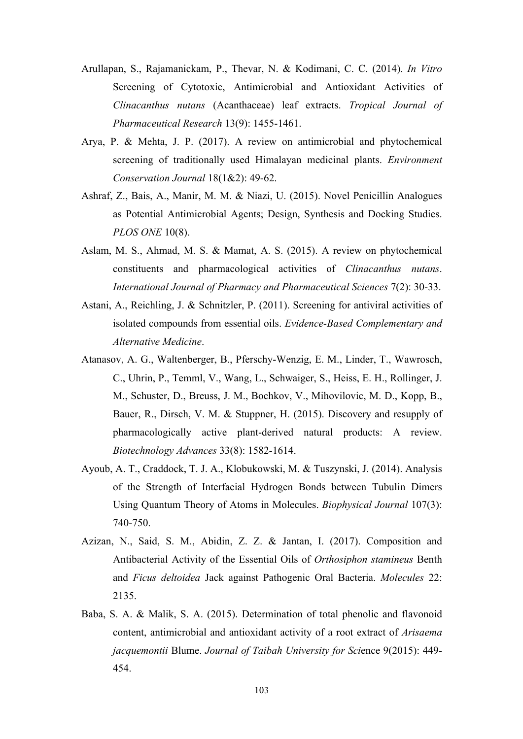Arullapan, S., Rajamanickam, P., Thevar, N. & Kodimani, C. C. (2014). *In Vitro* Screening of Cytotoxic, Antimicrobial and Antioxidant Activities of *Clinacanthus nutans* (Acanthaceae) leaf extracts. *Tropical Journal of Pharmaceutical Research* 13(9): 1455-1461.

Arya, P. & Mehta, J. P. (2017). A review on antimicrobial and phytochemical screening of traditionally used Himalayan medicinal plants. *Environment Conservation Journal* 18(1&2): 49-62.

Ashraf, Z., Bais, A., Manir, M. M. & Niazi, U. (2015). Novel Penicillin Analogues as Potential Antimicrobial Agents; Design, Synthesis and Docking Studies. *PLOS ONE* 10(8).

Aslam, M. S., Ahmad, M. S. & Mamat, A. S. (2015). A review on phytochemical constituents and pharmacological activities of *Clinacanthus nutans*. *International Journal of Pharmacy and Pharmaceutical Sciences* 7(2): 30-33.

Astani, A., Reichling, J. & Schnitzler, P. (2011). Screening for antiviral activities of isolated compounds from essential oils. *Evidence-Based Complementary and Alternative Medicine*.

Atanasov, A. G., Waltenberger, B., Pferschy-Wenzig, E. M., Linder, T., Wawrosch, C., Uhrin, P., Temml, V., Wang, L., Schwaiger, S., Heiss, E. H., Rollinger, J. M., Schuster, D., Breuss, J. M., Bochkov, V., Mihovilovic, M. D., Kopp, B., Bauer, R., Dirsch, V. M. & Stuppner, H. (2015). Discovery and resupply of pharmacologically active plant-derived natural products: A review. *Biotechnology Advances* 33(8): 1582-1614.

Ayoub, A. T., Craddock, T. J. A., Klobukowski, M. & Tuszynski, J. (2014). Analysis of the Strength of Interfacial Hydrogen Bonds between Tubulin Dimers Using Quantum Theory of Atoms in Molecules. *Biophysical Journal* 107(3): 740-750.

Azizan, N., Said, S. M., Abidin, Z. Z. & Jantan, I. (2017). Composition and Antibacterial Activity of the Essential Oils of *Orthosiphon stamineus* Benth and *Ficus deltoidea* Jack against Pathogenic Oral Bacteria. *Molecules* 22: 2135.

Baba, S. A. & Malik, S. A. (2015). Determination of total phenolic and flavonoid content, antimicrobial and antioxidant activity of a root extract of *Arisaema jacquemontii* Blume. *Journal of Taibah University for Sci*ence 9(2015): 449-454.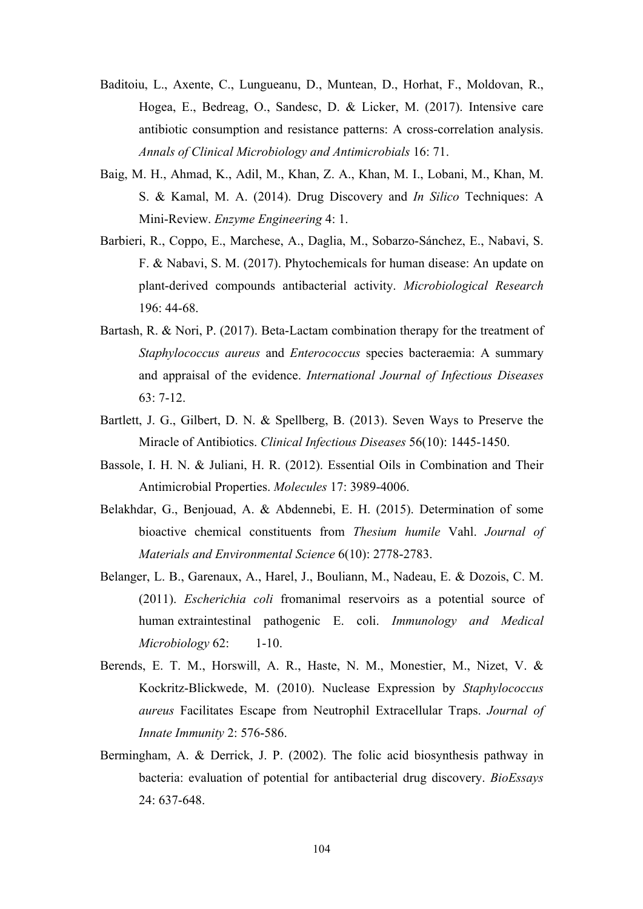Baditoiu, L., Axente, C., Lungueanu, D., Muntean, D., Horhat, F., Moldovan, R., Hogea, E., Bedreag, O., Sandesc, D. & Licker, M. (2017). Intensive care antibiotic consumption and resistance patterns: A cross-correlation analysis. *Annals of Clinical Microbiology and Antimicrobials* 16: 71.

Baig, M. H., Ahmad, K., Adil, M., Khan, Z. A., Khan, M. I., Lobani, M., Khan, M. S. & Kamal, M. A. (2014). Drug Discovery and *In Silico* Techniques: A Mini-Review. *Enzyme Engineering* 4: 1.

Barbieri, R., Coppo, E., Marchese, A., Daglia, M., Sobarzo-Sánchez, E., Nabavi, S. F. & Nabavi, S. M. (2017). Phytochemicals for human disease: An update on plant-derived compounds antibacterial activity. *Microbiological Research* 196: 44-68.

Bartash, R. & Nori, P. (2017). Beta-Lactam combination therapy for the treatment of *Staphylococcus aureus* and *Enterococcus* species bacteraemia: A summary and appraisal of the evidence. *International Journal of Infectious Diseases* 63: 7-12.

Bartlett, J. G., Gilbert, D. N. & Spellberg, B. (2013). Seven Ways to Preserve the Miracle of Antibiotics. *Clinical Infectious Diseases* 56(10): 1445-1450.

Bassole, I. H. N. & Juliani, H. R. (2012). Essential Oils in Combination and Their Antimicrobial Properties. *Molecules* 17: 3989-4006.

Belakhdar, G., Benjouad, A. & Abdennebi, E. H. (2015). Determination of some bioactive chemical constituents from *Thesium humile* Vahl. *Journal of Materials and Environmental Science* 6(10): 2778-2783.

Belanger, L. B., Garenaux, A., Harel, J., Bouliann, M., Nadeau, E. & Dozois, C. M. (2011). *Escherichia coli* fromanimal reservoirs as a potential source of human extraintestinal pathogenic E. coli. *Immunology and Medical Microbiology* 62: 1-10.

Berends, E. T. M., Horswill, A. R., Haste, N. M., Monestier, M., Nizet, V. & Kockritz-Blickwede, M. (2010). Nuclease Expression by *Staphylococcus aureus* Facilitates Escape from Neutrophil Extracellular Traps. *Journal of Innate Immunity* 2: 576-586.

Bermingham, A. & Derrick, J. P. (2002). The folic acid biosynthesis pathway in bacteria: evaluation of potential for antibacterial drug discovery. *BioEssays* 24: 637-648.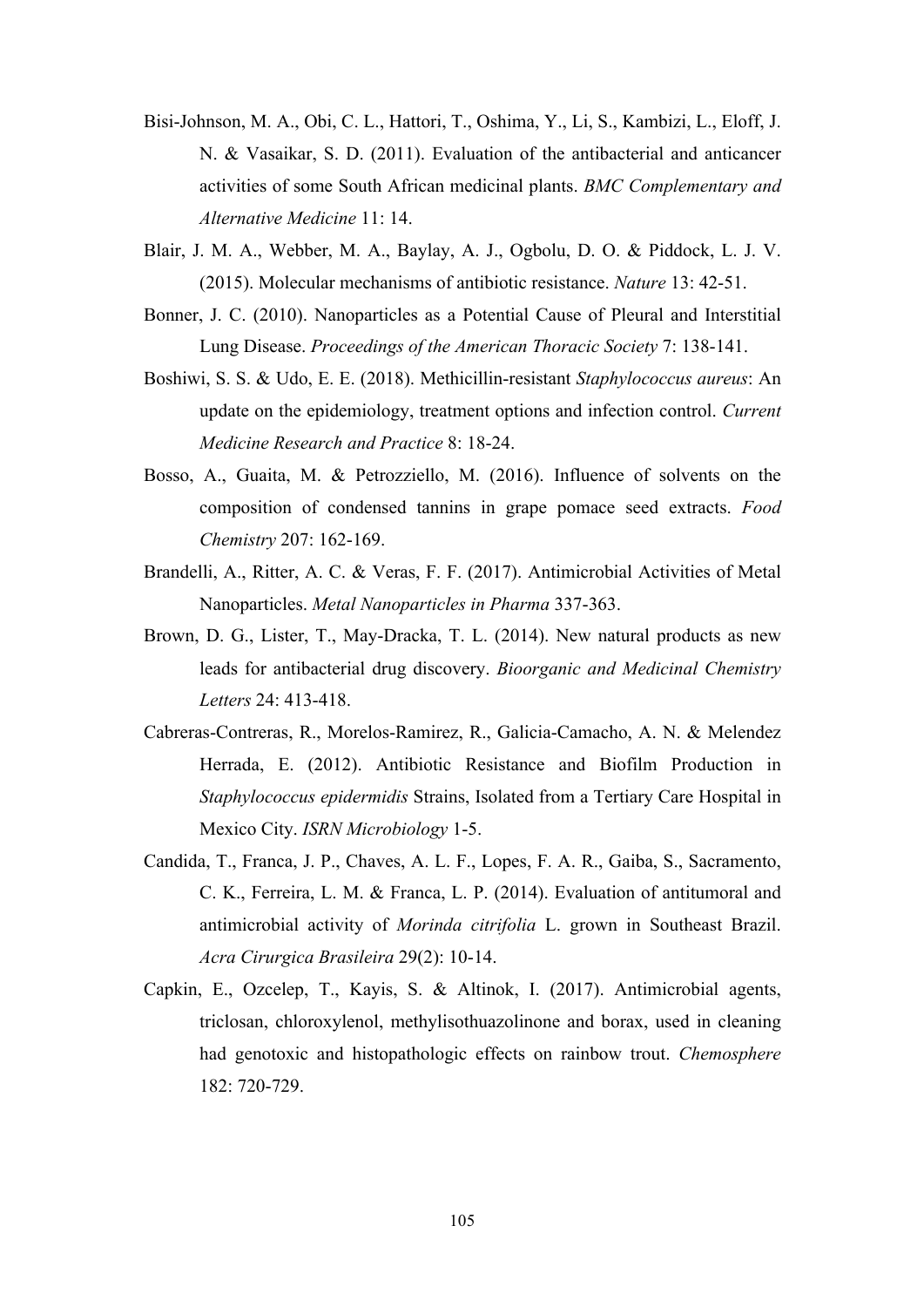Bisi-Johnson, M. A., Obi, C. L., Hattori, T., Oshima, Y., Li, S., Kambizi, L., Eloff, J. N. & Vasaikar, S. D. (2011). Evaluation of the antibacterial and anticancer activities of some South African medicinal plants. *BMC Complementary and Alternative Medicine* 11: 14.

Blair, J. M. A., Webber, M. A., Baylay, A. J., Ogbolu, D. O. & Piddock, L. J. V. (2015). Molecular mechanisms of antibiotic resistance. *Nature* 13: 42-51.

Bonner, J. C. (2010). Nanoparticles as a Potential Cause of Pleural and Interstitial Lung Disease. *Proceedings of the American Thoracic Society* 7: 138-141.

Boshiwi, S. S. & Udo, E. E. (2018). Methicillin-resistant *Staphylococcus aureus*: An update on the epidemiology, treatment options and infection control. *Current Medicine Research and Practice* 8: 18-24.

Bosso, A., Guaita, M. & Petrozziello, M. (2016). Influence of solvents on the composition of condensed tannins in grape pomace seed extracts. *Food Chemistry* 207: 162-169.

Brandelli, A., Ritter, A. C. & Veras, F. F. (2017). Antimicrobial Activities of Metal Nanoparticles. *Metal Nanoparticles in Pharma* 337-363.

Brown, D. G., Lister, T., May-Dracka, T. L. (2014). New natural products as new leads for antibacterial drug discovery. *Bioorganic and Medicinal Chemistry Letters* 24: 413-418.

Cabreras-Contreras, R., Morelos-Ramirez, R., Galicia-Camacho, A. N. & Melendez Herrada, E. (2012). Antibiotic Resistance and Biofilm Production in *Staphylococcus epidermidis* Strains, Isolated from a Tertiary Care Hospital in Mexico City. *ISRN Microbiology* 1-5.

Candida, T., Franca, J. P., Chaves, A. L. F., Lopes, F. A. R., Gaiba, S., Sacramento, C. K., Ferreira, L. M. & Franca, L. P. (2014). Evaluation of antitumoral and antimicrobial activity of *Morinda citrifolia* L. grown in Southeast Brazil. *Acra Cirurgica Brasileira* 29(2): 10-14.

Capkin, E., Ozcelep, T., Kayis, S. & Altinok, I. (2017). Antimicrobial agents, triclosan, chloroxylenol, methylisothuazolinone and borax, used in cleaning had genotoxic and histopathologic effects on rainbow trout. *Chemosphere* 182: 720-729.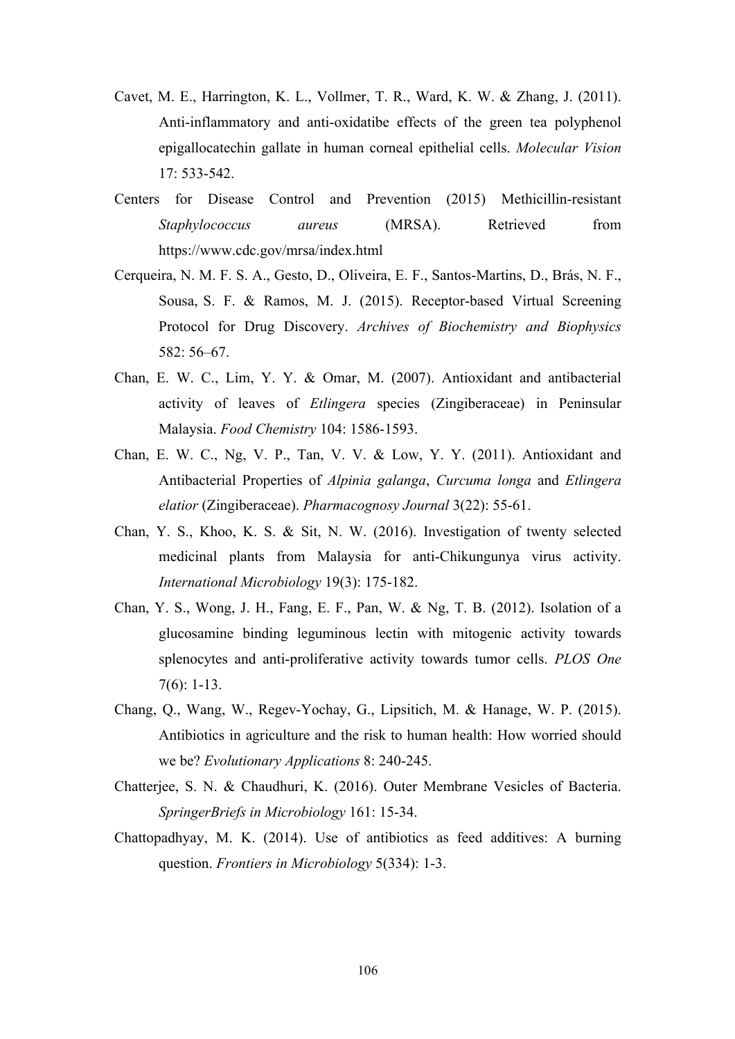Cavet, M. E., Harrington, K. L., Vollmer, T. R., Ward, K. W. & Zhang, J. (2011). Anti-inflammatory and anti-oxidatibe effects of the green tea polyphenol epigallocatechin gallate in human corneal epithelial cells. *Molecular Vision* 17: 533-542.

Centers for Disease Control and Prevention (2015) Methicillin-resistant *Staphylococcus aureus* (MRSA). Retrieved from https://www.cdc.gov/mrsa/index.html

Cerqueira, N. M. F. S. A., Gesto, D., Oliveira, E. F., Santos-Martins, D., Brás, N. F., Sousa, S. F. & Ramos, M. J. (2015). Receptor-based Virtual Screening Protocol for Drug Discovery. *Archives of Biochemistry and Biophysics* 582: 56–67.

Chan, E. W. C., Lim, Y. Y. & Omar, M. (2007). Antioxidant and antibacterial activity of leaves of *Etlingera* species (Zingiberaceae) in Peninsular Malaysia. *Food Chemistry* 104: 1586-1593.

Chan, E. W. C., Ng, V. P., Tan, V. V. & Low, Y. Y. (2011). Antioxidant and Antibacterial Properties of *Alpinia galanga*, *Curcuma longa* and *Etlingera elatior* (Zingiberaceae). *Pharmacognosy Journal* 3(22): 55-61.

Chan, Y. S., Khoo, K. S. & Sit, N. W. (2016). Investigation of twenty selected medicinal plants from Malaysia for anti-Chikungunya virus activity. *International Microbiology* 19(3): 175-182.

Chan, Y. S., Wong, J. H., Fang, E. F., Pan, W. & Ng, T. B. (2012). Isolation of a glucosamine binding leguminous lectin with mitogenic activity towards splenocytes and anti-proliferative activity towards tumor cells. *PLOS One* 7(6): 1-13.

Chang, Q., Wang, W., Regev-Yochay, G., Lipsitich, M. & Hanage, W. P. (2015). Antibiotics in agriculture and the risk to human health: How worried should we be? *Evolutionary Applications* 8: 240-245.

Chatterjee, S. N. & Chaudhuri, K. (2016). Outer Membrane Vesicles of Bacteria. *SpringerBriefs in Microbiology* 161: 15-34.

Chattopadhyay, M. K. (2014). Use of antibiotics as feed additives: A burning question. *Frontiers in Microbiology* 5(334): 1-3.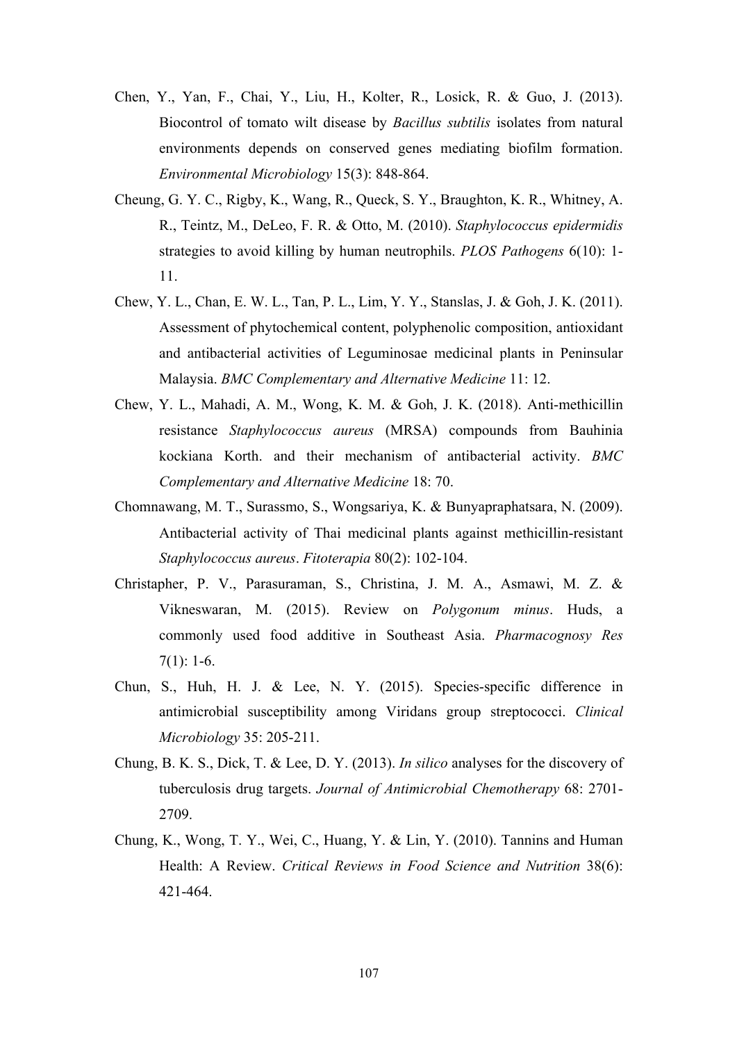Chen, Y., Yan, F., Chai, Y., Liu, H., Kolter, R., Losick, R. & Guo, J. (2013). Biocontrol of tomato wilt disease by *Bacillus subtilis* isolates from natural environments depends on conserved genes mediating biofilm formation. *Environmental Microbiology* 15(3): 848-864.

Cheung, G. Y. C., Rigby, K., Wang, R., Queck, S. Y., Braughton, K. R., Whitney, A. R., Teintz, M., DeLeo, F. R. & Otto, M. (2010). *Staphylococcus epidermidis* strategies to avoid killing by human neutrophils. *PLOS Pathogens* 6(10): 1-11.

Chew, Y. L., Chan, E. W. L., Tan, P. L., Lim, Y. Y., Stanslas, J. & Goh, J. K. (2011). Assessment of phytochemical content, polyphenolic composition, antioxidant and antibacterial activities of Leguminosae medicinal plants in Peninsular Malaysia. *BMC Complementary and Alternative Medicine* 11: 12.

Chew, Y. L., Mahadi, A. M., Wong, K. M. & Goh, J. K. (2018). Anti-methicillin resistance *Staphylococcus aureus* (MRSA) compounds from Bauhinia kockiana Korth. and their mechanism of antibacterial activity. *BMC Complementary and Alternative Medicine* 18: 70.

Chomnawang, M. T., Surassmo, S., Wongsariya, K. & Bunyapraphatsara, N. (2009). Antibacterial activity of Thai medicinal plants against methicillin-resistant *Staphylococcus aureus*. *Fitoterapia* 80(2): 102-104.

Christapher, P. V., Parasuraman, S., Christina, J. M. A., Asmawi, M. Z. & Vikneswaran, M. (2015). Review on *Polygonum minus*. Huds, a commonly used food additive in Southeast Asia. *Pharmacognosy Res* 7(1): 1-6.

Chun, S., Huh, H. J. & Lee, N. Y. (2015). Species-specific difference in antimicrobial susceptibility among Viridans group streptococci. *Clinical Microbiology* 35: 205-211.

Chung, B. K. S., Dick, T. & Lee, D. Y. (2013). *In silico* analyses for the discovery of tuberculosis drug targets. *Journal of Antimicrobial Chemotherapy* 68: 2701-2709.

Chung, K., Wong, T. Y., Wei, C., Huang, Y. & Lin, Y. (2010). Tannins and Human Health: A Review. *Critical Reviews in Food Science and Nutrition* 38(6): 421-464.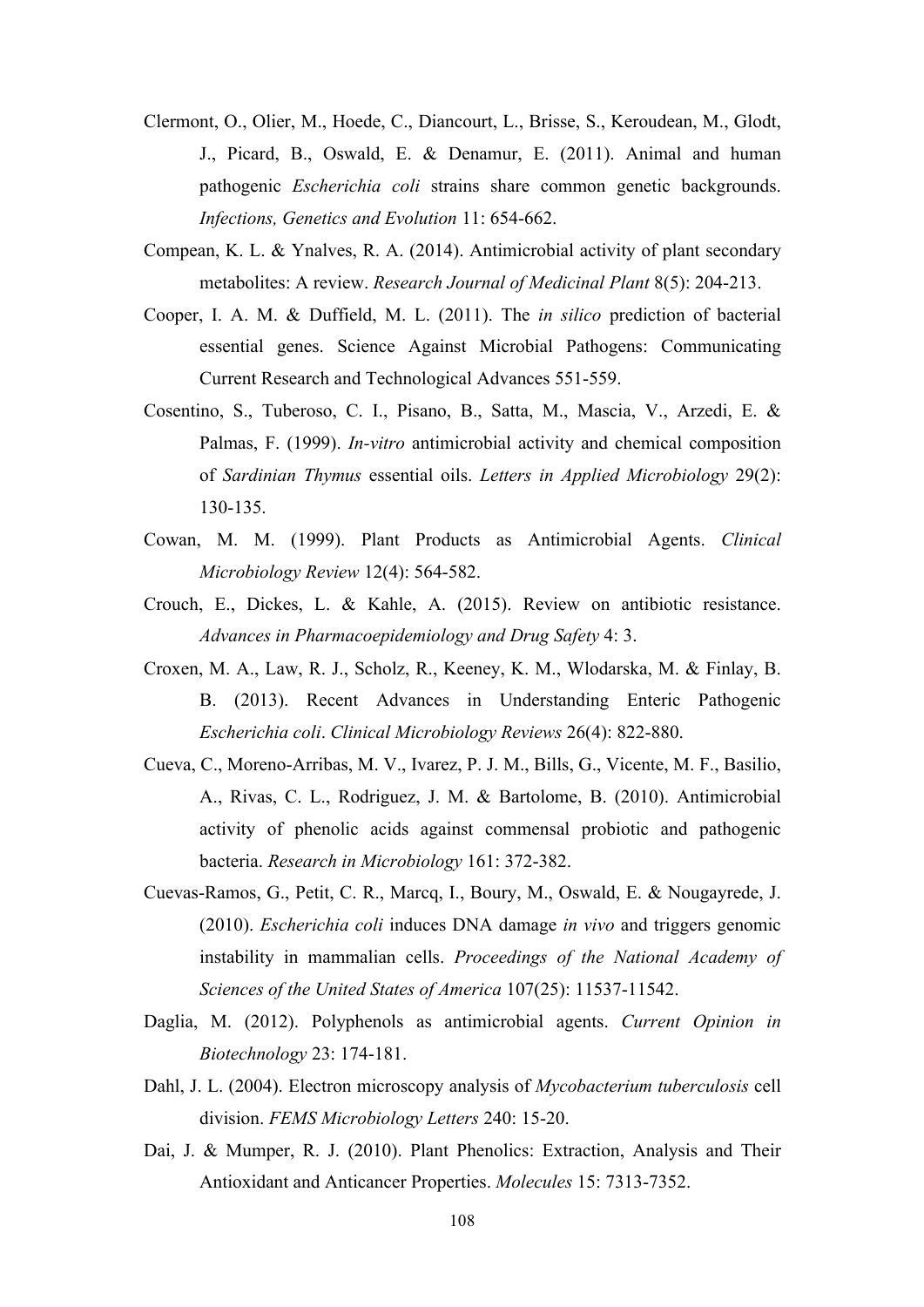Clermont, O., Olier, M., Hoede, C., Diancourt, L., Brisse, S., Keroudean, M., Glodt, J., Picard, B., Oswald, E. & Denamur, E. (2011). Animal and human pathogenic *Escherichia coli* strains share common genetic backgrounds. *Infections, Genetics and Evolution* 11: 654-662.

Compean, K. L. & Ynalves, R. A. (2014). Antimicrobial activity of plant secondary metabolites: A review. *Research Journal of Medicinal Plant* 8(5): 204-213.

Cooper, I. A. M. & Duffield, M. L. (2011). The *in silico* prediction of bacterial essential genes. Science Against Microbial Pathogens: Communicating Current Research and Technological Advances 551-559.

Cosentino, S., Tuberoso, C. I., Pisano, B., Satta, M., Mascia, V., Arzedi, E. & Palmas, F. (1999). *In-vitro* antimicrobial activity and chemical composition of *Sardinian Thymus* essential oils. *Letters in Applied Microbiology* 29(2): 130-135.

Cowan, M. M. (1999). Plant Products as Antimicrobial Agents. *Clinical Microbiology Review* 12(4): 564-582.

Crouch, E., Dickes, L. & Kahle, A. (2015). Review on antibiotic resistance. *Advances in Pharmacoepidemiology and Drug Safety* 4: 3.

Croxen, M. A., Law, R. J., Scholz, R., Keeney, K. M., Wlodarska, M. & Finlay, B. B. (2013). Recent Advances in Understanding Enteric Pathogenic *Escherichia coli*. *Clinical Microbiology Reviews* 26(4): 822-880.

Cueva, C., Moreno-Arribas, M. V., Ivarez, P. J. M., Bills, G., Vicente, M. F., Basilio, A., Rivas, C. L., Rodriguez, J. M. & Bartolome, B. (2010). Antimicrobial activity of phenolic acids against commensal probiotic and pathogenic bacteria. *Research in Microbiology* 161: 372-382.

Cuevas-Ramos, G., Petit, C. R., Marcq, I., Boury, M., Oswald, E. & Nougayrede, J. (2010). *Escherichia coli* induces DNA damage *in vivo* and triggers genomic instability in mammalian cells. *Proceedings of the National Academy of Sciences of the United States of America* 107(25): 11537-11542.

Daglia, M. (2012). Polyphenols as antimicrobial agents. *Current Opinion in Biotechnology* 23: 174-181.

Dahl, J. L. (2004). Electron microscopy analysis of *Mycobacterium tuberculosis* cell division. *FEMS Microbiology Letters* 240: 15-20.

Dai, J. & Mumper, R. J. (2010). Plant Phenolics: Extraction, Analysis and Their Antioxidant and Anticancer Properties. *Molecules* 15: 7313-7352.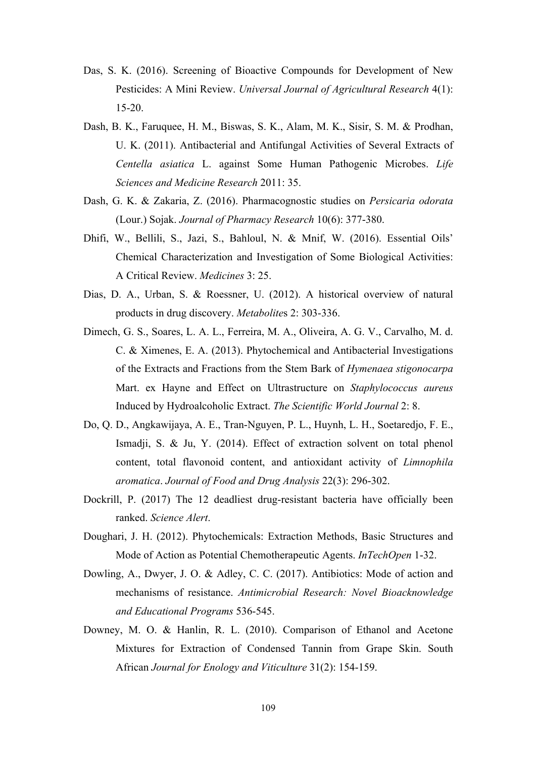Das, S. K. (2016). Screening of Bioactive Compounds for Development of New Pesticides: A Mini Review. *Universal Journal of Agricultural Research* 4(1): 15-20.

Dash, B. K., Faruquee, H. M., Biswas, S. K., Alam, M. K., Sisir, S. M. & Prodhan, U. K. (2011). Antibacterial and Antifungal Activities of Several Extracts of *Centella asiatica* L. against Some Human Pathogenic Microbes. *Life Sciences and Medicine Research* 2011: 35.

Dash, G. K. & Zakaria, Z. (2016). Pharmacognostic studies on *Persicaria odorata* (Lour.) Sojak. *Journal of Pharmacy Research* 10(6): 377-380.

Dhifi, W., Bellili, S., Jazi, S., Bahloul, N. & Mnif, W. (2016). Essential Oils' Chemical Characterization and Investigation of Some Biological Activities: A Critical Review. *Medicines* 3: 25.

Dias, D. A., Urban, S. & Roessner, U. (2012). A historical overview of natural products in drug discovery. *Metabolite*s 2: 303-336.

Dimech, G. S., Soares, L. A. L., Ferreira, M. A., Oliveira, A. G. V., Carvalho, M. d. C. & Ximenes, E. A. (2013). Phytochemical and Antibacterial Investigations of the Extracts and Fractions from the Stem Bark of *Hymenaea stigonocarpa* Mart. ex Hayne and Effect on Ultrastructure on *Staphylococcus aureus* Induced by Hydroalcoholic Extract. *The Scientific World Journal* 2: 8.

Do, Q. D., Angkawijaya, A. E., Tran-Nguyen, P. L., Huynh, L. H., Soetaredjo, F. E., Ismadji, S. & Ju, Y. (2014). Effect of extraction solvent on total phenol content, total flavonoid content, and antioxidant activity of *Limnophila aromatica*. *Journal of Food and Drug Analysis* 22(3): 296-302.

Dockrill, P. (2017) The 12 deadliest drug-resistant bacteria have officially been ranked. *Science Alert*.

Doughari, J. H. (2012). Phytochemicals: Extraction Methods, Basic Structures and Mode of Action as Potential Chemotherapeutic Agents. *InTechOpen* 1-32.

Dowling, A., Dwyer, J. O. & Adley, C. C. (2017). Antibiotics: Mode of action and mechanisms of resistance. *Antimicrobial Research: Novel Bioacknowledge and Educational Programs* 536-545.

Downey, M. O. & Hanlin, R. L. (2010). Comparison of Ethanol and Acetone Mixtures for Extraction of Condensed Tannin from Grape Skin. South African *Journal for Enology and Viticulture* 31(2): 154-159.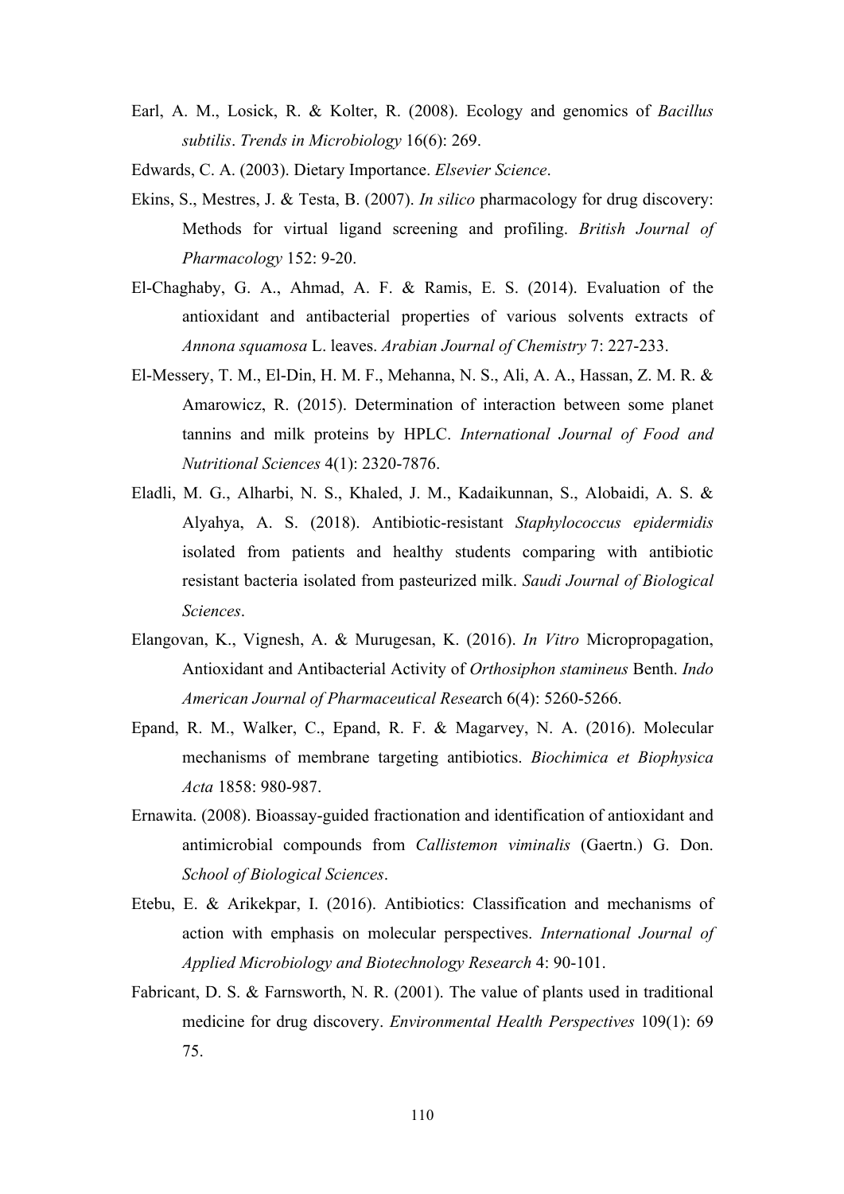Earl, A. M., Losick, R. & Kolter, R. (2008). Ecology and genomics of *Bacillus subtilis*. *Trends in Microbiology* 16(6): 269.

Edwards, C. A. (2003). Dietary Importance. *Elsevier Science*.

Ekins, S., Mestres, J. & Testa, B. (2007). *In silico* pharmacology for drug discovery: Methods for virtual ligand screening and profiling. *British Journal of Pharmacology* 152: 9-20.

El-Chaghaby, G. A., Ahmad, A. F. & Ramis, E. S. (2014). Evaluation of the antioxidant and antibacterial properties of various solvents extracts of *Annona squamosa* L. leaves. *Arabian Journal of Chemistry* 7: 227-233.

El-Messery, T. M., El-Din, H. M. F., Mehanna, N. S., Ali, A. A., Hassan, Z. M. R. & Amarowicz, R. (2015). Determination of interaction between some planet tannins and milk proteins by HPLC. *International Journal of Food and Nutritional Sciences* 4(1): 2320-7876.

Eladli, M. G., Alharbi, N. S., Khaled, J. M., Kadaikunnan, S., Alobaidi, A. S. & Alyahya, A. S. (2018). Antibiotic-resistant *Staphylococcus epidermidis* isolated from patients and healthy students comparing with antibiotic resistant bacteria isolated from pasteurized milk. *Saudi Journal of Biological Sciences*.

Elangovan, K., Vignesh, A. & Murugesan, K. (2016). *In Vitro* Micropropagation, Antioxidant and Antibacterial Activity of *Orthosiphon stamineus* Benth. *Indo American Journal of Pharmaceutical Resea*rch 6(4): 5260-5266.

Epand, R. M., Walker, C., Epand, R. F. & Magarvey, N. A. (2016). Molecular mechanisms of membrane targeting antibiotics. *Biochimica et Biophysica Acta* 1858: 980-987.

Ernawita. (2008). Bioassay-guided fractionation and identification of antioxidant and antimicrobial compounds from *Callistemon viminalis* (Gaertn.) G. Don. *School of Biological Sciences*.

Etebu, E. & Arikekpar, I. (2016). Antibiotics: Classification and mechanisms of action with emphasis on molecular perspectives. *International Journal of Applied Microbiology and Biotechnology Research* 4: 90-101.

Fabricant, D. S. & Farnsworth, N. R. (2001). The value of plants used in traditional medicine for drug discovery. *Environmental Health Perspectives* 109(1): 69 75.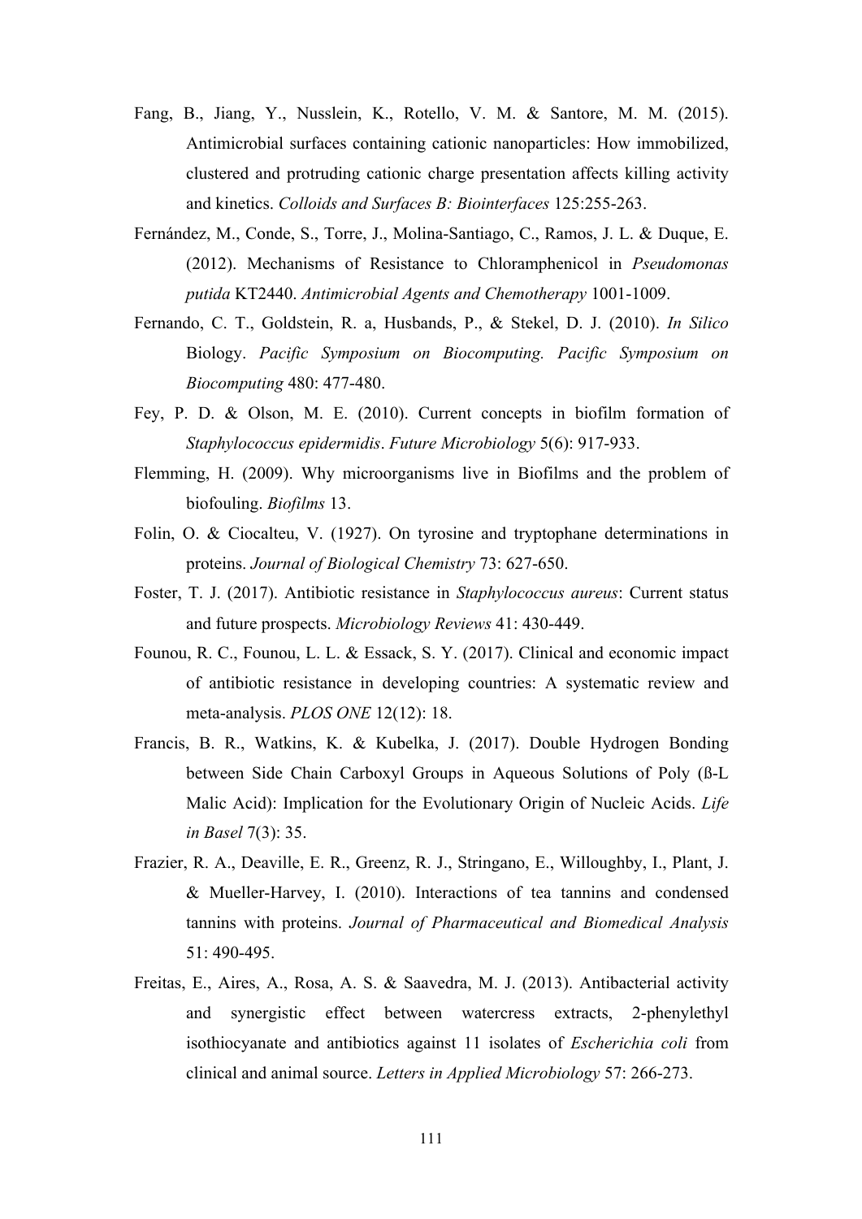Fang, B., Jiang, Y., Nusslein, K., Rotello, V. M. & Santore, M. M. (2015). Antimicrobial surfaces containing cationic nanoparticles: How immobilized, clustered and protruding cationic charge presentation affects killing activity and kinetics. *Colloids and Surfaces B: Biointerfaces* 125:255-263.

Fernández, M., Conde, S., Torre, J., Molina-Santiago, C., Ramos, J. L. & Duque, E. (2012). Mechanisms of Resistance to Chloramphenicol in *Pseudomonas putida* KT2440. *Antimicrobial Agents and Chemotherapy* 1001-1009.

Fernando, C. T., Goldstein, R. a, Husbands, P., & Stekel, D. J. (2010). *In Silico* Biology. *Pacific Symposium on Biocomputing. Pacific Symposium on Biocomputing* 480: 477-480.

Fey, P. D. & Olson, M. E. (2010). Current concepts in biofilm formation of *Staphylococcus epidermidis*. *Future Microbiology* 5(6): 917-933.

Flemming, H. (2009). Why microorganisms live in Biofilms and the problem of biofouling. *Biofilms* 13.

Folin, O. & Ciocalteu, V. (1927). On tyrosine and tryptophane determinations in proteins. *Journal of Biological Chemistry* 73: 627-650.

Foster, T. J. (2017). Antibiotic resistance in *Staphylococcus aureus*: Current status and future prospects. *Microbiology Reviews* 41: 430-449.

Founou, R. C., Founou, L. L. & Essack, S. Y. (2017). Clinical and economic impact of antibiotic resistance in developing countries: A systematic review and meta-analysis. *PLOS ONE* 12(12): 18.

Francis, B. R., Watkins, K. & Kubelka, J. (2017). Double Hydrogen Bonding between Side Chain Carboxyl Groups in Aqueous Solutions of Poly (ß-L Malic Acid): Implication for the Evolutionary Origin of Nucleic Acids. *Life in Basel* 7(3): 35.

Frazier, R. A., Deaville, E. R., Greenz, R. J., Stringano, E., Willoughby, I., Plant, J. & Mueller-Harvey, I. (2010). Interactions of tea tannins and condensed tannins with proteins. *Journal of Pharmaceutical and Biomedical Analysis* 51: 490-495.

Freitas, E., Aires, A., Rosa, A. S. & Saavedra, M. J. (2013). Antibacterial activity and synergistic effect between watercress extracts, 2-phenylethyl isothiocyanate and antibiotics against 11 isolates of *Escherichia coli* from clinical and animal source. *Letters in Applied Microbiology* 57: 266-273.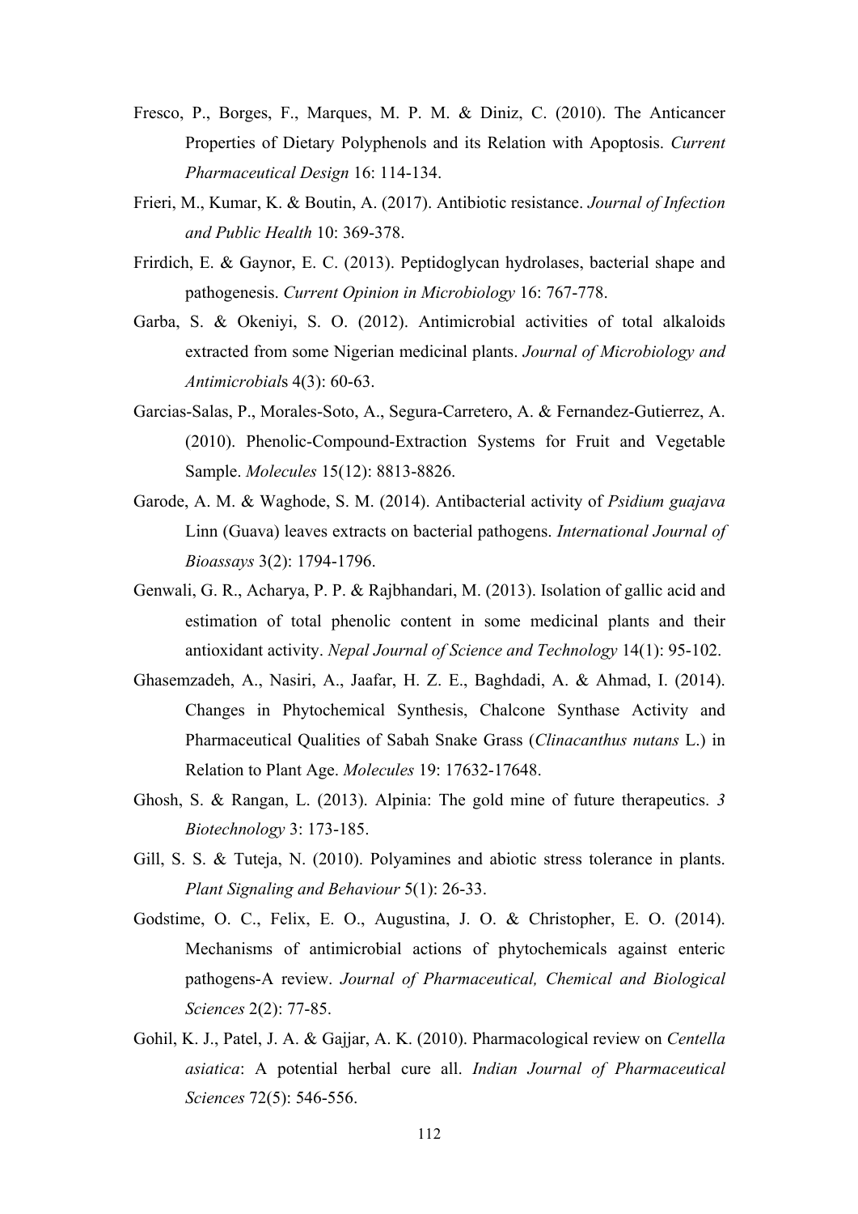Fresco, P., Borges, F., Marques, M. P. M. & Diniz, C. (2010). The Anticancer Properties of Dietary Polyphenols and its Relation with Apoptosis. *Current Pharmaceutical Design* 16: 114-134.

Frieri, M., Kumar, K. & Boutin, A. (2017). Antibiotic resistance. *Journal of Infection and Public Health* 10: 369-378.

Frirdich, E. & Gaynor, E. C. (2013). Peptidoglycan hydrolases, bacterial shape and pathogenesis. *Current Opinion in Microbiology* 16: 767-778.

Garba, S. & Okeniyi, S. O. (2012). Antimicrobial activities of total alkaloids extracted from some Nigerian medicinal plants. *Journal of Microbiology and Antimicrobials* 4(3): 60-63.

Garcias-Salas, P., Morales-Soto, A., Segura-Carretero, A. & Fernandez-Gutierrez, A. (2010). Phenolic-Compound-Extraction Systems for Fruit and Vegetable Sample. *Molecules* 15(12): 8813-8826.

Garode, A. M. & Waghode, S. M. (2014). Antibacterial activity of *Psidium guajava* Linn (Guava) leaves extracts on bacterial pathogens. *International Journal of Bioassays* 3(2): 1794-1796.

Genwali, G. R., Acharya, P. P. & Rajbhandari, M. (2013). Isolation of gallic acid and estimation of total phenolic content in some medicinal plants and their antioxidant activity. *Nepal Journal of Science and Technology* 14(1): 95-102.

Ghasemzadeh, A., Nasiri, A., Jaafar, H. Z. E., Baghdadi, A. & Ahmad, I. (2014). Changes in Phytochemical Synthesis, Chalcone Synthase Activity and Pharmaceutical Qualities of Sabah Snake Grass (*Clinacanthus nutans* L.) in Relation to Plant Age. *Molecules* 19: 17632-17648.

Ghosh, S. & Rangan, L. (2013). Alpinia: The gold mine of future therapeutics. *3 Biotechnology* 3: 173-185.

Gill, S. S. & Tuteja, N. (2010). Polyamines and abiotic stress tolerance in plants. *Plant Signaling and Behaviour* 5(1): 26-33.

Godstime, O. C., Felix, E. O., Augustina, J. O. & Christopher, E. O. (2014). Mechanisms of antimicrobial actions of phytochemicals against enteric pathogens-A review. *Journal of Pharmaceutical, Chemical and Biological Sciences* 2(2): 77-85.

Gohil, K. J., Patel, J. A. & Gajjar, A. K. (2010). Pharmacological review on *Centella asiatica*: A potential herbal cure all. *Indian Journal of Pharmaceutical Sciences* 72(5): 546-556.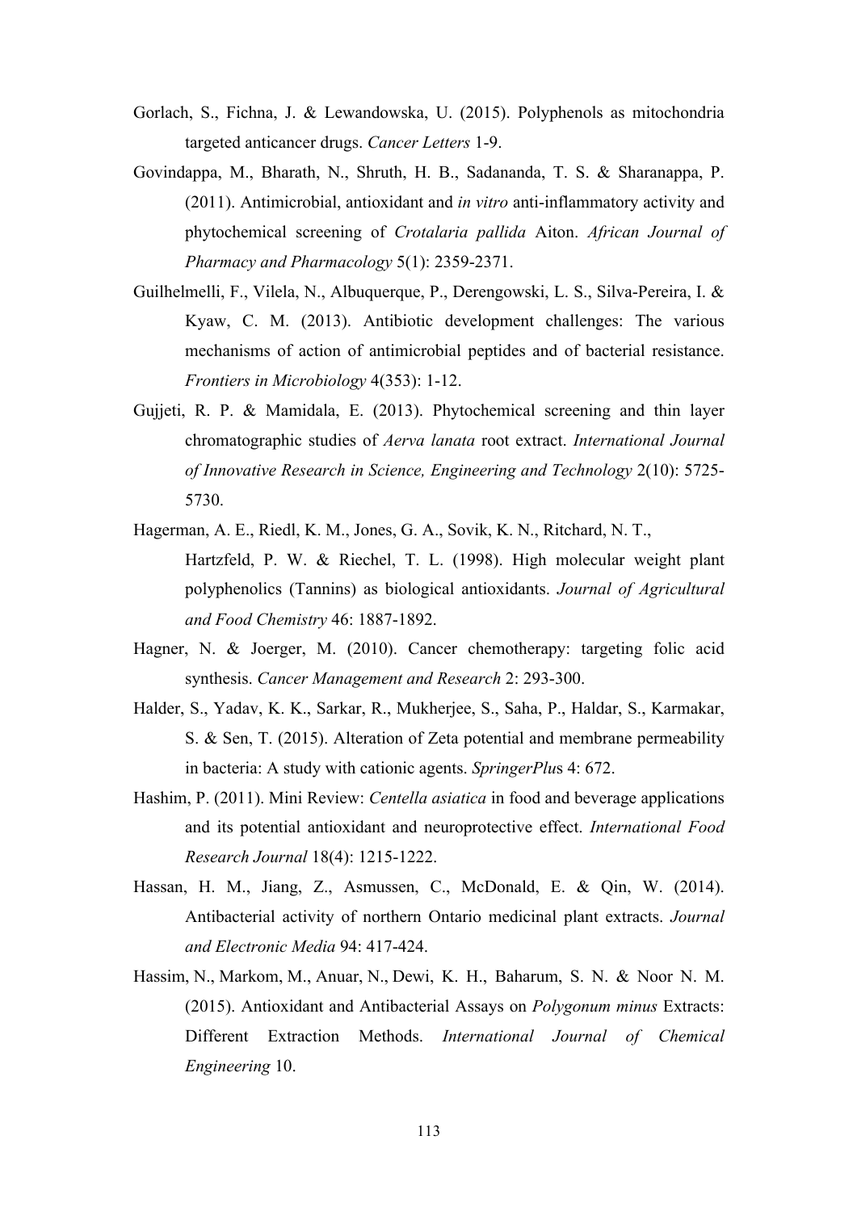Gorlach, S., Fichna, J. & Lewandowska, U. (2015). Polyphenols as mitochondria targeted anticancer drugs. *Cancer Letters* 1-9.

Govindappa, M., Bharath, N., Shruth, H. B., Sadananda, T. S. & Sharanappa, P. (2011). Antimicrobial, antioxidant and *in vitro* anti-inflammatory activity and phytochemical screening of *Crotalaria pallida* Aiton. *African Journal of Pharmacy and Pharmacology* 5(1): 2359-2371.

Guilhelmelli, F., Vilela, N., Albuquerque, P., Derengowski, L. S., Silva-Pereira, I. & Kyaw, C. M. (2013). Antibiotic development challenges: The various mechanisms of action of antimicrobial peptides and of bacterial resistance. *Frontiers in Microbiology* 4(353): 1-12.

Gujjeti, R. P. & Mamidala, E. (2013). Phytochemical screening and thin layer chromatographic studies of *Aerva lanata* root extract. *International Journal of Innovative Research in Science, Engineering and Technology* 2(10): 5725-5730.

Hagerman, A. E., Riedl, K. M., Jones, G. A., Sovik, K. N., Ritchard, N. T., Hartzfeld, P. W. & Riechel, T. L. (1998). High molecular weight plant polyphenolics (Tannins) as biological antioxidants. *Journal of Agricultural and Food Chemistry* 46: 1887-1892.

Hagner, N. & Joerger, M. (2010). Cancer chemotherapy: targeting folic acid synthesis. *Cancer Management and Research* 2: 293-300.

Halder, S., Yadav, K. K., Sarkar, R., Mukherjee, S., Saha, P., Haldar, S., Karmakar, S. & Sen, T. (2015). Alteration of Zeta potential and membrane permeability in bacteria: A study with cationic agents. *SpringerPlus* 4: 672.

Hashim, P. (2011). Mini Review: *Centella asiatica* in food and beverage applications and its potential antioxidant and neuroprotective effect. *International Food Research Journal* 18(4): 1215-1222.

Hassan, H. M., Jiang, Z., Asmussen, C., McDonald, E. & Qin, W. (2014). Antibacterial activity of northern Ontario medicinal plant extracts. *Journal and Electronic Media* 94: 417-424.

Hassim, N., Markom, M., Anuar, N., Dewi, K. H., Baharum, S. N. & Noor N. M. (2015). Antioxidant and Antibacterial Assays on *Polygonum minus* Extracts: Different Extraction Methods. *International Journal of Chemical Engineering* 10.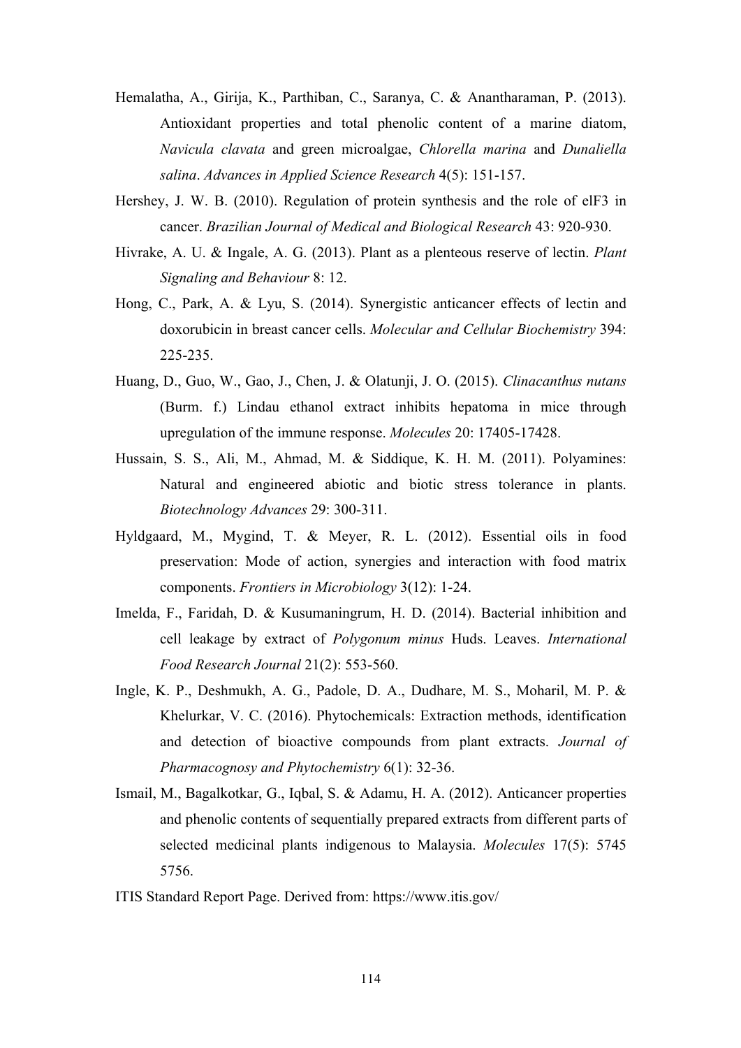Hemalatha, A., Girija, K., Parthiban, C., Saranya, C. & Anantharaman, P. (2013). Antioxidant properties and total phenolic content of a marine diatom, *Navicula clavata* and green microalgae, *Chlorella marina* and *Dunaliella salina*. *Advances in Applied Science Research* 4(5): 151-157.

Hershey, J. W. B. (2010). Regulation of protein synthesis and the role of elF3 in cancer. *Brazilian Journal of Medical and Biological Research* 43: 920-930.

Hivrake, A. U. & Ingale, A. G. (2013). Plant as a plenteous reserve of lectin. *Plant Signaling and Behaviour* 8: 12.

Hong, C., Park, A. & Lyu, S. (2014). Synergistic anticancer effects of lectin and doxorubicin in breast cancer cells. *Molecular and Cellular Biochemistry* 394: 225-235.

Huang, D., Guo, W., Gao, J., Chen, J. & Olatunji, J. O. (2015). *Clinacanthus nutans* (Burm. f.) Lindau ethanol extract inhibits hepatoma in mice through upregulation of the immune response. *Molecules* 20: 17405-17428.

Hussain, S. S., Ali, M., Ahmad, M. & Siddique, K. H. M. (2011). Polyamines: Natural and engineered abiotic and biotic stress tolerance in plants. *Biotechnology Advances* 29: 300-311.

Hyldgaard, M., Mygind, T. & Meyer, R. L. (2012). Essential oils in food preservation: Mode of action, synergies and interaction with food matrix components. *Frontiers in Microbiology* 3(12): 1-24.

Imelda, F., Faridah, D. & Kusumaningrum, H. D. (2014). Bacterial inhibition and cell leakage by extract of *Polygonum minus* Huds. Leaves. *International Food Research Journal* 21(2): 553-560.

Ingle, K. P., Deshmukh, A. G., Padole, D. A., Dudhare, M. S., Moharil, M. P. & Khelurkar, V. C. (2016). Phytochemicals: Extraction methods, identification and detection of bioactive compounds from plant extracts. *Journal of Pharmacognosy and Phytochemistry* 6(1): 32-36.

Ismail, M., Bagalkotkar, G., Iqbal, S. & Adamu, H. A. (2012). Anticancer properties and phenolic contents of sequentially prepared extracts from different parts of selected medicinal plants indigenous to Malaysia. *Molecules* 17(5): 5745 5756.

ITIS Standard Report Page. Derived from: https://www.itis.gov/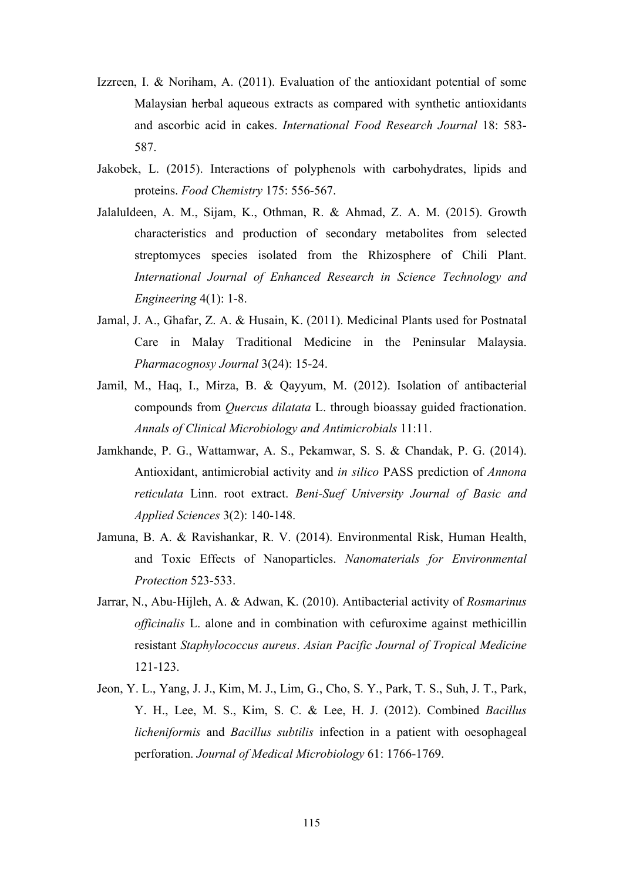Izzreen, I. & Noriham, A. (2011). Evaluation of the antioxidant potential of some Malaysian herbal aqueous extracts as compared with synthetic antioxidants and ascorbic acid in cakes. *International Food Research Journal* 18: 583-587.

Jakobek, L. (2015). Interactions of polyphenols with carbohydrates, lipids and proteins. *Food Chemistry* 175: 556-567.

Jalaluldeen, A. M., Sijam, K., Othman, R. & Ahmad, Z. A. M. (2015). Growth characteristics and production of secondary metabolites from selected streptomyces species isolated from the Rhizosphere of Chili Plant. *International Journal of Enhanced Research in Science Technology and Engineering* 4(1): 1-8.

Jamal, J. A., Ghafar, Z. A. & Husain, K. (2011). Medicinal Plants used for Postnatal Care in Malay Traditional Medicine in the Peninsular Malaysia. *Pharmacognosy Journal* 3(24): 15-24.

Jamil, M., Haq, I., Mirza, B. & Qayyum, M. (2012). Isolation of antibacterial compounds from *Quercus dilatata* L. through bioassay guided fractionation. *Annals of Clinical Microbiology and Antimicrobials* 11:11.

Jamkhande, P. G., Wattamwar, A. S., Pekamwar, S. S. & Chandak, P. G. (2014). Antioxidant, antimicrobial activity and *in silico* PASS prediction of *Annona reticulata* Linn. root extract. *Beni-Suef University Journal of Basic and Applied Sciences* 3(2): 140-148.

Jamuna, B. A. & Ravishankar, R. V. (2014). Environmental Risk, Human Health, and Toxic Effects of Nanoparticles. *Nanomaterials for Environmental Protection* 523-533.

Jarrar, N., Abu-Hijleh, A. & Adwan, K. (2010). Antibacterial activity of *Rosmarinus officinalis* L. alone and in combination with cefuroxime against methicillin resistant *Staphylococcus aureus*. *Asian Pacific Journal of Tropical Medicine* 121-123.

Jeon, Y. L., Yang, J. J., Kim, M. J., Lim, G., Cho, S. Y., Park, T. S., Suh, J. T., Park, Y. H., Lee, M. S., Kim, S. C. & Lee, H. J. (2012). Combined *Bacillus licheniformis* and *Bacillus subtilis* infection in a patient with oesophageal perforation. *Journal of Medical Microbiology* 61: 1766-1769.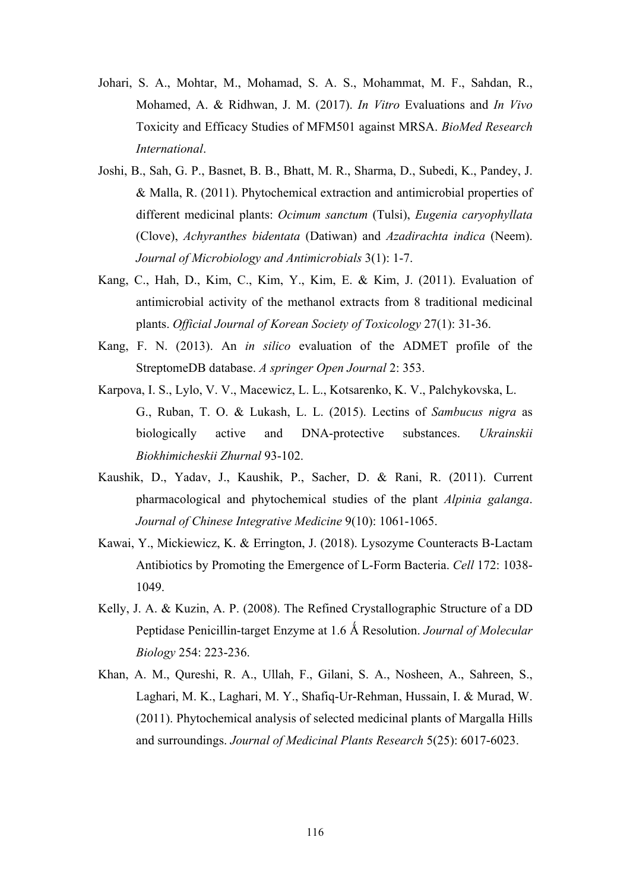Johari, S. A., Mohtar, M., Mohamad, S. A. S., Mohammat, M. F., Sahdan, R., Mohamed, A. & Ridhwan, J. M. (2017). *In Vitro* Evaluations and *In Vivo* Toxicity and Efficacy Studies of MFM501 against MRSA. *BioMed Research International*.

Joshi, B., Sah, G. P., Basnet, B. B., Bhatt, M. R., Sharma, D., Subedi, K., Pandey, J. & Malla, R. (2011). Phytochemical extraction and antimicrobial properties of different medicinal plants: *Ocimum sanctum* (Tulsi), *Eugenia caryophyllata* (Clove), *Achyranthes bidentata* (Datiwan) and *Azadirachta indica* (Neem). *Journal of Microbiology and Antimicrobials* 3(1): 1-7.

Kang, C., Hah, D., Kim, C., Kim, Y., Kim, E. & Kim, J. (2011). Evaluation of antimicrobial activity of the methanol extracts from 8 traditional medicinal plants. *Official Journal of Korean Society of Toxicology* 27(1): 31-36.

Kang, F. N. (2013). An *in silico* evaluation of the ADMET profile of the StreptomeDB database. *A springer Open Journal* 2: 353.

Karpova, I. S., Lylo, V. V., Macewicz, L. L., Kotsarenko, K. V., Palchykovska, L. G., Ruban, T. O. & Lukash, L. L. (2015). Lectins of *Sambucus nigra* as biologically active and DNA-protective substances. *Ukrainskii Biokhimicheskii Zhurnal* 93-102.

Kaushik, D., Yadav, J., Kaushik, P., Sacher, D. & Rani, R. (2011). Current pharmacological and phytochemical studies of the plant *Alpinia galanga*. *Journal of Chinese Integrative Medicine* 9(10): 1061-1065.

Kawai, Y., Mickiewicz, K. & Errington, J. (2018). Lysozyme Counteracts B-Lactam Antibiotics by Promoting the Emergence of L-Form Bacteria. *Cell* 172: 1038-1049.

Kelly, J. A. & Kuzin, A. P. (2008). The Refined Crystallographic Structure of a DD Peptidase Penicillin-target Enzyme at 1.6 Ǻ Resolution. *Journal of Molecular Biology* 254: 223-236.

Khan, A. M., Qureshi, R. A., Ullah, F., Gilani, S. A., Nosheen, A., Sahreen, S., Laghari, M. K., Laghari, M. Y., Shafiq-Ur-Rehman, Hussain, I. & Murad, W. (2011). Phytochemical analysis of selected medicinal plants of Margalla Hills and surroundings. *Journal of Medicinal Plants Research* 5(25): 6017-6023.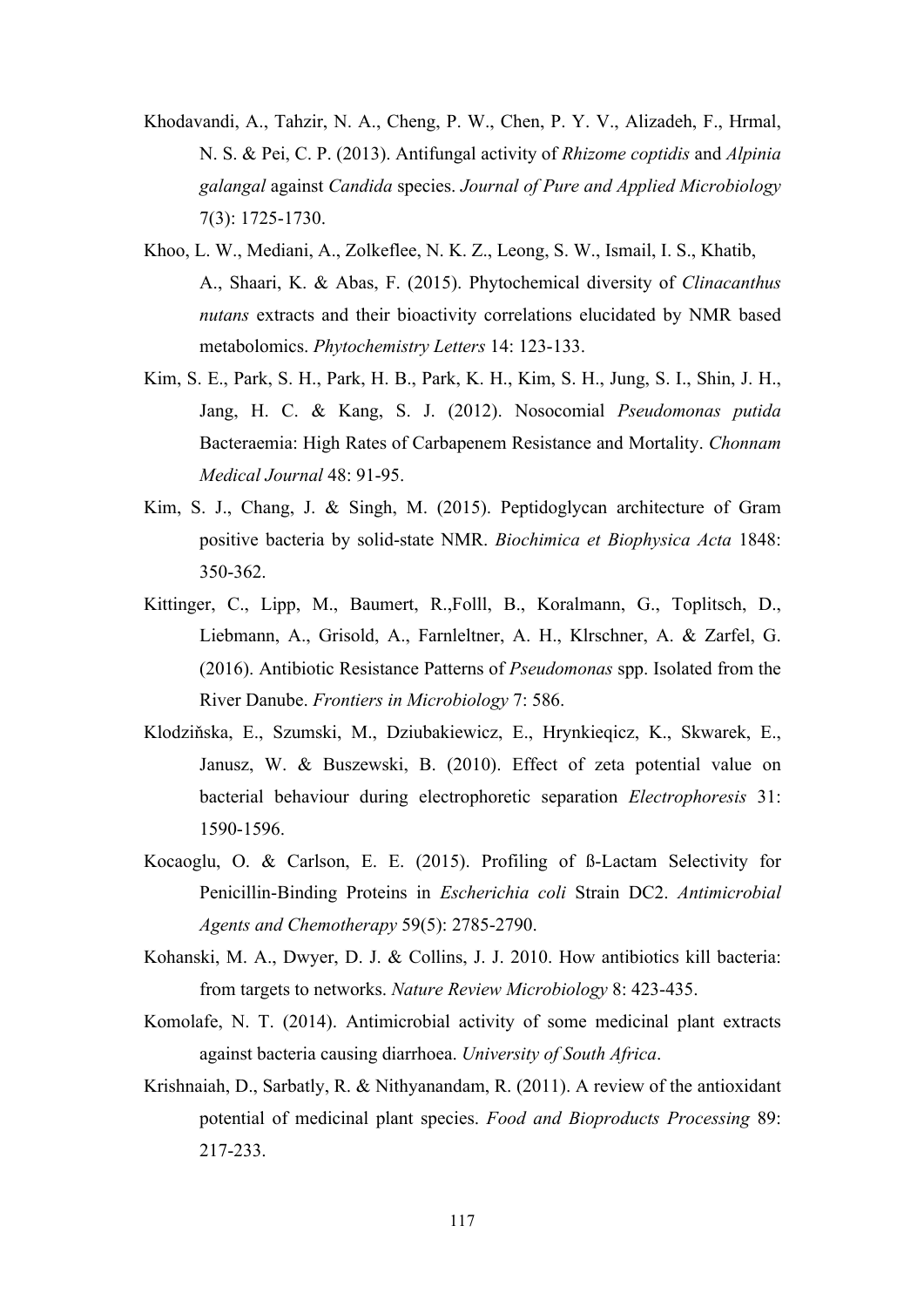Khodavandi, A., Tahzir, N. A., Cheng, P. W., Chen, P. Y. V., Alizadeh, F., Hrmal, N. S. & Pei, C. P. (2013). Antifungal activity of *Rhizome coptidis* and *Alpinia galangal* against *Candida* species. *Journal of Pure and Applied Microbiology* 7(3): 1725-1730.

Khoo, L. W., Mediani, A., Zolkeflee, N. K. Z., Leong, S. W., Ismail, I. S., Khatib, A., Shaari, K. & Abas, F. (2015). Phytochemical diversity of *Clinacanthus nutans* extracts and their bioactivity correlations elucidated by NMR based metabolomics. *Phytochemistry Letters* 14: 123-133.

Kim, S. E., Park, S. H., Park, H. B., Park, K. H., Kim, S. H., Jung, S. I., Shin, J. H., Jang, H. C. & Kang, S. J. (2012). Nosocomial *Pseudomonas putida* Bacteraemia: High Rates of Carbapenem Resistance and Mortality. *Chonnam Medical Journal* 48: 91-95.

Kim, S. J., Chang, J. & Singh, M. (2015). Peptidoglycan architecture of Gram positive bacteria by solid-state NMR. *Biochimica et Biophysica Acta* 1848: 350-362.

Kittinger, C., Lipp, M., Baumert, R.,Folll, B., Koralmann, G., Toplitsch, D., Liebmann, A., Grisold, A., Farnleltner, A. H., Klrschner, A. & Zarfel, G. (2016). Antibiotic Resistance Patterns of *Pseudomonas* spp. Isolated from the River Danube. *Frontiers in Microbiology* 7: 586.

Klodzińska, E., Szumski, M., Dziubakiewicz, E., Hrynkieqicz, K., Skwarek, E., Janusz, W. & Buszewski, B. (2010). Effect of zeta potential value on bacterial behaviour during electrophoretic separation *Electrophoresis* 31: 1590-1596.

Kocaoglu, O. & Carlson, E. E. (2015). Profiling of ß-Lactam Selectivity for Penicillin-Binding Proteins in *Escherichia coli* Strain DC2. *Antimicrobial Agents and Chemotherapy* 59(5): 2785-2790.

Kohanski, M. A., Dwyer, D. J. & Collins, J. J. 2010. How antibiotics kill bacteria: from targets to networks. *Nature Review Microbiology* 8: 423-435.

Komolafe, N. T. (2014). Antimicrobial activity of some medicinal plant extracts against bacteria causing diarrhoea. *University of South Africa*.

Krishnaiah, D., Sarbatly, R. & Nithyanandam, R. (2011). A review of the antioxidant potential of medicinal plant species. *Food and Bioproducts Processing* 89: 217-233.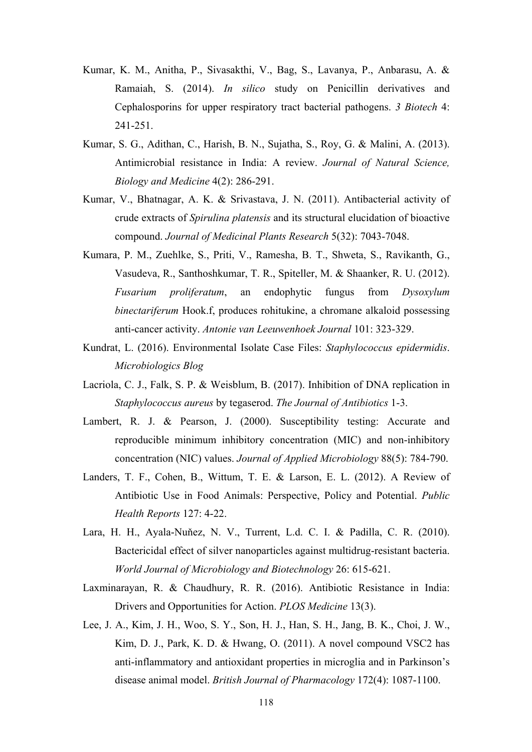Kumar, K. M., Anitha, P., Sivasakthi, V., Bag, S., Lavanya, P., Anbarasu, A. & Ramaiah, S. (2014). *In silico* study on Penicillin derivatives and Cephalosporins for upper respiratory tract bacterial pathogens. *3 Biotech* 4: 241-251.

Kumar, S. G., Adithan, C., Harish, B. N., Sujatha, S., Roy, G. & Malini, A. (2013). Antimicrobial resistance in India: A review. *Journal of Natural Science, Biology and Medicine* 4(2): 286-291.

Kumar, V., Bhatnagar, A. K. & Srivastava, J. N. (2011). Antibacterial activity of crude extracts of *Spirulina platensis* and its structural elucidation of bioactive compound. *Journal of Medicinal Plants Research* 5(32): 7043-7048.

Kumara, P. M., Zuehlke, S., Priti, V., Ramesha, B. T., Shweta, S., Ravikanth, G., Vasudeva, R., Santhoshkumar, T. R., Spiteller, M. & Shaanker, R. U. (2012). *Fusarium proliferatum*, an endophytic fungus from *Dysoxylum binectariferum* Hook.f, produces rohitukine, a chromane alkaloid possessing anti-cancer activity. *Antonie van Leeuwenhoek Journal* 101: 323-329.

Kundrat, L. (2016). Environmental Isolate Case Files: *Staphylococcus epidermidis*. *Microbiologics Blog*

Lacriola, C. J., Falk, S. P. & Weisblum, B. (2017). Inhibition of DNA replication in *Staphylococcus aureus* by tegaserod. *The Journal of Antibiotics* 1-3.

Lambert, R. J. & Pearson, J. (2000). Susceptibility testing: Accurate and reproducible minimum inhibitory concentration (MIC) and non-inhibitory concentration (NIC) values. *Journal of Applied Microbiology* 88(5): 784-790.

Landers, T. F., Cohen, B., Wittum, T. E. & Larson, E. L. (2012). A Review of Antibiotic Use in Food Animals: Perspective, Policy and Potential. *Public Health Reports* 127: 4-22.

Lara, H. H., Ayala-Nuňez, N. V., Turrent, L.d. C. I. & Padilla, C. R. (2010). Bactericidal effect of silver nanoparticles against multidrug-resistant bacteria. *World Journal of Microbiology and Biotechnology* 26: 615-621.

Laxminarayan, R. & Chaudhury, R. R. (2016). Antibiotic Resistance in India: Drivers and Opportunities for Action. *PLOS Medicine* 13(3).

Lee, J. A., Kim, J. H., Woo, S. Y., Son, H. J., Han, S. H., Jang, B. K., Choi, J. W., Kim, D. J., Park, K. D. & Hwang, O. (2011). A novel compound VSC2 has anti-inflammatory and antioxidant properties in microglia and in Parkinson's disease animal model. *British Journal of Pharmacology* 172(4): 1087-1100.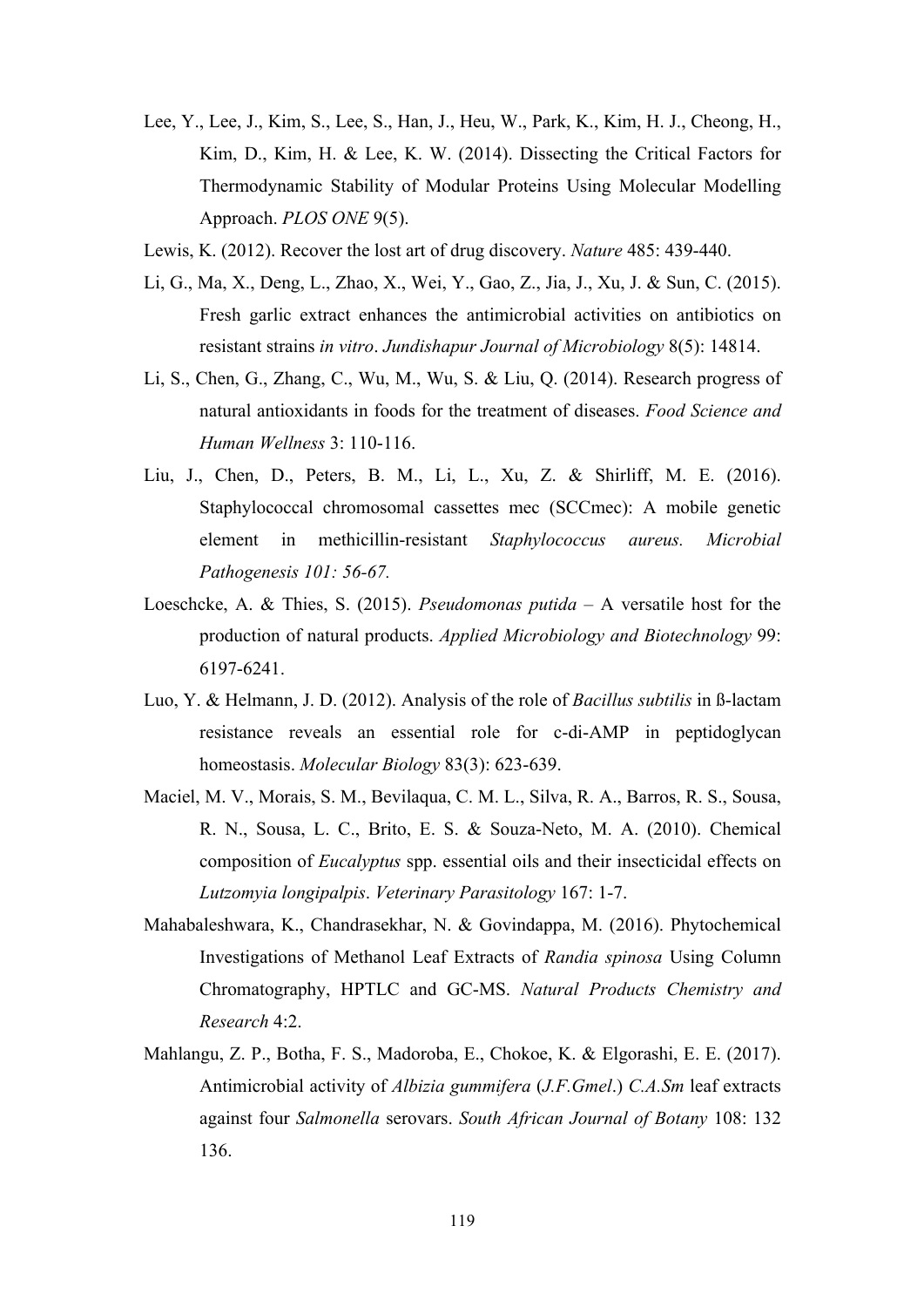Lee, Y., Lee, J., Kim, S., Lee, S., Han, J., Heu, W., Park, K., Kim, H. J., Cheong, H., Kim, D., Kim, H. & Lee, K. W. (2014). Dissecting the Critical Factors for Thermodynamic Stability of Modular Proteins Using Molecular Modelling Approach. *PLOS ONE* 9(5).

Lewis, K. (2012). Recover the lost art of drug discovery. *Nature* 485: 439-440.

Li, G., Ma, X., Deng, L., Zhao, X., Wei, Y., Gao, Z., Jia, J., Xu, J. & Sun, C. (2015). Fresh garlic extract enhances the antimicrobial activities on antibiotics on resistant strains *in vitro*. *Jundishapur Journal of Microbiology* 8(5): 14814.

Li, S., Chen, G., Zhang, C., Wu, M., Wu, S. & Liu, Q. (2014). Research progress of natural antioxidants in foods for the treatment of diseases. *Food Science and Human Wellness* 3: 110-116.

Liu, J., Chen, D., Peters, B. M., Li, L., Xu, Z. & Shirliff, M. E. (2016). Staphylococcal chromosomal cassettes mec (SCCmec): A mobile genetic element in methicillin-resistant *Staphylococcus aureus. Microbial Pathogenesis 101: 56-67.*

Loeschcke, A. & Thies, S. (2015). *Pseudomonas putida* – A versatile host for the production of natural products. *Applied Microbiology and Biotechnology* 99: 6197-6241.

Luo, Y. & Helmann, J. D. (2012). Analysis of the role of *Bacillus subtilis* in ß-lactam resistance reveals an essential role for c-di-AMP in peptidoglycan homeostasis. *Molecular Biology* 83(3): 623-639.

Maciel, M. V., Morais, S. M., Bevilaqua, C. M. L., Silva, R. A., Barros, R. S., Sousa, R. N., Sousa, L. C., Brito, E. S. & Souza-Neto, M. A. (2010). Chemical composition of *Eucalyptus* spp. essential oils and their insecticidal effects on *Lutzomyia longipalpis*. *Veterinary Parasitology* 167: 1-7.

Mahabaleshwara, K., Chandrasekhar, N. & Govindappa, M. (2016). Phytochemical Investigations of Methanol Leaf Extracts of *Randia spinosa* Using Column Chromatography, HPTLC and GC-MS. *Natural Products Chemistry and Research* 4:2.

Mahlangu, Z. P., Botha, F. S., Madoroba, E., Chokoe, K. & Elgorashi, E. E. (2017). Antimicrobial activity of *Albizia gummifera* (*J.F.Gmel*.) *C.A.Sm* leaf extracts against four *Salmonella* serovars. *South African Journal of Botany* 108: 132 136.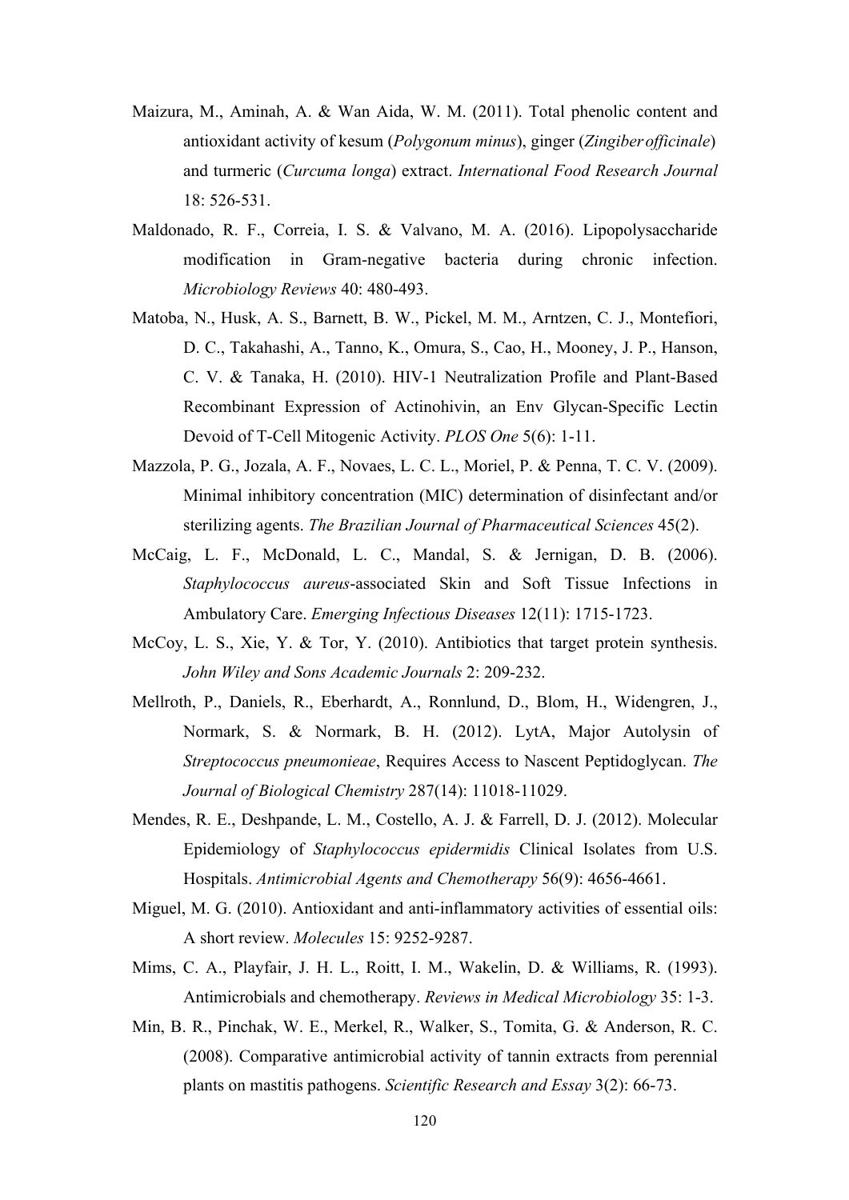Maizura, M., Aminah, A. & Wan Aida, W. M. (2011). Total phenolic content and antioxidant activity of kesum (*Polygonum minus*), ginger (*Zingiber officinale*) and turmeric (*Curcuma longa*) extract. *International Food Research Journal* 18: 526-531.

Maldonado, R. F., Correia, I. S. & Valvano, M. A. (2016). Lipopolysaccharide modification in Gram-negative bacteria during chronic infection. *Microbiology Reviews* 40: 480-493.

Matoba, N., Husk, A. S., Barnett, B. W., Pickel, M. M., Arntzen, C. J., Montefiori, D. C., Takahashi, A., Tanno, K., Omura, S., Cao, H., Mooney, J. P., Hanson, C. V. & Tanaka, H. (2010). HIV-1 Neutralization Profile and Plant-Based Recombinant Expression of Actinohivin, an Env Glycan-Specific Lectin Devoid of T-Cell Mitogenic Activity. *PLOS One* 5(6): 1-11.

Mazzola, P. G., Jozala, A. F., Novaes, L. C. L., Moriel, P. & Penna, T. C. V. (2009). Minimal inhibitory concentration (MIC) determination of disinfectant and/or sterilizing agents. *The Brazilian Journal of Pharmaceutical Sciences* 45(2).

McCaig, L. F., McDonald, L. C., Mandal, S. & Jernigan, D. B. (2006). *Staphylococcus aureus*-associated Skin and Soft Tissue Infections in Ambulatory Care. *Emerging Infectious Diseases* 12(11): 1715-1723.

McCoy, L. S., Xie, Y. & Tor, Y. (2010). Antibiotics that target protein synthesis. *John Wiley and Sons Academic Journals* 2: 209-232.

Mellroth, P., Daniels, R., Eberhardt, A., Ronnlund, D., Blom, H., Widengren, J., Normark, S. & Normark, B. H. (2012). LytA, Major Autolysin of *Streptococcus pneumonieae*, Requires Access to Nascent Peptidoglycan. *The Journal of Biological Chemistry* 287(14): 11018-11029.

Mendes, R. E., Deshpande, L. M., Costello, A. J. & Farrell, D. J. (2012). Molecular Epidemiology of *Staphylococcus epidermidis* Clinical Isolates from U.S. Hospitals. *Antimicrobial Agents and Chemotherapy* 56(9): 4656-4661.

Miguel, M. G. (2010). Antioxidant and anti-inflammatory activities of essential oils: A short review. *Molecules* 15: 9252-9287.

Mims, C. A., Playfair, J. H. L., Roitt, I. M., Wakelin, D. & Williams, R. (1993). Antimicrobials and chemotherapy. *Reviews in Medical Microbiology* 35: 1-3.

Min, B. R., Pinchak, W. E., Merkel, R., Walker, S., Tomita, G. & Anderson, R. C. (2008). Comparative antimicrobial activity of tannin extracts from perennial plants on mastitis pathogens. *Scientific Research and Essay* 3(2): 66-73.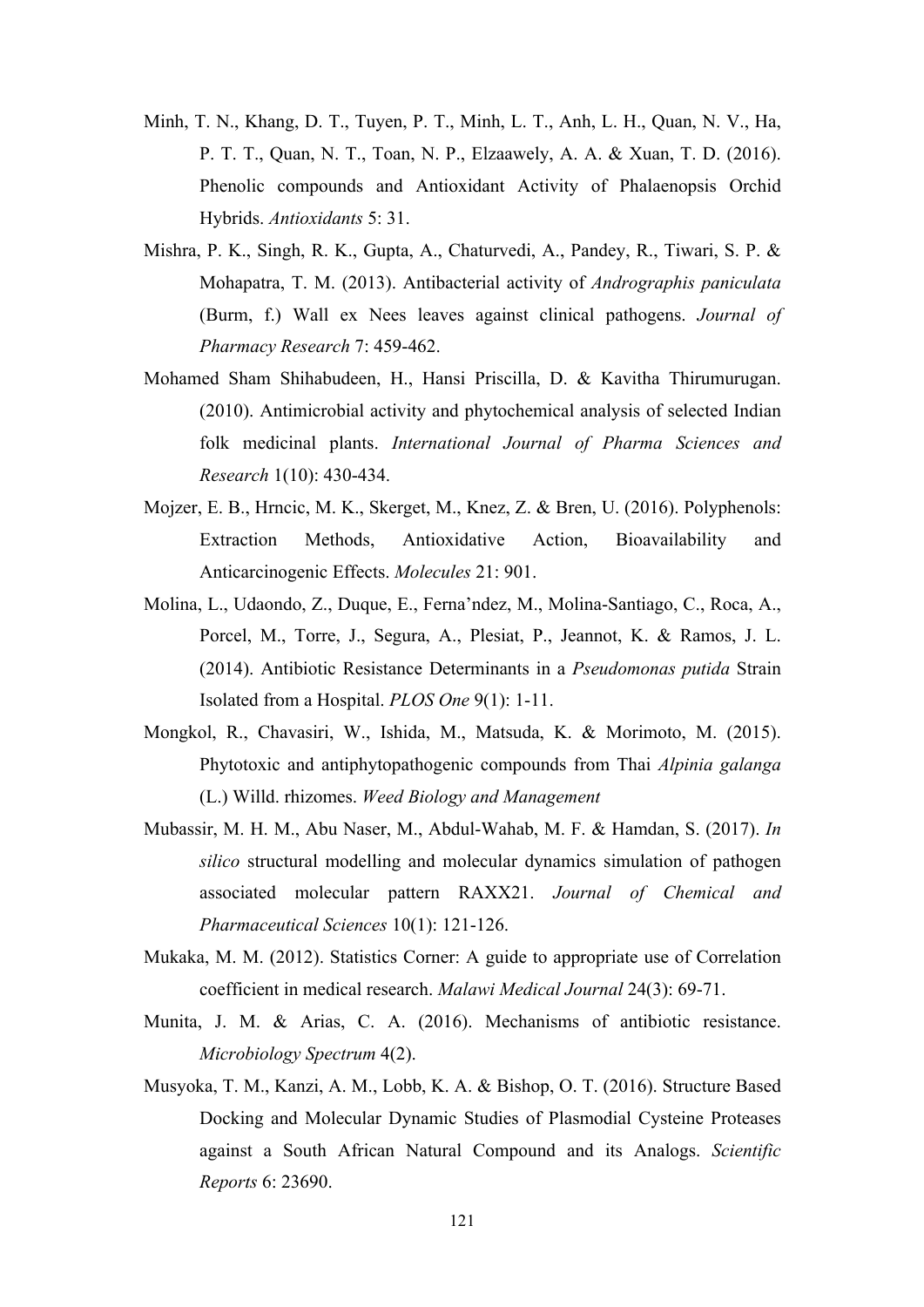Minh, T. N., Khang, D. T., Tuyen, P. T., Minh, L. T., Anh, L. H., Quan, N. V., Ha, P. T. T., Quan, N. T., Toan, N. P., Elzaawely, A. A. & Xuan, T. D. (2016). Phenolic compounds and Antioxidant Activity of Phalaenopsis Orchid Hybrids. *Antioxidants* 5: 31.

Mishra, P. K., Singh, R. K., Gupta, A., Chaturvedi, A., Pandey, R., Tiwari, S. P. & Mohapatra, T. M. (2013). Antibacterial activity of *Andrographis paniculata* (Burm, f.) Wall ex Nees leaves against clinical pathogens. *Journal of Pharmacy Research* 7: 459-462.

Mohamed Sham Shihabudeen, H., Hansi Priscilla, D. & Kavitha Thirumurugan. (2010). Antimicrobial activity and phytochemical analysis of selected Indian folk medicinal plants. *International Journal of Pharma Sciences and Research* 1(10): 430-434.

Mojzer, E. B., Hrncic, M. K., Skerget, M., Knez, Z. & Bren, U. (2016). Polyphenols: Extraction Methods, Antioxidative Action, Bioavailability and Anticarcinogenic Effects. *Molecules* 21: 901.

Molina, L., Udaondo, Z., Duque, E., Ferna'ndez, M., Molina-Santiago, C., Roca, A., Porcel, M., Torre, J., Segura, A., Plesiat, P., Jeannot, K. & Ramos, J. L. (2014). Antibiotic Resistance Determinants in a *Pseudomonas putida* Strain Isolated from a Hospital. *PLOS One* 9(1): 1-11.

Mongkol, R., Chavasiri, W., Ishida, M., Matsuda, K. & Morimoto, M. (2015). Phytotoxic and antiphytopathogenic compounds from Thai *Alpinia galanga* (L.) Willd. rhizomes. *Weed Biology and Management*

Mubassir, M. H. M., Abu Naser, M., Abdul-Wahab, M. F. & Hamdan, S. (2017). *In silico* structural modelling and molecular dynamics simulation of pathogen associated molecular pattern RAXX21. *Journal of Chemical and Pharmaceutical Sciences* 10(1): 121-126.

Mukaka, M. M. (2012). Statistics Corner: A guide to appropriate use of Correlation coefficient in medical research. *Malawi Medical Journal* 24(3): 69-71.

Munita, J. M. & Arias, C. A. (2016). Mechanisms of antibiotic resistance. *Microbiology Spectrum* 4(2).

Musyoka, T. M., Kanzi, A. M., Lobb, K. A. & Bishop, O. T. (2016). Structure Based Docking and Molecular Dynamic Studies of Plasmodial Cysteine Proteases against a South African Natural Compound and its Analogs. *Scientific Reports* 6: 23690.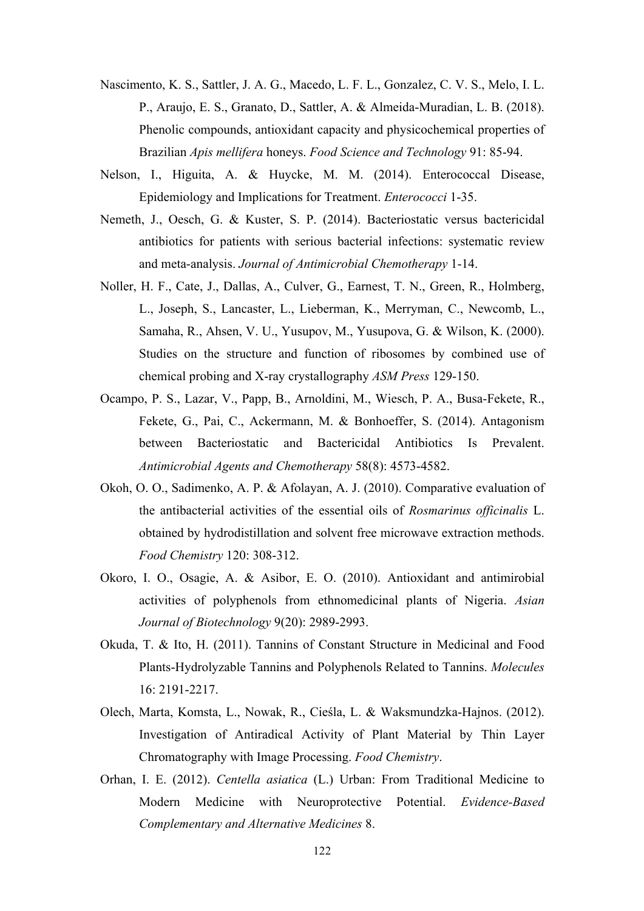Nascimento, K. S., Sattler, J. A. G., Macedo, L. F. L., Gonzalez, C. V. S., Melo, I. L. P., Araujo, E. S., Granato, D., Sattler, A. & Almeida-Muradian, L. B. (2018). Phenolic compounds, antioxidant capacity and physicochemical properties of Brazilian *Apis mellifera* honeys. *Food Science and Technology* 91: 85-94.

Nelson, I., Higuita, A. & Huycke, M. M. (2014). Enterococcal Disease, Epidemiology and Implications for Treatment. *Enterococci* 1-35.

Nemeth, J., Oesch, G. & Kuster, S. P. (2014). Bacteriostatic versus bactericidal antibiotics for patients with serious bacterial infections: systematic review and meta-analysis. *Journal of Antimicrobial Chemotherapy* 1-14.

Noller, H. F., Cate, J., Dallas, A., Culver, G., Earnest, T. N., Green, R., Holmberg, L., Joseph, S., Lancaster, L., Lieberman, K., Merryman, C., Newcomb, L., Samaha, R., Ahsen, V. U., Yusupov, M., Yusupova, G. & Wilson, K. (2000). Studies on the structure and function of ribosomes by combined use of chemical probing and X-ray crystallography *ASM Press* 129-150.

Ocampo, P. S., Lazar, V., Papp, B., Arnoldini, M., Wiesch, P. A., Busa-Fekete, R., Fekete, G., Pai, C., Ackermann, M. & Bonhoeffer, S. (2014). Antagonism between Bacteriostatic and Bactericidal Antibiotics Is Prevalent. *Antimicrobial Agents and Chemotherapy* 58(8): 4573-4582.

Okoh, O. O., Sadimenko, A. P. & Afolayan, A. J. (2010). Comparative evaluation of the antibacterial activities of the essential oils of *Rosmarinus officinalis* L. obtained by hydrodistillation and solvent free microwave extraction methods. *Food Chemistry* 120: 308-312.

Okoro, I. O., Osagie, A. & Asibor, E. O. (2010). Antioxidant and antimirobial activities of polyphenols from ethnomedicinal plants of Nigeria. *Asian Journal of Biotechnology* 9(20): 2989-2993.

Okuda, T. & Ito, H. (2011). Tannins of Constant Structure in Medicinal and Food Plants-Hydrolyzable Tannins and Polyphenols Related to Tannins. *Molecules* 16: 2191-2217.

Olech, Marta, Komsta, L., Nowak, R., Cieśla, L. & Waksmundzka-Hajnos. (2012). Investigation of Antiradical Activity of Plant Material by Thin Layer Chromatography with Image Processing. *Food Chemistry*.

Orhan, I. E. (2012). *Centella asiatica* (L.) Urban: From Traditional Medicine to Modern Medicine with Neuroprotective Potential. *Evidence-Based Complementary and Alternative Medicines* 8.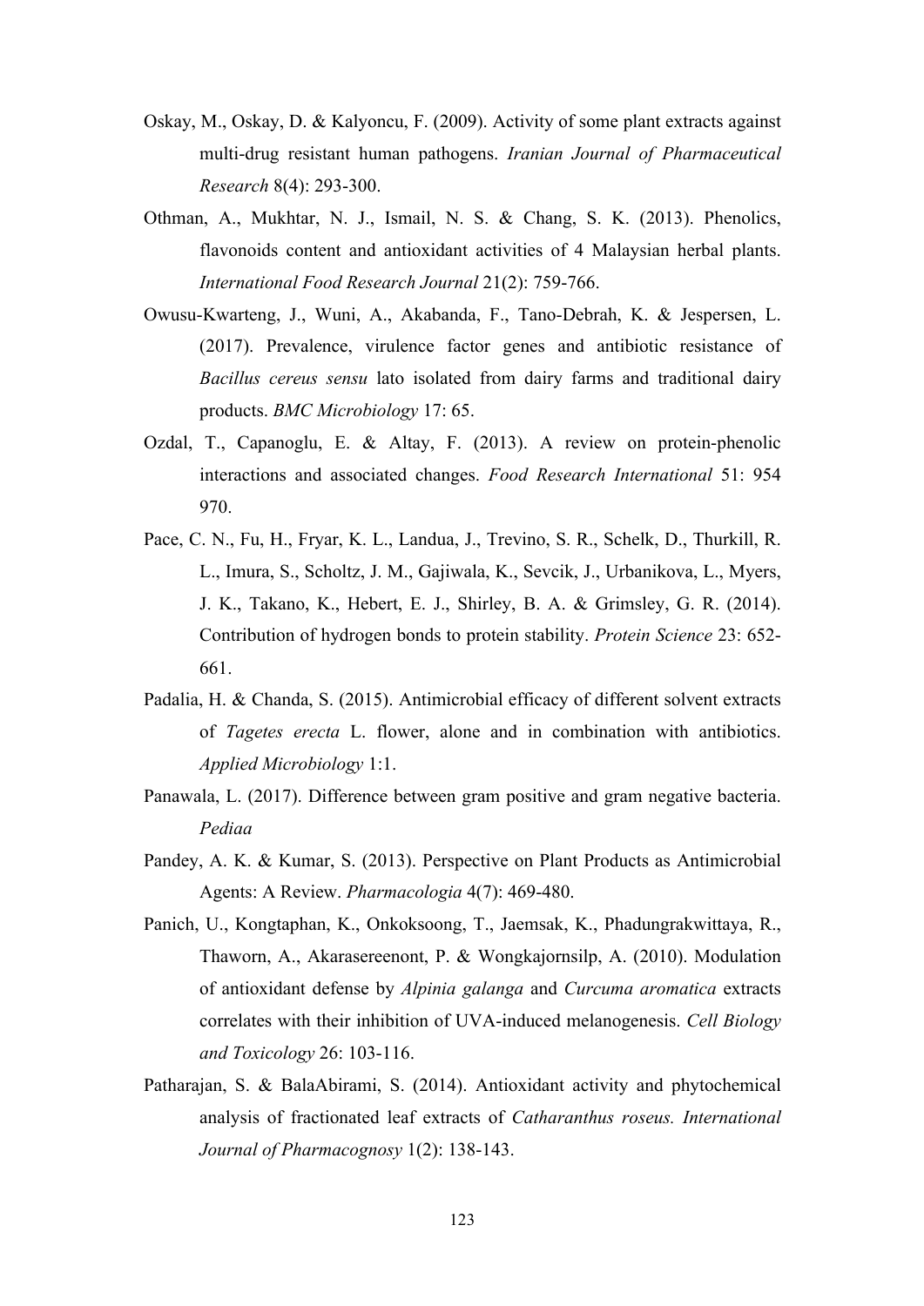Oskay, M., Oskay, D. & Kalyoncu, F. (2009). Activity of some plant extracts against multi-drug resistant human pathogens. *Iranian Journal of Pharmaceutical Research* 8(4): 293-300.

Othman, A., Mukhtar, N. J., Ismail, N. S. & Chang, S. K. (2013). Phenolics, flavonoids content and antioxidant activities of 4 Malaysian herbal plants. *International Food Research Journal* 21(2): 759-766.

Owusu-Kwarteng, J., Wuni, A., Akabanda, F., Tano-Debrah, K. & Jespersen, L. (2017). Prevalence, virulence factor genes and antibiotic resistance of *Bacillus cereus sensu* lato isolated from dairy farms and traditional dairy products. *BMC Microbiology* 17: 65.

Ozdal, T., Capanoglu, E. & Altay, F. (2013). A review on protein-phenolic interactions and associated changes. *Food Research International* 51: 954 970.

Pace, C. N., Fu, H., Fryar, K. L., Landua, J., Trevino, S. R., Schelk, D., Thurkill, R. L., Imura, S., Scholtz, J. M., Gajiwala, K., Sevcik, J., Urbanikova, L., Myers, J. K., Takano, K., Hebert, E. J., Shirley, B. A. & Grimsley, G. R. (2014). Contribution of hydrogen bonds to protein stability. *Protein Science* 23: 652-661.

Padalia, H. & Chanda, S. (2015). Antimicrobial efficacy of different solvent extracts of *Tagetes erecta* L. flower, alone and in combination with antibiotics. *Applied Microbiology* 1:1.

Panawala, L. (2017). Difference between gram positive and gram negative bacteria. *Pediaa*

Pandey, A. K. & Kumar, S. (2013). Perspective on Plant Products as Antimicrobial Agents: A Review. *Pharmacologia* 4(7): 469-480.

Panich, U., Kongtaphan, K., Onkoksoong, T., Jaemsak, K., Phadungrakwittaya, R., Thaworn, A., Akarasereenont, P. & Wongkajornsilp, A. (2010). Modulation of antioxidant defense by *Alpinia galanga* and *Curcuma aromatica* extracts correlates with their inhibition of UVA-induced melanogenesis. *Cell Biology and Toxicology* 26: 103-116.

Patharajan, S. & BalaAbirami, S. (2014). Antioxidant activity and phytochemical analysis of fractionated leaf extracts of *Catharanthus roseus. International Journal of Pharmacognosy* 1(2): 138-143.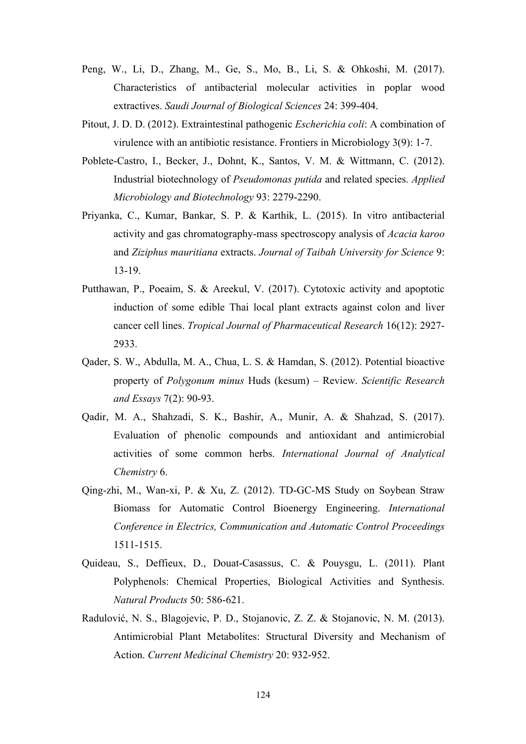Peng, W., Li, D., Zhang, M., Ge, S., Mo, B., Li, S. & Ohkoshi, M. (2017). Characteristics of antibacterial molecular activities in poplar wood extractives. *Saudi Journal of Biological Sciences* 24: 399-404.

Pitout, J. D. D. (2012). Extraintestinal pathogenic *Escherichia coli*: A combination of virulence with an antibiotic resistance. Frontiers in Microbiology 3(9): 1-7.

Poblete-Castro, I., Becker, J., Dohnt, K., Santos, V. M. & Wittmann, C. (2012). Industrial biotechnology of *Pseudomonas putida* and related species. *Applied Microbiology and Biotechnology* 93: 2279-2290.

Priyanka, C., Kumar, Bankar, S. P. & Karthik, L. (2015). In vitro antibacterial activity and gas chromatography-mass spectroscopy analysis of *Acacia karoo* and *Ziziphus mauritiana* extracts. *Journal of Taibah University for Science* 9: 13-19.

Putthawan, P., Poeaim, S. & Areekul, V. (2017). Cytotoxic activity and apoptotic induction of some edible Thai local plant extracts against colon and liver cancer cell lines. *Tropical Journal of Pharmaceutical Research* 16(12): 2927-2933.

Qader, S. W., Abdulla, M. A., Chua, L. S. & Hamdan, S. (2012). Potential bioactive property of *Polygonum minus* Huds (kesum) – Review. *Scientific Research and Essays* 7(2): 90-93.

Qadir, M. A., Shahzadi, S. K., Bashir, A., Munir, A. & Shahzad, S. (2017). Evaluation of phenolic compounds and antioxidant and antimicrobial activities of some common herbs. *International Journal of Analytical Chemistry* 6.

Qing-zhi, M., Wan-xi, P. & Xu, Z. (2012). TD-GC-MS Study on Soybean Straw Biomass for Automatic Control Bioenergy Engineering. *International Conference in Electrics, Communication and Automatic Control Proceedings* 1511-1515.

Quideau, S., Deffieux, D., Douat-Casassus, C. & Pouysgu, L. (2011). Plant Polyphenols: Chemical Properties, Biological Activities and Synthesis. *Natural Products* 50: 586-621.

Radulović, N. S., Blagojevic, P. D., Stojanovic, Z. Z. & Stojanovic, N. M. (2013). Antimicrobial Plant Metabolites: Structural Diversity and Mechanism of Action. *Current Medicinal Chemistry* 20: 932-952.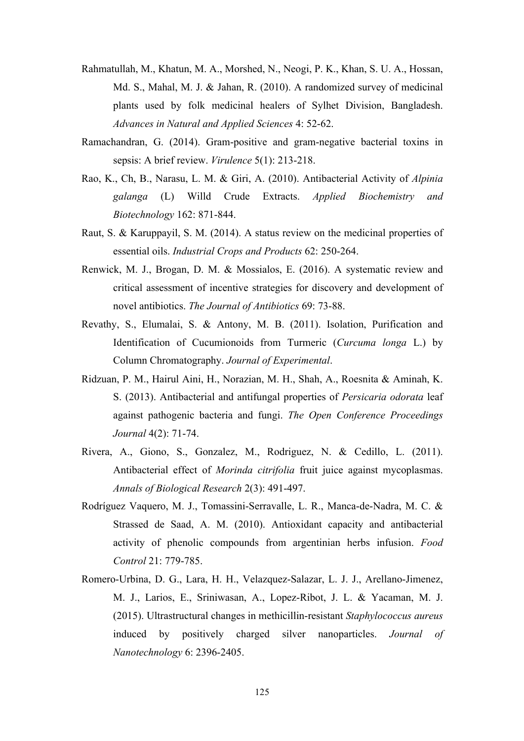Rahmatullah, M., Khatun, M. A., Morshed, N., Neogi, P. K., Khan, S. U. A., Hossan, Md. S., Mahal, M. J. & Jahan, R. (2010). A randomized survey of medicinal plants used by folk medicinal healers of Sylhet Division, Bangladesh. *Advances in Natural and Applied Sciences* 4: 52-62.

Ramachandran, G. (2014). Gram-positive and gram-negative bacterial toxins in sepsis: A brief review. *Virulence* 5(1): 213-218.

Rao, K., Ch, B., Narasu, L. M. & Giri, A. (2010). Antibacterial Activity of *Alpinia galanga* (L) Willd Crude Extracts. *Applied Biochemistry and Biotechnology* 162: 871-844.

Raut, S. & Karuppayil, S. M. (2014). A status review on the medicinal properties of essential oils. *Industrial Crops and Products* 62: 250-264.

Renwick, M. J., Brogan, D. M. & Mossialos, E. (2016). A systematic review and critical assessment of incentive strategies for discovery and development of novel antibiotics. *The Journal of Antibiotics* 69: 73-88.

Revathy, S., Elumalai, S. & Antony, M. B. (2011). Isolation, Purification and Identification of Cucumionoids from Turmeric (*Curcuma longa* L.) by Column Chromatography. *Journal of Experimental*.

Ridzuan, P. M., Hairul Aini, H., Norazian, M. H., Shah, A., Roesnita & Aminah, K. S. (2013). Antibacterial and antifungal properties of *Persicaria odorata* leaf against pathogenic bacteria and fungi. *The Open Conference Proceedings Journal* 4(2): 71-74.

Rivera, A., Giono, S., Gonzalez, M., Rodriguez, N. & Cedillo, L. (2011). Antibacterial effect of *Morinda citrifolia* fruit juice against mycoplasmas. *Annals of Biological Research* 2(3): 491-497.

Rodríguez Vaquero, M. J., Tomassini-Serravalle, L. R., Manca-de-Nadra, M. C. & Strassed de Saad, A. M. (2010). Antioxidant capacity and antibacterial activity of phenolic compounds from argentinian herbs infusion. *Food Control* 21: 779-785.

Romero-Urbina, D. G., Lara, H. H., Velazquez-Salazar, L. J. J., Arellano-Jimenez, M. J., Larios, E., Sriniwasan, A., Lopez-Ribot, J. L. & Yacaman, M. J. (2015). Ultrastructural changes in methicillin-resistant *Staphylococcus aureus* induced by positively charged silver nanoparticles. *Journal of Nanotechnology* 6: 2396-2405.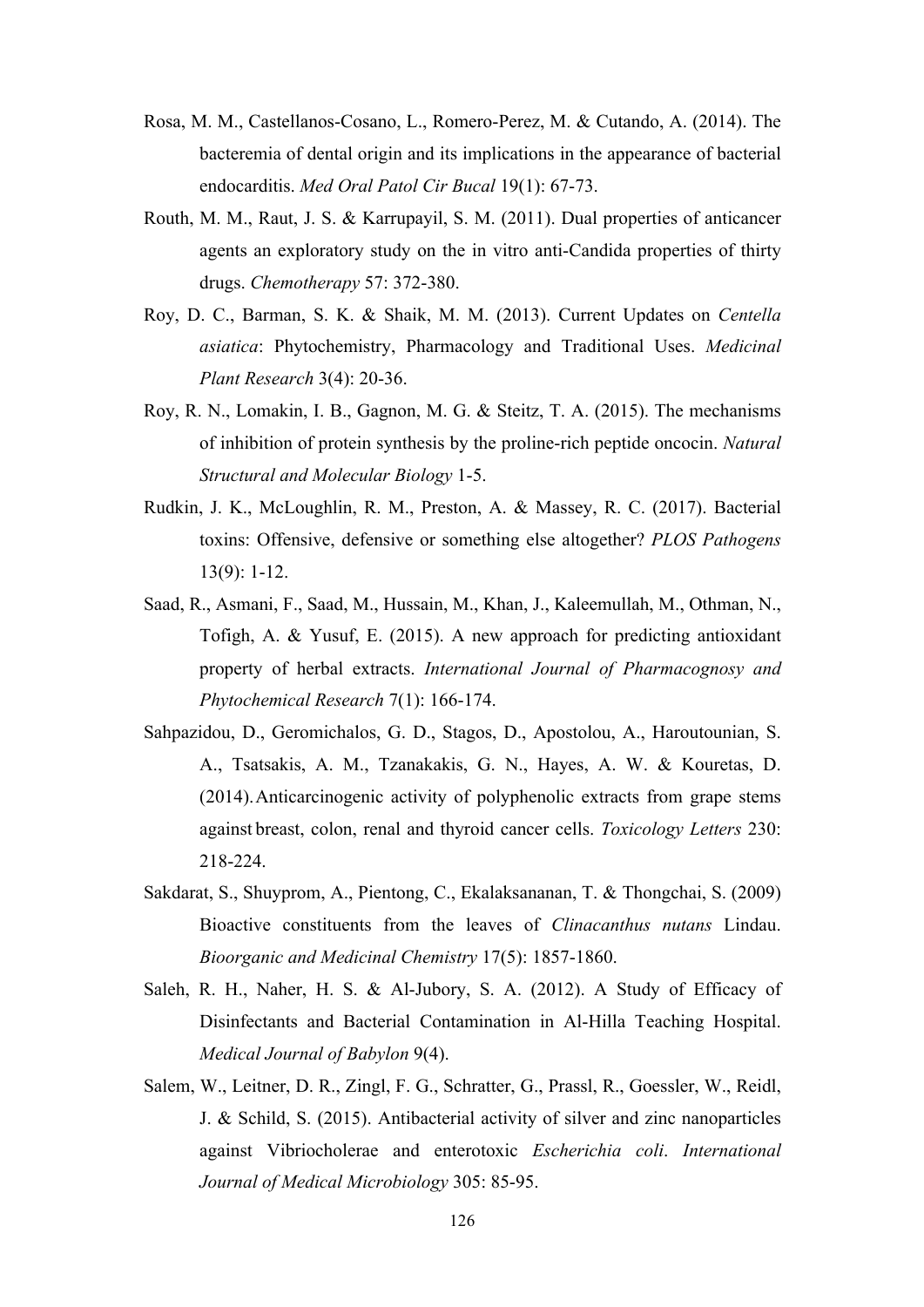Rosa, M. M., Castellanos-Cosano, L., Romero-Perez, M. & Cutando, A. (2014). The bacteremia of dental origin and its implications in the appearance of bacterial endocarditis. *Med Oral Patol Cir Bucal* 19(1): 67-73.

Routh, M. M., Raut, J. S. & Karrupayil, S. M. (2011). Dual properties of anticancer agents an exploratory study on the in vitro anti-Candida properties of thirty drugs. *Chemotherapy* 57: 372-380.

Roy, D. C., Barman, S. K. & Shaik, M. M. (2013). Current Updates on *Centella asiatica*: Phytochemistry, Pharmacology and Traditional Uses. *Medicinal Plant Research* 3(4): 20-36.

Roy, R. N., Lomakin, I. B., Gagnon, M. G. & Steitz, T. A. (2015). The mechanisms of inhibition of protein synthesis by the proline-rich peptide oncocin. *Natural Structural and Molecular Biology* 1-5.

Rudkin, J. K., McLoughlin, R. M., Preston, A. & Massey, R. C. (2017). Bacterial toxins: Offensive, defensive or something else altogether? *PLOS Pathogens* 13(9): 1-12.

Saad, R., Asmani, F., Saad, M., Hussain, M., Khan, J., Kaleemullah, M., Othman, N., Tofigh, A. & Yusuf, E. (2015). A new approach for predicting antioxidant property of herbal extracts. *International Journal of Pharmacognosy and Phytochemical Research* 7(1): 166-174.

Sahpazidou, D., Geromichalos, G. D., Stagos, D., Apostolou, A., Haroutounian, S. A., Tsatsakis, A. M., Tzanakakis, G. N., Hayes, A. W. & Kouretas, D. (2014). Anticarcinogenic activity of polyphenolic extracts from grape stems against breast, colon, renal and thyroid cancer cells. *Toxicology Letters* 230: 218-224.

Sakdarat, S., Shuyprom, A., Pientong, C., Ekalaksananan, T. & Thongchai, S. (2009) Bioactive constituents from the leaves of *Clinacanthus nutans* Lindau. *Bioorganic and Medicinal Chemistry* 17(5): 1857-1860.

Saleh, R. H., Naher, H. S. & Al-Jubory, S. A. (2012). A Study of Efficacy of Disinfectants and Bacterial Contamination in Al-Hilla Teaching Hospital. *Medical Journal of Babylon* 9(4).

Salem, W., Leitner, D. R., Zingl, F. G., Schratter, G., Prassl, R., Goessler, W., Reidl, J. & Schild, S. (2015). Antibacterial activity of silver and zinc nanoparticles against Vibriocholerae and enterotoxic *Escherichia coli*. *International Journal of Medical Microbiology* 305: 85-95.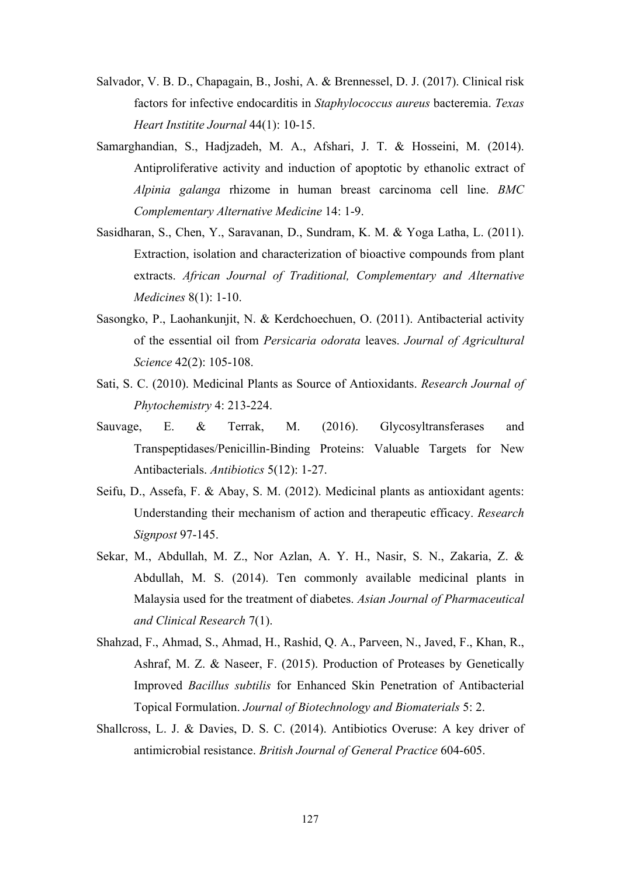Salvador, V. B. D., Chapagain, B., Joshi, A. & Brennessel, D. J. (2017). Clinical risk factors for infective endocarditis in *Staphylococcus aureus* bacteremia. *Texas Heart Institite Journal* 44(1): 10-15.

Samarghandian, S., Hadjzadeh, M. A., Afshari, J. T. & Hosseini, M. (2014). Antiproliferative activity and induction of apoptotic by ethanolic extract of *Alpinia galanga* rhizome in human breast carcinoma cell line. *BMC Complementary Alternative Medicine* 14: 1-9.

Sasidharan, S., Chen, Y., Saravanan, D., Sundram, K. M. & Yoga Latha, L. (2011). Extraction, isolation and characterization of bioactive compounds from plant extracts. *African Journal of Traditional, Complementary and Alternative Medicines* 8(1): 1-10.

Sasongko, P., Laohankunjit, N. & Kerdchoechuen, O. (2011). Antibacterial activity of the essential oil from *Persicaria odorata* leaves. *Journal of Agricultural Science* 42(2): 105-108.

Sati, S. C. (2010). Medicinal Plants as Source of Antioxidants. *Research Journal of Phytochemistry* 4: 213-224.

Sauvage, E. & Terrak, M. (2016). Glycosyltransferases and Transpeptidases/Penicillin-Binding Proteins: Valuable Targets for New Antibacterials. *Antibiotics* 5(12): 1-27.

Seifu, D., Assefa, F. & Abay, S. M. (2012). Medicinal plants as antioxidant agents: Understanding their mechanism of action and therapeutic efficacy. *Research Signpost* 97-145.

Sekar, M., Abdullah, M. Z., Nor Azlan, A. Y. H., Nasir, S. N., Zakaria, Z. & Abdullah, M. S. (2014). Ten commonly available medicinal plants in Malaysia used for the treatment of diabetes. *Asian Journal of Pharmaceutical and Clinical Research* 7(1).

Shahzad, F., Ahmad, S., Ahmad, H., Rashid, Q. A., Parveen, N., Javed, F., Khan, R., Ashraf, M. Z. & Naseer, F. (2015). Production of Proteases by Genetically Improved *Bacillus subtilis* for Enhanced Skin Penetration of Antibacterial Topical Formulation. *Journal of Biotechnology and Biomaterials* 5: 2.

Shallcross, L. J. & Davies, D. S. C. (2014). Antibiotics Overuse: A key driver of antimicrobial resistance. *British Journal of General Practice* 604-605.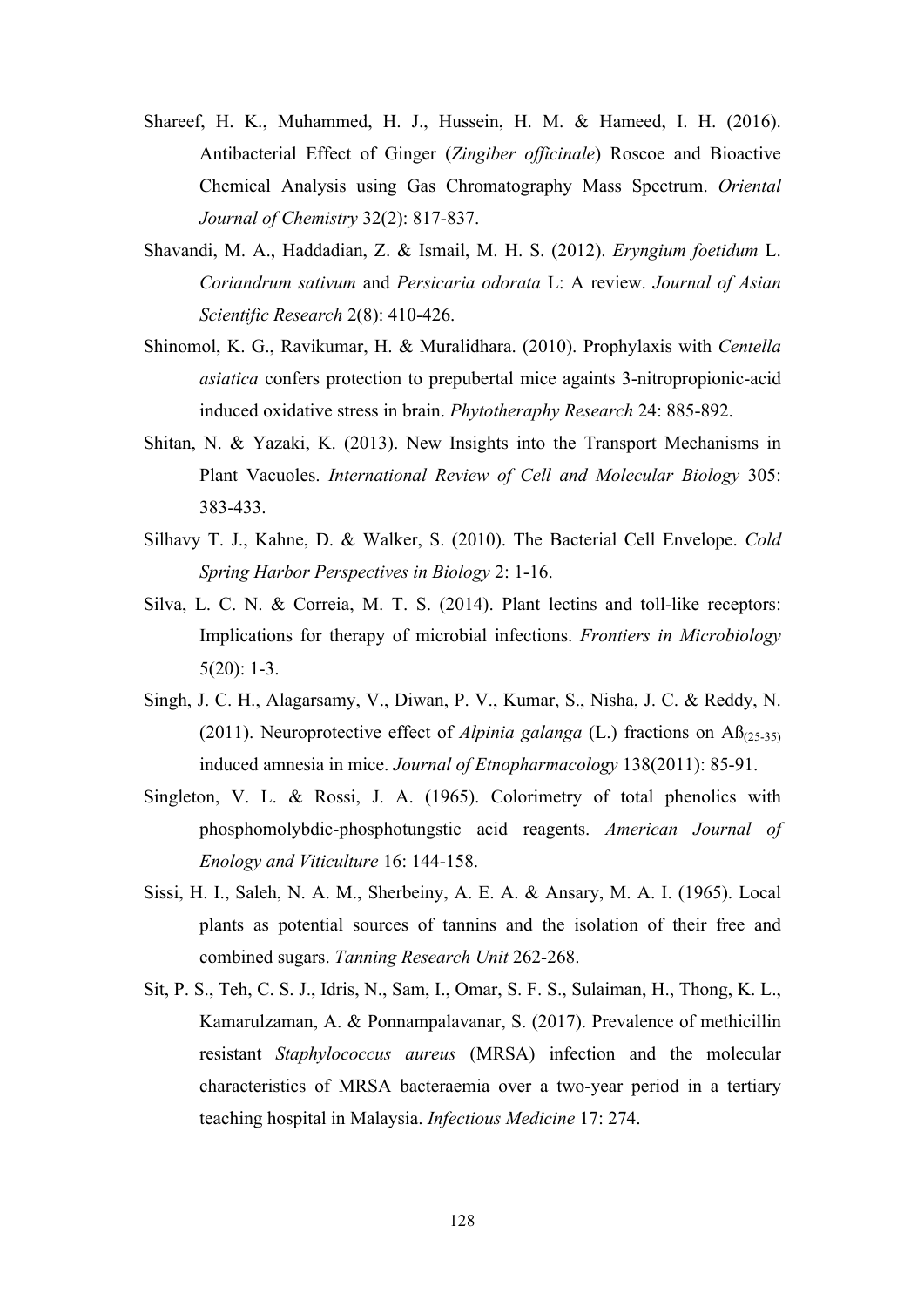Shareef, H. K., Muhammed, H. J., Hussein, H. M. & Hameed, I. H. (2016). Antibacterial Effect of Ginger (*Zingiber officinale*) Roscoe and Bioactive Chemical Analysis using Gas Chromatography Mass Spectrum. *Oriental Journal of Chemistry* 32(2): 817-837.

Shavandi, M. A., Haddadian, Z. & Ismail, M. H. S. (2012). *Eryngium foetidum* L. *Coriandrum sativum* and *Persicaria odorata* L: A review. *Journal of Asian Scientific Research* 2(8): 410-426.

Shinomol, K. G., Ravikumar, H. & Muralidhara. (2010). Prophylaxis with *Centella asiatica* confers protection to prepubertal mice againts 3-nitropropionic-acid induced oxidative stress in brain. *Phytotheraphy Research* 24: 885-892.

Shitan, N. & Yazaki, K. (2013). New Insights into the Transport Mechanisms in Plant Vacuoles. *International Review of Cell and Molecular Biology* 305: 383-433.

Silhavy T. J., Kahne, D. & Walker, S. (2010). The Bacterial Cell Envelope. *Cold Spring Harbor Perspectives in Biology* 2: 1-16.

Silva, L. C. N. & Correia, M. T. S. (2014). Plant lectins and toll-like receptors: Implications for therapy of microbial infections. *Frontiers in Microbiology* 5(20): 1-3.

Singh, J. C. H., Alagarsamy, V., Diwan, P. V., Kumar, S., Nisha, J. C. & Reddy, N. (2011). Neuroprotective effect of *Alpinia galanga* (L.) fractions on Aß$_{(25\text{-}35)}$ induced amnesia in mice. *Journal of Etnopharmacology* 138(2011): 85-91.

Singleton, V. L. & Rossi, J. A. (1965). Colorimetry of total phenolics with phosphomolybdic-phosphotungstic acid reagents. *American Journal of Enology and Viticulture* 16: 144-158.

Sissi, H. I., Saleh, N. A. M., Sherbeiny, A. E. A. & Ansary, M. A. I. (1965). Local plants as potential sources of tannins and the isolation of their free and combined sugars. *Tanning Research Unit* 262-268.

Sit, P. S., Teh, C. S. J., Idris, N., Sam, I., Omar, S. F. S., Sulaiman, H., Thong, K. L., Kamarulzaman, A. & Ponnampalavanar, S. (2017). Prevalence of methicillin resistant *Staphylococcus aureus* (MRSA) infection and the molecular characteristics of MRSA bacteraemia over a two-year period in a tertiary teaching hospital in Malaysia. *Infectious Medicine* 17: 274.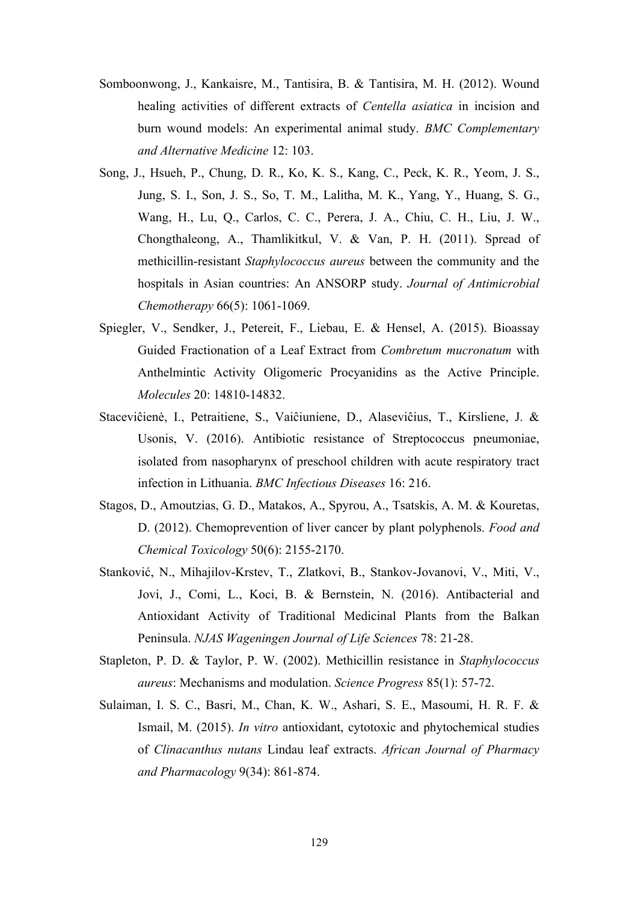Somboonwong, J., Kankaisre, M., Tantisira, B. & Tantisira, M. H. (2012). Wound healing activities of different extracts of *Centella asiatica* in incision and burn wound models: An experimental animal study. *BMC Complementary and Alternative Medicine* 12: 103.

Song, J., Hsueh, P., Chung, D. R., Ko, K. S., Kang, C., Peck, K. R., Yeom, J. S., Jung, S. I., Son, J. S., So, T. M., Lalitha, M. K., Yang, Y., Huang, S. G., Wang, H., Lu, Q., Carlos, C. C., Perera, J. A., Chiu, C. H., Liu, J. W., Chongthaleong, A., Thamlikitkul, V. & Van, P. H. (2011). Spread of methicillin-resistant *Staphylococcus aureus* between the community and the hospitals in Asian countries: An ANSORP study. *Journal of Antimicrobial Chemotherapy* 66(5): 1061-1069.

Spiegler, V., Sendker, J., Petereit, F., Liebau, E. & Hensel, A. (2015). Bioassay Guided Fractionation of a Leaf Extract from *Combretum mucronatum* with Anthelmintic Activity Oligomeric Procyanidins as the Active Principle. *Molecules* 20: 14810-14832.

Staceviĉienė, I., Petraitiene, S., Vaiĉiuniene, D., Alaseviĉius, T., Kirsliene, J. & Usonis, V. (2016). Antibiotic resistance of Streptococcus pneumoniae, isolated from nasopharynx of preschool children with acute respiratory tract infection in Lithuania. *BMC Infectious Diseases* 16: 216.

Stagos, D., Amoutzias, G. D., Matakos, A., Spyrou, A., Tsatskis, A. M. & Kouretas, D. (2012). Chemoprevention of liver cancer by plant polyphenols. *Food and Chemical Toxicology* 50(6): 2155-2170.

Stanković, N., Mihajilov-Krstev, T., Zlatkovi, B., Stankov-Jovanovi, V., Miti, V., Jovi, J., Comi, L., Koci, B. & Bernstein, N. (2016). Antibacterial and Antioxidant Activity of Traditional Medicinal Plants from the Balkan Peninsula. *NJAS Wageningen Journal of Life Sciences* 78: 21-28.

Stapleton, P. D. & Taylor, P. W. (2002). Methicillin resistance in *Staphylococcus aureus*: Mechanisms and modulation. *Science Progress* 85(1): 57-72.

Sulaiman, I. S. C., Basri, M., Chan, K. W., Ashari, S. E., Masoumi, H. R. F. & Ismail, M. (2015). *In vitro* antioxidant, cytotoxic and phytochemical studies of *Clinacanthus nutans* Lindau leaf extracts. *African Journal of Pharmacy and Pharmacology* 9(34): 861-874.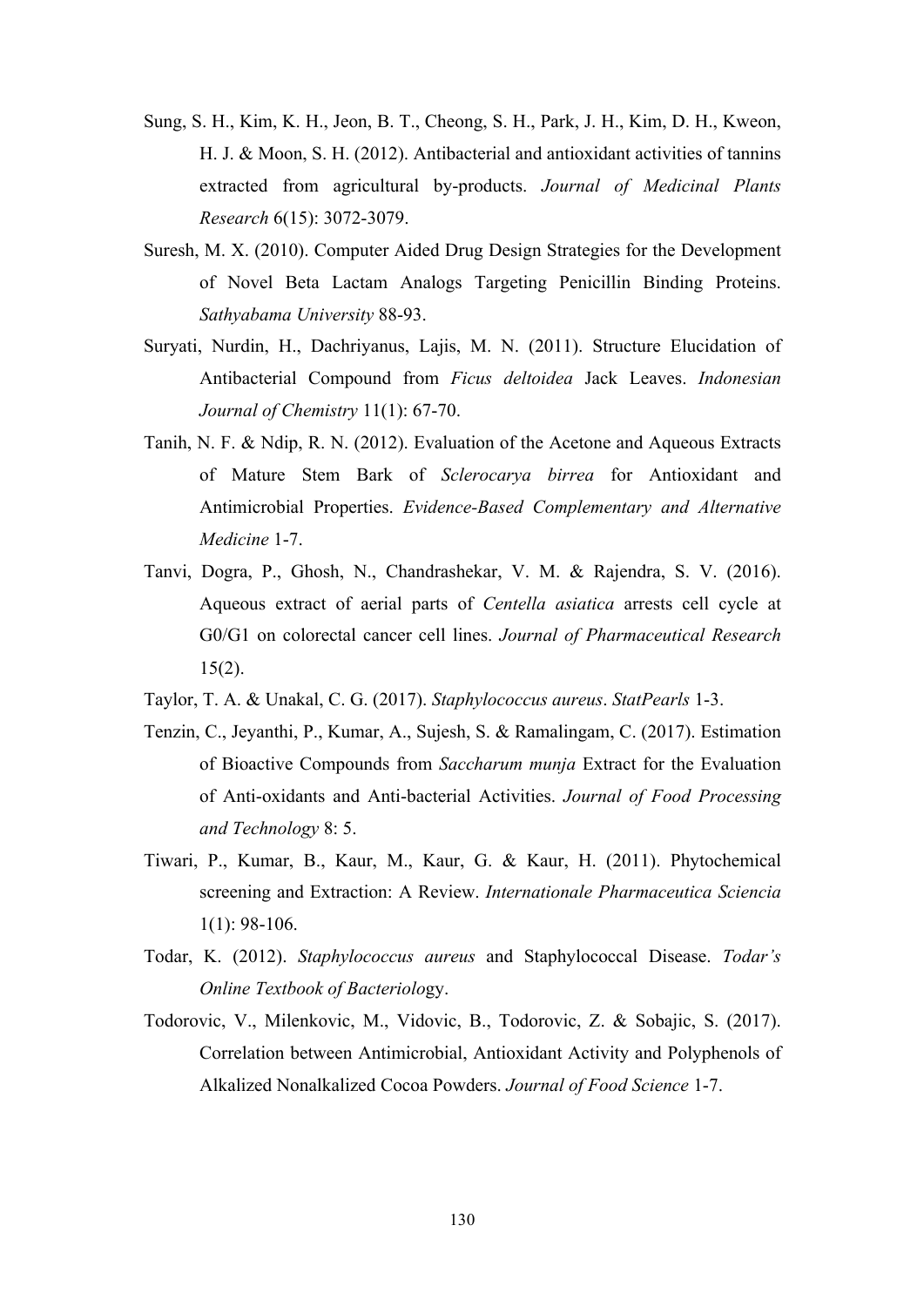Sung, S. H., Kim, K. H., Jeon, B. T., Cheong, S. H., Park, J. H., Kim, D. H., Kweon, H. J. & Moon, S. H. (2012). Antibacterial and antioxidant activities of tannins extracted from agricultural by-products. *Journal of Medicinal Plants Research* 6(15): 3072-3079.

Suresh, M. X. (2010). Computer Aided Drug Design Strategies for the Development of Novel Beta Lactam Analogs Targeting Penicillin Binding Proteins. *Sathyabama University* 88-93.

Suryati, Nurdin, H., Dachriyanus, Lajis, M. N. (2011). Structure Elucidation of Antibacterial Compound from *Ficus deltoidea* Jack Leaves. *Indonesian Journal of Chemistry* 11(1): 67-70.

Tanih, N. F. & Ndip, R. N. (2012). Evaluation of the Acetone and Aqueous Extracts of Mature Stem Bark of *Sclerocarya birrea* for Antioxidant and Antimicrobial Properties. *Evidence-Based Complementary and Alternative Medicine* 1-7.

Tanvi, Dogra, P., Ghosh, N., Chandrashekar, V. M. & Rajendra, S. V. (2016). Aqueous extract of aerial parts of *Centella asiatica* arrests cell cycle at G0/G1 on colorectal cancer cell lines. *Journal of Pharmaceutical Research* 15(2).

Taylor, T. A. & Unakal, C. G. (2017). *Staphylococcus aureus*. *StatPearls* 1-3.

Tenzin, C., Jeyanthi, P., Kumar, A., Sujesh, S. & Ramalingam, C. (2017). Estimation of Bioactive Compounds from *Saccharum munja* Extract for the Evaluation of Anti-oxidants and Anti-bacterial Activities. *Journal of Food Processing and Technology* 8: 5.

Tiwari, P., Kumar, B., Kaur, M., Kaur, G. & Kaur, H. (2011). Phytochemical screening and Extraction: A Review. *Internationale Pharmaceutica Sciencia* 1(1): 98-106.

Todar, K. (2012). *Staphylococcus aureus* and Staphylococcal Disease. *Todar's Online Textbook of Bacteriolo*gy.

Todorovic, V., Milenkovic, M., Vidovic, B., Todorovic, Z. & Sobajic, S. (2017). Correlation between Antimicrobial, Antioxidant Activity and Polyphenols of Alkalized Nonalkalized Cocoa Powders. *Journal of Food Science* 1-7.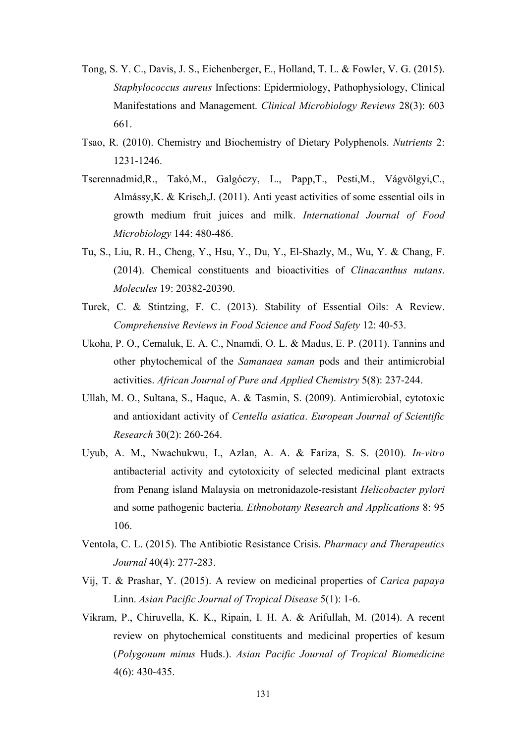Tong, S. Y. C., Davis, J. S., Eichenberger, E., Holland, T. L. & Fowler, V. G. (2015). *Staphylococcus aureus* Infections: Epidermiology, Pathophysiology, Clinical Manifestations and Management. *Clinical Microbiology Reviews* 28(3): 603 661.

Tsao, R. (2010). Chemistry and Biochemistry of Dietary Polyphenols. *Nutrients* 2: 1231-1246.

Tserennadmid,R., Takó,M., Galgóczy, L., Papp,T., Pesti,M., Vágvölgyi,C., Almássy,K. & Krisch,J. (2011). Anti yeast activities of some essential oils in growth medium fruit juices and milk. *International Journal of Food Microbiology* 144: 480-486.

Tu, S., Liu, R. H., Cheng, Y., Hsu, Y., Du, Y., El-Shazly, M., Wu, Y. & Chang, F. (2014). Chemical constituents and bioactivities of *Clinacanthus nutans*. *Molecules* 19: 20382-20390.

Turek, C. & Stintzing, F. C. (2013). Stability of Essential Oils: A Review. *Comprehensive Reviews in Food Science and Food Safety* 12: 40-53.

Ukoha, P. O., Cemaluk, E. A. C., Nnamdi, O. L. & Madus, E. P. (2011). Tannins and other phytochemical of the *Samanaea saman* pods and their antimicrobial activities. *African Journal of Pure and Applied Chemistry* 5(8): 237-244.

Ullah, M. O., Sultana, S., Haque, A. & Tasmin, S. (2009). Antimicrobial, cytotoxic and antioxidant activity of *Centella asiatica*. *European Journal of Scientific Research* 30(2): 260-264.

Uyub, A. M., Nwachukwu, I., Azlan, A. A. & Fariza, S. S. (2010). *In-vitro* antibacterial activity and cytotoxicity of selected medicinal plant extracts from Penang island Malaysia on metronidazole-resistant *Helicobacter pylori* and some pathogenic bacteria. *Ethnobotany Research and Applications* 8: 95 106.

Ventola, C. L. (2015). The Antibiotic Resistance Crisis. *Pharmacy and Therapeutics Journal* 40(4): 277-283.

Vij, T. & Prashar, Y. (2015). A review on medicinal properties of *Carica papaya* Linn. *Asian Pacific Journal of Tropical Disease* 5(1): 1-6.

Vikram, P., Chiruvella, K. K., Ripain, I. H. A. & Arifullah, M. (2014). A recent review on phytochemical constituents and medicinal properties of kesum (*Polygonum minus* Huds.). *Asian Pacific Journal of Tropical Biomedicine* 4(6): 430-435.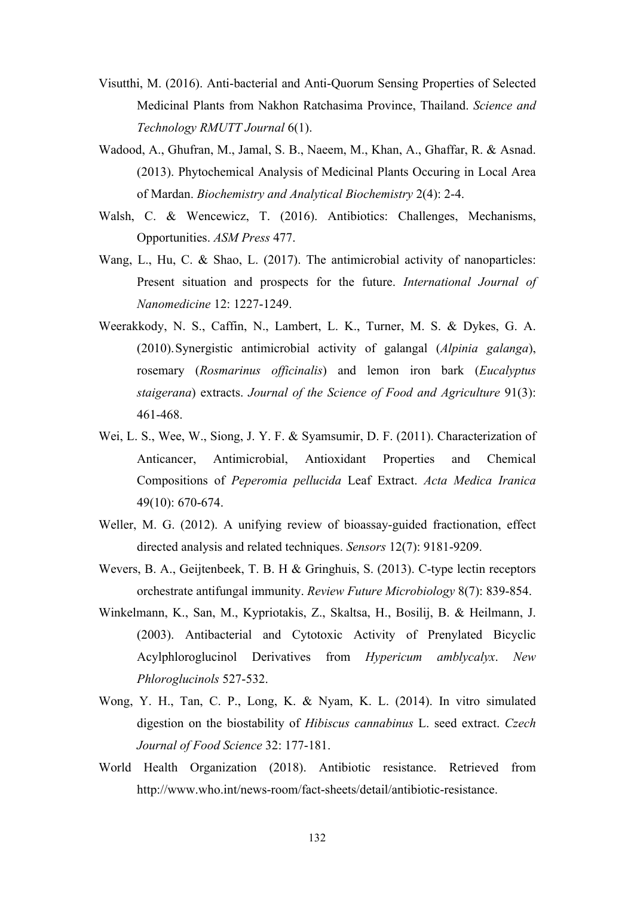Visutthi, M. (2016). Anti-bacterial and Anti-Quorum Sensing Properties of Selected Medicinal Plants from Nakhon Ratchasima Province, Thailand. *Science and Technology RMUTT Journal* 6(1).

Wadood, A., Ghufran, M., Jamal, S. B., Naeem, M., Khan, A., Ghaffar, R. & Asnad. (2013). Phytochemical Analysis of Medicinal Plants Occuring in Local Area of Mardan. *Biochemistry and Analytical Biochemistry* 2(4): 2-4.

Walsh, C. & Wencewicz, T. (2016). Antibiotics: Challenges, Mechanisms, Opportunities. *ASM Press* 477.

Wang, L., Hu, C. & Shao, L. (2017). The antimicrobial activity of nanoparticles: Present situation and prospects for the future. *International Journal of Nanomedicine* 12: 1227-1249.

Weerakkody, N. S., Caffin, N., Lambert, L. K., Turner, M. S. & Dykes, G. A. (2010). Synergistic antimicrobial activity of galangal (*Alpinia galanga*), rosemary (*Rosmarinus officinalis*) and lemon iron bark (*Eucalyptus staigerana*) extracts. *Journal of the Science of Food and Agriculture* 91(3): 461-468.

Wei, L. S., Wee, W., Siong, J. Y. F. & Syamsumir, D. F. (2011). Characterization of Anticancer, Antimicrobial, Antioxidant Properties and Chemical Compositions of *Peperomia pellucida* Leaf Extract. *Acta Medica Iranica* 49(10): 670-674.

Weller, M. G. (2012). A unifying review of bioassay-guided fractionation, effect directed analysis and related techniques. *Sensors* 12(7): 9181-9209.

Wevers, B. A., Geijtenbeek, T. B. H & Gringhuis, S. (2013). C-type lectin receptors orchestrate antifungal immunity. *Review Future Microbiology* 8(7): 839-854.

Winkelmann, K., San, M., Kypriotakis, Z., Skaltsa, H., Bosilij, B. & Heilmann, J. (2003). Antibacterial and Cytotoxic Activity of Prenylated Bicyclic Acylphloroglucinol Derivatives from *Hypericum amblycalyx*. *New Phloroglucinols* 527-532.

Wong, Y. H., Tan, C. P., Long, K. & Nyam, K. L. (2014). In vitro simulated digestion on the biostability of *Hibiscus cannabinus* L. seed extract. *Czech Journal of Food Science* 32: 177-181.

World Health Organization (2018). Antibiotic resistance. Retrieved from http://www.who.int/news-room/fact-sheets/detail/antibiotic-resistance.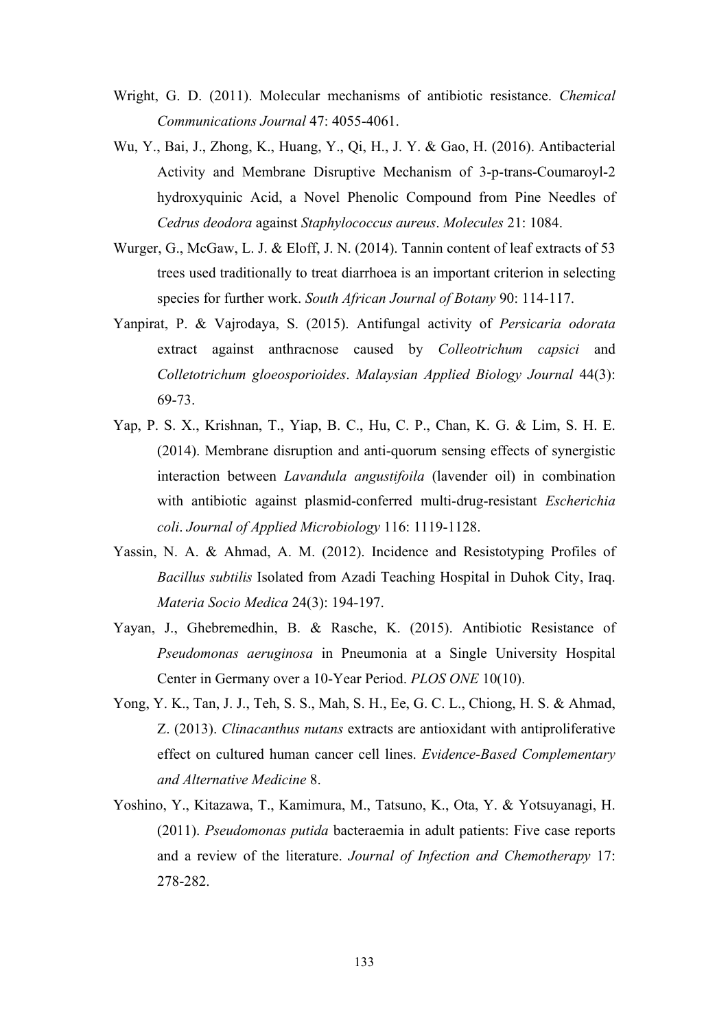Wright, G. D. (2011). Molecular mechanisms of antibiotic resistance. *Chemical Communications Journal* 47: 4055-4061.

Wu, Y., Bai, J., Zhong, K., Huang, Y., Qi, H., J. Y. & Gao, H. (2016). Antibacterial Activity and Membrane Disruptive Mechanism of 3-p-trans-Coumaroyl-2 hydroxyquinic Acid, a Novel Phenolic Compound from Pine Needles of *Cedrus deodora* against *Staphylococcus aureus*. *Molecules* 21: 1084.

Wurger, G., McGaw, L. J. & Eloff, J. N. (2014). Tannin content of leaf extracts of 53 trees used traditionally to treat diarrhoea is an important criterion in selecting species for further work. *South African Journal of Botany* 90: 114-117.

Yanpirat, P. & Vajrodaya, S. (2015). Antifungal activity of *Persicaria odorata* extract against anthracnose caused by *Colleotrichum capsici* and *Colletotrichum gloeosporioides*. *Malaysian Applied Biology Journal* 44(3): 69-73.

Yap, P. S. X., Krishnan, T., Yiap, B. C., Hu, C. P., Chan, K. G. & Lim, S. H. E. (2014). Membrane disruption and anti-quorum sensing effects of synergistic interaction between *Lavandula angustifoila* (lavender oil) in combination with antibiotic against plasmid-conferred multi-drug-resistant *Escherichia coli*. *Journal of Applied Microbiology* 116: 1119-1128.

Yassin, N. A. & Ahmad, A. M. (2012). Incidence and Resistotyping Profiles of *Bacillus subtilis* Isolated from Azadi Teaching Hospital in Duhok City, Iraq. *Materia Socio Medica* 24(3): 194-197.

Yayan, J., Ghebremedhin, B. & Rasche, K. (2015). Antibiotic Resistance of *Pseudomonas aeruginosa* in Pneumonia at a Single University Hospital Center in Germany over a 10-Year Period. *PLOS ONE* 10(10).

Yong, Y. K., Tan, J. J., Teh, S. S., Mah, S. H., Ee, G. C. L., Chiong, H. S. & Ahmad, Z. (2013). *Clinacanthus nutans* extracts are antioxidant with antiproliferative effect on cultured human cancer cell lines. *Evidence-Based Complementary and Alternative Medicine* 8.

Yoshino, Y., Kitazawa, T., Kamimura, M., Tatsuno, K., Ota, Y. & Yotsuyanagi, H. (2011). *Pseudomonas putida* bacteraemia in adult patients: Five case reports and a review of the literature. *Journal of Infection and Chemotherapy* 17: 278-282.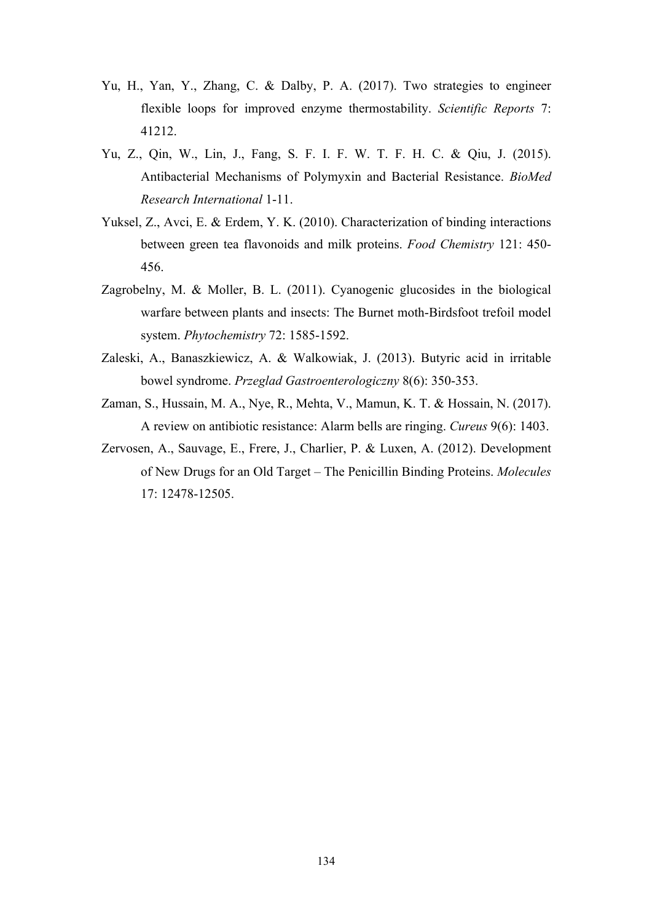Yu, H., Yan, Y., Zhang, C. & Dalby, P. A. (2017). Two strategies to engineer flexible loops for improved enzyme thermostability. *Scientific Reports* 7: 41212.

Yu, Z., Qin, W., Lin, J., Fang, S. F. I. F. W. T. F. H. C. & Qiu, J. (2015). Antibacterial Mechanisms of Polymyxin and Bacterial Resistance. *BioMed Research International* 1-11.

Yuksel, Z., Avci, E. & Erdem, Y. K. (2010). Characterization of binding interactions between green tea flavonoids and milk proteins. *Food Chemistry* 121: 450-456.

Zagrobelny, M. & Moller, B. L. (2011). Cyanogenic glucosides in the biological warfare between plants and insects: The Burnet moth-Birdsfoot trefoil model system. *Phytochemistry* 72: 1585-1592.

Zaleski, A., Banaszkiewicz, A. & Walkowiak, J. (2013). Butyric acid in irritable bowel syndrome. *Przeglad Gastroenterologiczny* 8(6): 350-353.

Zaman, S., Hussain, M. A., Nye, R., Mehta, V., Mamun, K. T. & Hossain, N. (2017). A review on antibiotic resistance: Alarm bells are ringing. *Cureus* 9(6): 1403.

Zervosen, A., Sauvage, E., Frere, J., Charlier, P. & Luxen, A. (2012). Development of New Drugs for an Old Target – The Penicillin Binding Proteins. *Molecules* 17: 12478-12505.